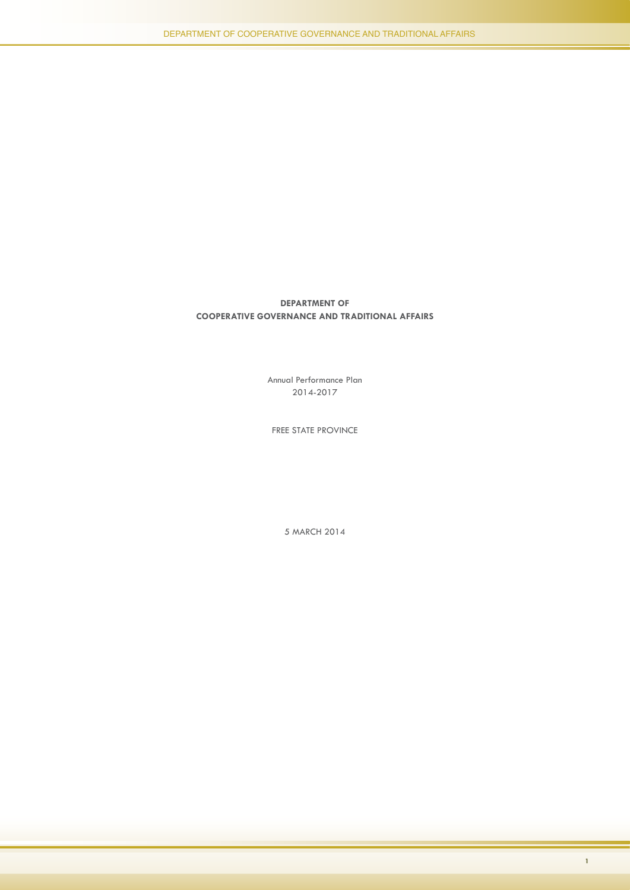# DEPARTMENT OF COOPERATIVE GOVERNANCE AND TRADITIONAL AFFAIRS

Annual Performance Plan
2014-2017

FREE STATE PROVINCE

5 MARCH 2014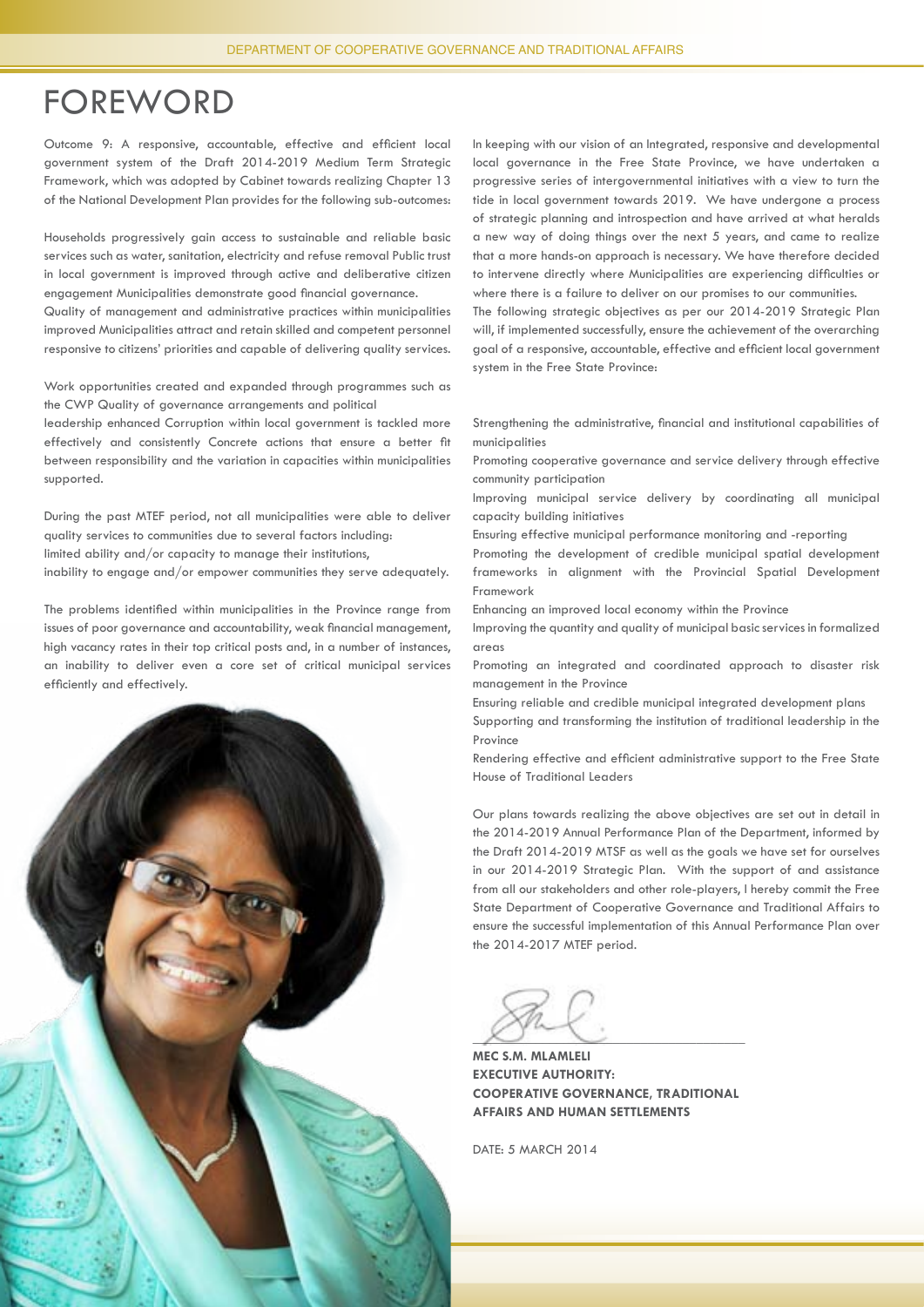# FOREWORD

Outcome 9: A responsive, accountable, effective and efficient local government system of the Draft 2014-2019 Medium Term Strategic Framework, which was adopted by Cabinet towards realizing Chapter 13 of the National Development Plan provides for the following sub-outcomes:

Households progressively gain access to sustainable and reliable basic services such as water, sanitation, electricity and refuse removal Public trust in local government is improved through active and deliberative citizen engagement Municipalities demonstrate good financial governance.
Quality of management and administrative practices within municipalities improved Municipalities attract and retain skilled and competent personnel responsive to citizens' priorities and capable of delivering quality services.

Work opportunities created and expanded through programmes such as the CWP Quality of governance arrangements and political
leadership enhanced Corruption within local government is tackled more effectively and consistently Concrete actions that ensure a better fit between responsibility and the variation in capacities within municipalities supported.

During the past MTEF period, not all municipalities were able to deliver quality services to communities due to several factors including:
limited ability and/or capacity to manage their institutions,
inability to engage and/or empower communities they serve adequately.

The problems identified within municipalities in the Province range from issues of poor governance and accountability, weak financial management, high vacancy rates in their top critical posts and, in a number of instances, an inability to deliver even a core set of critical municipal services efficiently and effectively.

In keeping with our vision of an Integrated, responsive and developmental local governance in the Free State Province, we have undertaken a progressive series of intergovernmental initiatives with a view to turn the tide in local government towards 2019. We have undergone a process of strategic planning and introspection and have arrived at what heralds a new way of doing things over the next 5 years, and came to realize that a more hands-on approach is necessary. We have therefore decided to intervene directly where Municipalities are experiencing difficulties or where there is a failure to deliver on our promises to our communities.
The following strategic objectives as per our 2014-2019 Strategic Plan will, if implemented successfully, ensure the achievement of the overarching goal of a responsive, accountable, effective and efficient local government system in the Free State Province:

Strengthening the administrative, financial and institutional capabilities of municipalities
Promoting cooperative governance and service delivery through effective community participation
Improving municipal service delivery by coordinating all municipal capacity building initiatives
Ensuring effective municipal performance monitoring and -reporting
Promoting the development of credible municipal spatial development frameworks in alignment with the Provincial Spatial Development Framework
Enhancing an improved local economy within the Province
Improving the quantity and quality of municipal basic services in formalized areas
Promoting an integrated and coordinated approach to disaster risk management in the Province
Ensuring reliable and credible municipal integrated development plans
Supporting and transforming the institution of traditional leadership in the Province
Rendering effective and efficient administrative support to the Free State House of Traditional Leaders

Our plans towards realizing the above objectives are set out in detail in the 2014-2019 Annual Performance Plan of the Department, informed by the Draft 2014-2019 MTSF as well as the goals we have set for ourselves in our 2014-2019 Strategic Plan. With the support of and assistance from all our stakeholders and other role-players, I hereby commit the Free State Department of Cooperative Governance and Traditional Affairs to ensure the successful implementation of this Annual Performance Plan over the 2014-2017 MTEF period.

**MEC S.M. MLAMLELI**
**EXECUTIVE AUTHORITY:**
**COOPERATIVE GOVERNANCE, TRADITIONAL AFFAIRS AND HUMAN SETTLEMENTS**

DATE: 5 MARCH 2014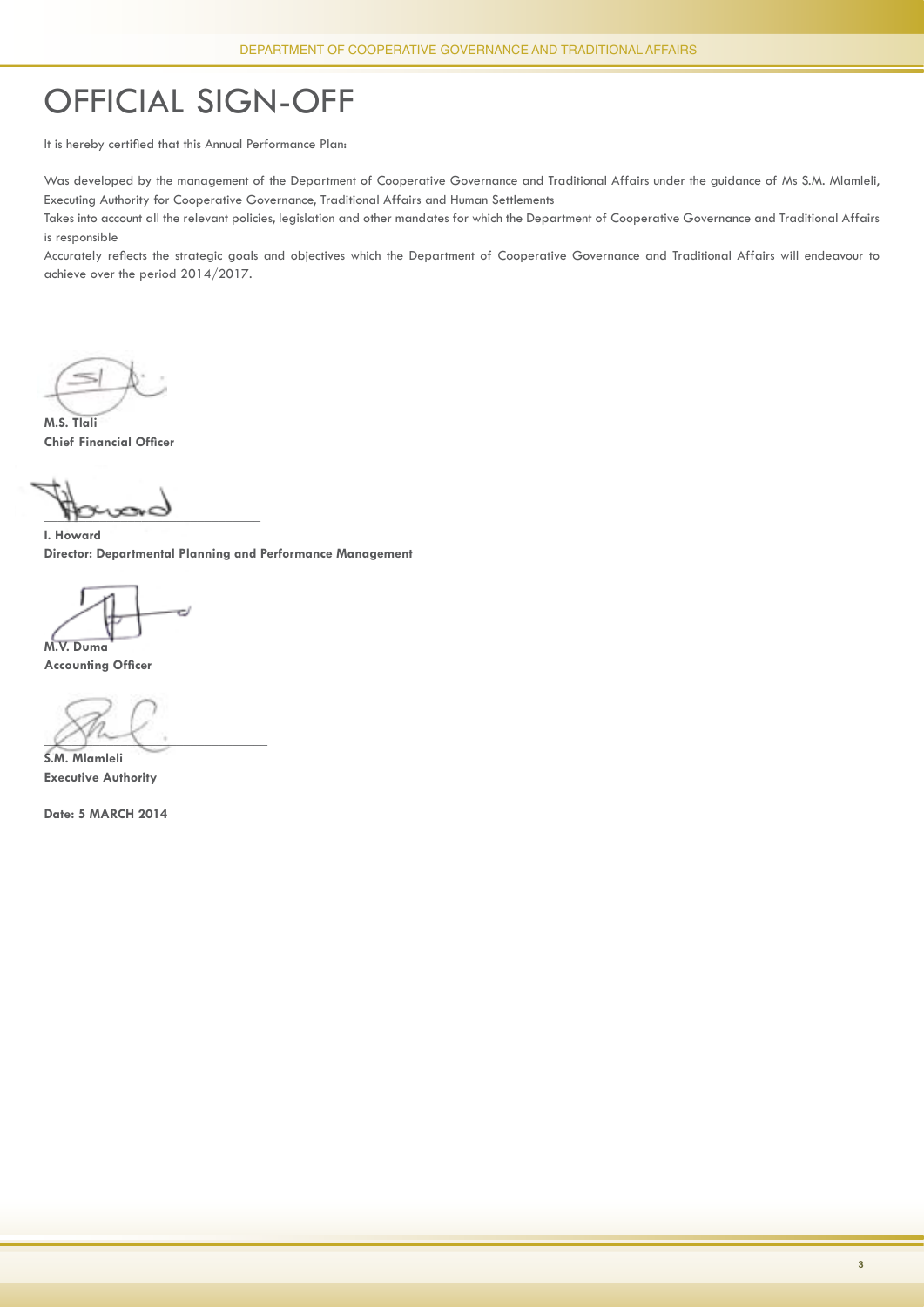# OFFICIAL SIGN-OFF

It is hereby certified that this Annual Performance Plan:

Was developed by the management of the Department of Cooperative Governance and Traditional Affairs under the guidance of Ms S.M. Mlamleli, Executing Authority for Cooperative Governance, Traditional Affairs and Human Settlements

Takes into account all the relevant policies, legislation and other mandates for which the Department of Cooperative Governance and Traditional Affairs is responsible

Accurately reflects the strategic goals and objectives which the Department of Cooperative Governance and Traditional Affairs will endeavour to achieve over the period 2014/2017.

**M.S. Tlali**
**Chief Financial Officer**

**I. Howard**
**Director: Departmental Planning and Performance Management**

**M.V. Duma**
**Accounting Officer**

**S.M. Mlamleli**
**Executive Authority**

**Date: 5 MARCH 2014**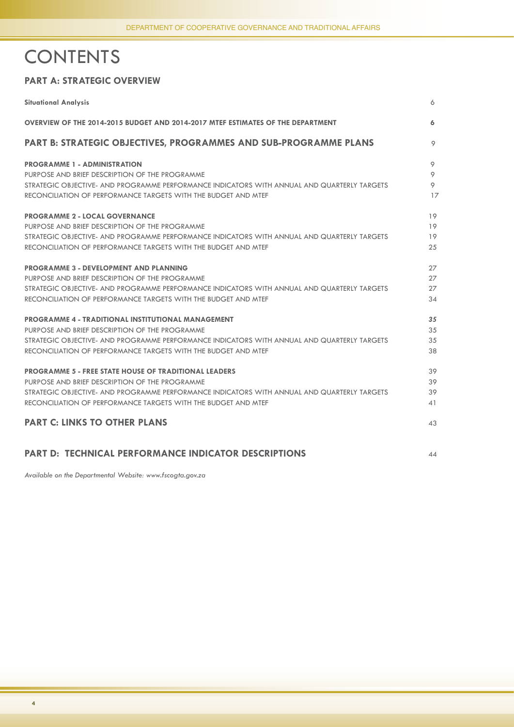# CONTENTS

## PART A: STRATEGIC OVERVIEW

| | |
|---|---|
| **Situational Analysis** | 6 |
| **OVERVIEW OF THE 2014-2015 BUDGET AND 2014-2017 MTEF ESTIMATES OF THE DEPARTMENT** | **6** |
| **PART B: STRATEGIC OBJECTIVES, PROGRAMMES AND SUB-PROGRAMME PLANS** | 9 |
| **PROGRAMME 1 - ADMINISTRATION** | 9 |
| PURPOSE AND BRIEF DESCRIPTION OF THE PROGRAMME | 9 |
| STRATEGIC OBJECTIVE- AND PROGRAMME PERFORMANCE INDICATORS WITH ANNUAL AND QUARTERLY TARGETS | 9 |
| RECONCILIATION OF PERFORMANCE TARGETS WITH THE BUDGET AND MTEF | 17 |
| **PROGRAMME 2 - LOCAL GOVERNANCE** | 19 |
| PURPOSE AND BRIEF DESCRIPTION OF THE PROGRAMME | 19 |
| STRATEGIC OBJECTIVE- AND PROGRAMME PERFORMANCE INDICATORS WITH ANNUAL AND QUARTERLY TARGETS | 19 |
| RECONCILIATION OF PERFORMANCE TARGETS WITH THE BUDGET AND MTEF | 25 |
| **PROGRAMME 3 - DEVELOPMENT AND PLANNING** | 27 |
| PURPOSE AND BRIEF DESCRIPTION OF THE PROGRAMME | 27 |
| STRATEGIC OBJECTIVE- AND PROGRAMME PERFORMANCE INDICATORS WITH ANNUAL AND QUARTERLY TARGETS | 27 |
| RECONCILIATION OF PERFORMANCE TARGETS WITH THE BUDGET AND MTEF | 34 |
| **PROGRAMME 4 - TRADITIONAL INSTITUTIONAL MANAGEMENT** | ***35*** |
| PURPOSE AND BRIEF DESCRIPTION OF THE PROGRAMME | 35 |
| STRATEGIC OBJECTIVE- AND PROGRAMME PERFORMANCE INDICATORS WITH ANNUAL AND QUARTERLY TARGETS | 35 |
| RECONCILIATION OF PERFORMANCE TARGETS WITH THE BUDGET AND MTEF | 38 |
| **PROGRAMME 5 - FREE STATE HOUSE OF TRADITIONAL LEADERS** | 39 |
| PURPOSE AND BRIEF DESCRIPTION OF THE PROGRAMME | 39 |
| STRATEGIC OBJECTIVE- AND PROGRAMME PERFORMANCE INDICATORS WITH ANNUAL AND QUARTERLY TARGETS | 39 |
| RECONCILIATION OF PERFORMANCE TARGETS WITH THE BUDGET AND MTEF | 41 |
| **PART C: LINKS TO OTHER PLANS** | 43 |
| **PART D: TECHNICAL PERFORMANCE INDICATOR DESCRIPTIONS** | 44 |

*Available on the Departmental Website: www.fscogta.gov.za*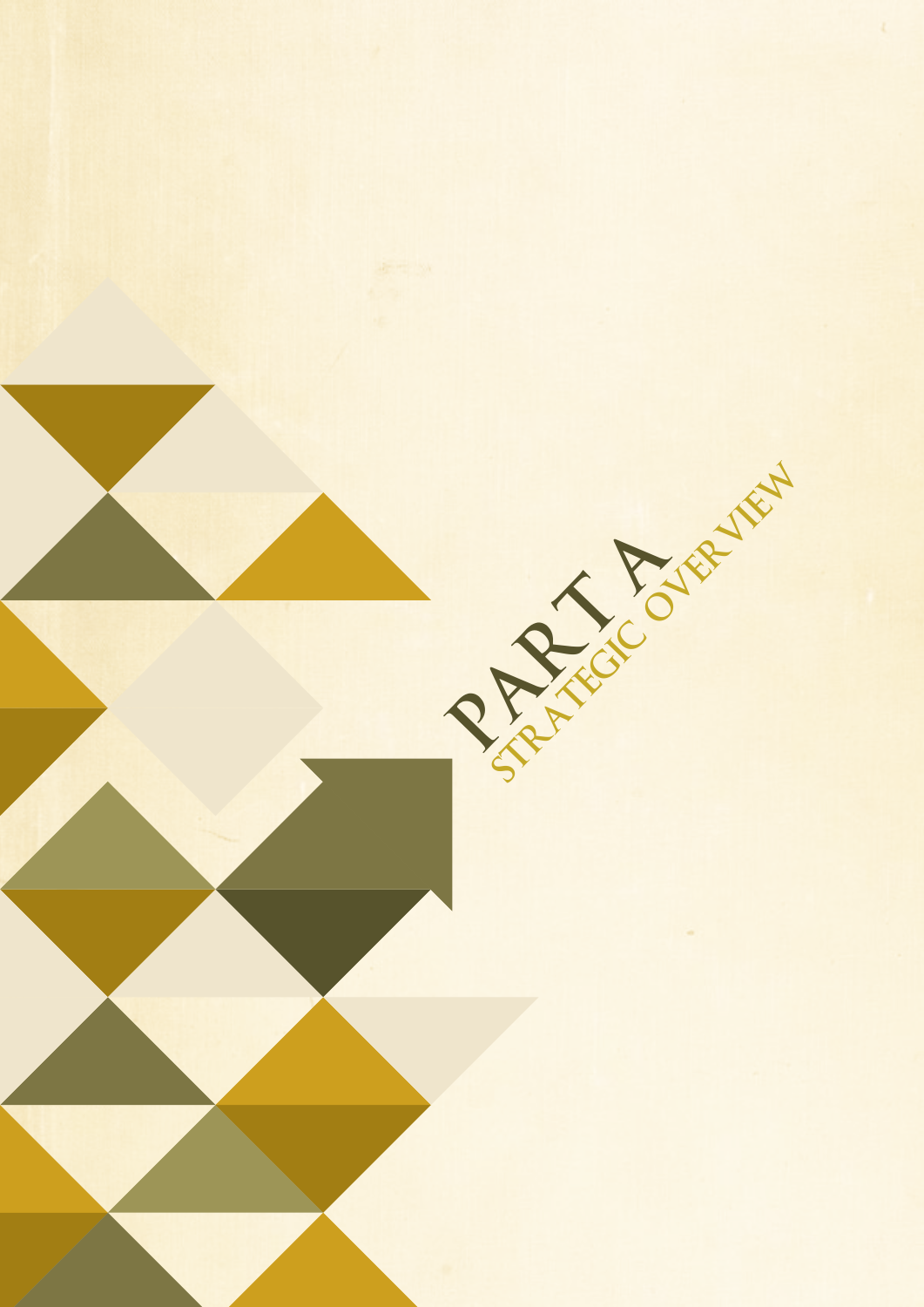# PART A

## STRATEGIC OVERVIEW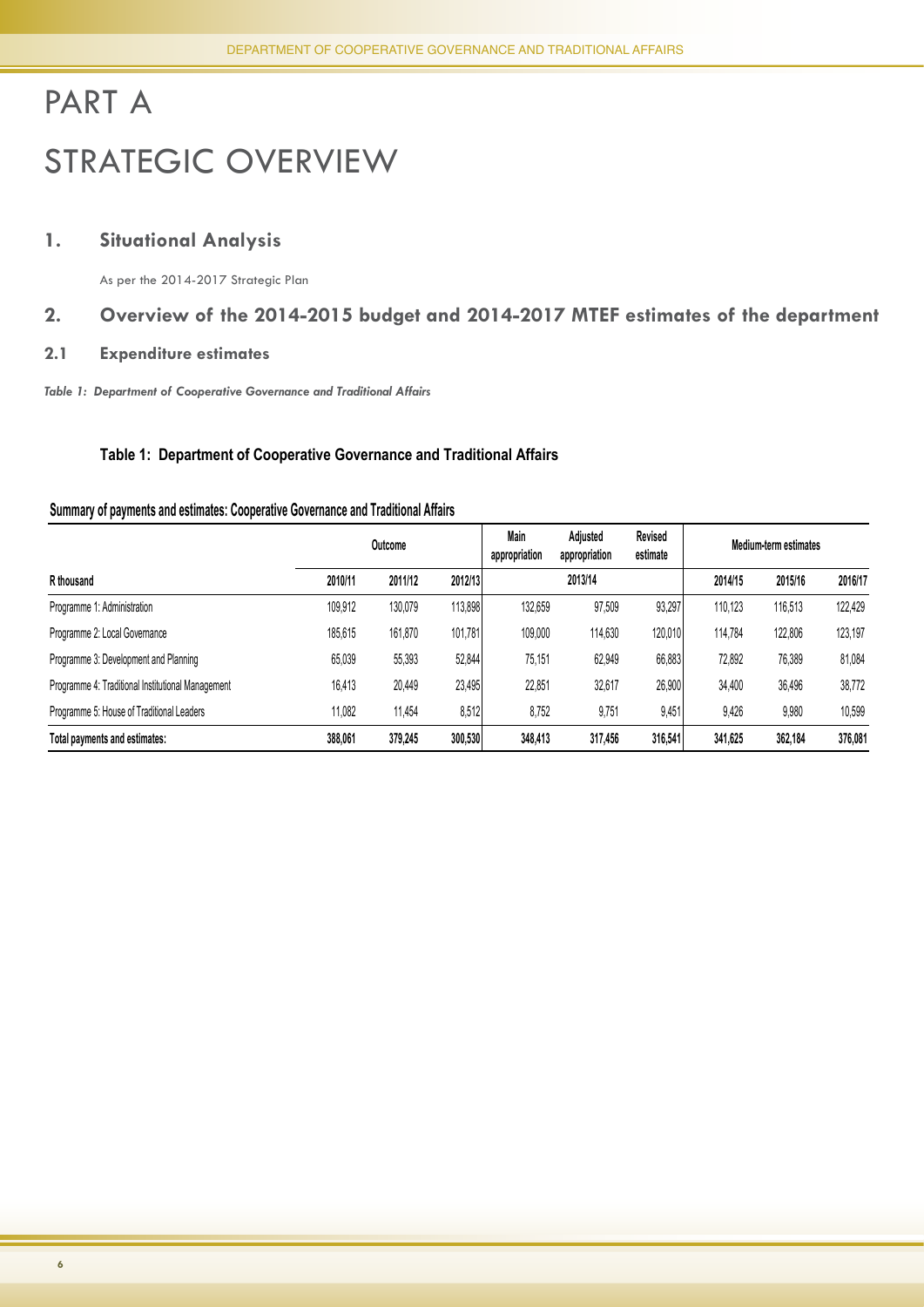# PART A

# STRATEGIC OVERVIEW

## 1. Situational Analysis

As per the 2014-2017 Strategic Plan

## 2. Overview of the 2014-2015 budget and 2014-2017 MTEF estimates of the department

### 2.1 Expenditure estimates

*Table 1: Department of Cooperative Governance and Traditional Affairs*

**Table 1: Department of Cooperative Governance and Traditional Affairs**

**Summary of payments and estimates: Cooperative Governance and Traditional Affairs**

| | Outcome | | | Main appropriation | Adjusted appropriation | Revised estimate | Medium-term estimates | | |
|---|---|---|---|---|---|---|---|---|---|
| **R thousand** | **2010/11** | **2011/12** | **2012/13** | **2013/14** | | | **2014/15** | **2015/16** | **2016/17** |
| Programme 1: Administration | 109,912 | 130,079 | 113,898 | 132,659 | 97,509 | 93,297 | 110,123 | 116,513 | 122,429 |
| Programme 2: Local Governance | 185,615 | 161,870 | 101,781 | 109,000 | 114,630 | 120,010 | 114,784 | 122,806 | 123,197 |
| Programme 3: Development and Planning | 65,039 | 55,393 | 52,844 | 75,151 | 62,949 | 66,883 | 72,892 | 76,389 | 81,084 |
| Programme 4: Traditional Institutional Management | 16,413 | 20,449 | 23,495 | 22,851 | 32,617 | 26,900 | 34,400 | 36,496 | 38,772 |
| Programme 5: House of Traditional Leaders | 11,082 | 11,454 | 8,512 | 8,752 | 9,751 | 9,451 | 9,426 | 9,980 | 10,599 |
| **Total payments and estimates:** | **388,061** | **379,245** | **300,530** | **348,413** | **317,456** | **316,541** | **341,625** | **362,184** | **376,081** |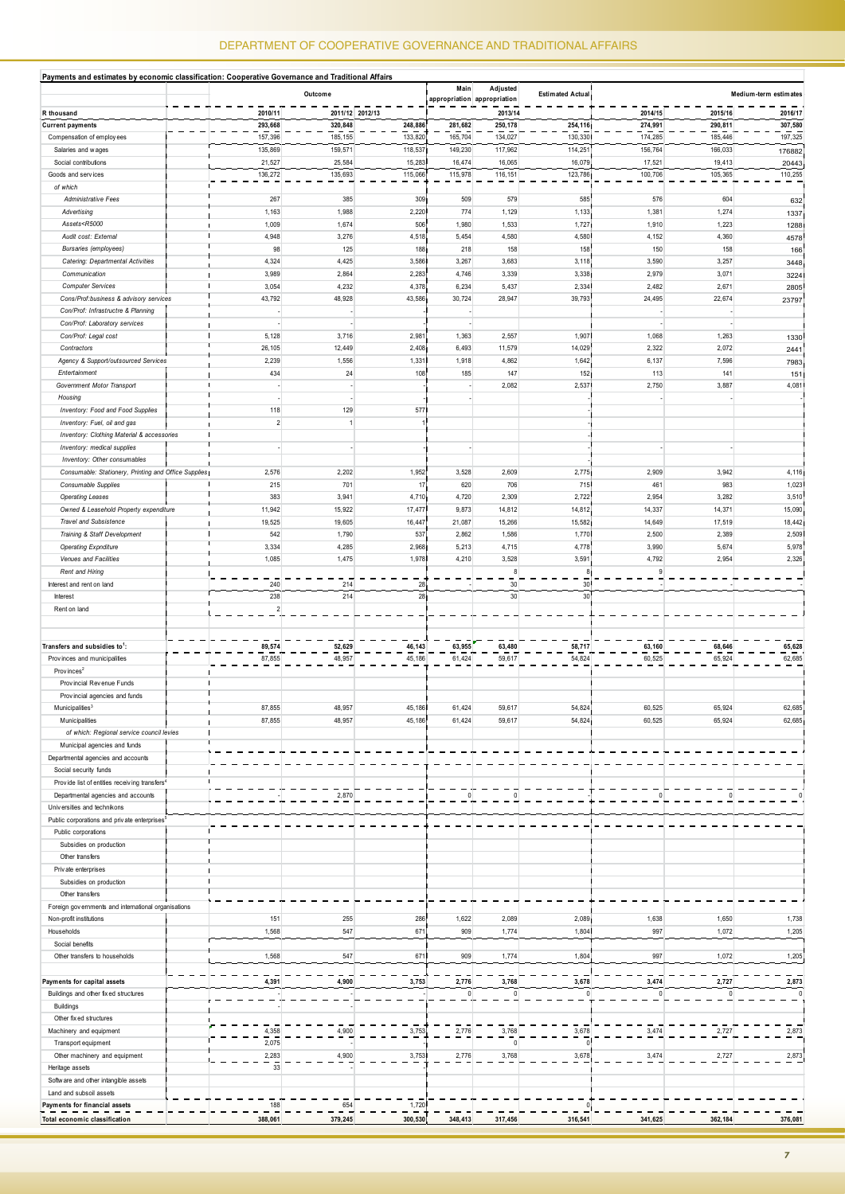## Payments and estimates by economic classification: Cooperative Governance and Traditional Affairs

| R thousand | Outcome | | | Main appropriation | Adjusted appropriation | Estimated Actual | Medium-term estimates | | |
|---|---|---|---|---|---|---|---|---|---|
| | 2010/11 | 2011/12 | 2012/13 | | 2013/14 | | 2014/15 | 2015/16 | 2016/17 |
| **Current payments** | 293,668 | 320,848 | 248,886 | 281,682 | 250,178 | 254,116 | 274,991 | 290,811 | 307,580 |
| Compensation of employees | 157,396 | 185,155 | 133,820 | 165,704 | 134,027 | 130,330 | 174,285 | 185,446 | 197,325 |
| Salaries and wages | 135,869 | 159,571 | 118,537 | 149,230 | 117,962 | 114,251 | 156,764 | 166,033 | 176882 |
| Social contributions | 21,527 | 25,584 | 15,283 | 16,474 | 16,065 | 16,079 | 17,521 | 19,413 | 20443 |
| Goods and services | 136,272 | 135,693 | 115,066 | 115,978 | 116,151 | 123,786 | 100,706 | 105,365 | 110,255 |
| *of which* | | | | | | | | | |
| *Administrative Fees* | 267 | 385 | 309 | 509 | 579 | 585 | 576 | 604 | 632 |
| *Advertising* | 1,163 | 1,988 | 2,220 | 774 | 1,129 | 1,133 | 1,381 | 1,274 | 1337 |
| *Assets<R5000* | 1,009 | 1,674 | 506 | 1,980 | 1,533 | 1,727 | 1,910 | 1,223 | 1288 |
| *Audit cost: External* | 4,948 | 3,276 | 4,518 | 5,454 | 4,580 | 4,580 | 4,152 | 4,360 | 4578 |
| *Bursaries (employees)* | 98 | 125 | 188 | 218 | 158 | 158 | 150 | 158 | 166 |
| *Catering: Departmental Activities* | 4,324 | 4,425 | 3,586 | 3,267 | 3,683 | 3,118 | 3,590 | 3,257 | 3448 |
| *Communication* | 3,989 | 2,864 | 2,283 | 4,746 | 3,339 | 3,338 | 2,979 | 3,071 | 3224 |
| *Computer Services* | 3,054 | 4,232 | 4,378 | 6,234 | 5,437 | 2,334 | 2,482 | 2,671 | 2805 |
| *Cons/Prof:business & advisory services* | 43,792 | 48,928 | 43,586 | 30,724 | 28,947 | 39,793 | 24,495 | 22,674 | 23797 |
| *Con/Prof: Infrastructre & Planning* | - | - | | - | | | - | - | |
| *Con/Prof: Laboratory services* | - | - | | - | | | - | - | |
| *Con/Prof: Legal cost* | 5,128 | 3,716 | 2,981 | 1,363 | 2,557 | 1,907 | 1,068 | 1,263 | 1330 |
| *Contractors* | 26,105 | 12,449 | 2,408 | 6,493 | 11,579 | 14,029 | 2,322 | 2,072 | 2441 |
| *Agency & Support/outsourced Services* | 2,239 | 1,556 | 1,331 | 1,918 | 4,862 | 1,642 | 6,137 | 7,596 | 7983 |
| *Entertainment* | 434 | 24 | 108 | 185 | 147 | 152 | 113 | 141 | 151 |
| *Government Motor Transport* | - | - | - | - | 2,082 | 2,537 | 2,750 | 3,887 | 4,081 |
| *Housing* | - | - | | - | | - | - | - | - |
| *Inventory: Food and Food Supplies* | 118 | 129 | 577 | | | - | | | |
| *Inventory: Fuel, oil and gas* | 2 | 1 | 1 | | | - | | | |
| *Inventory: Clothing Material & accessories* | | | | | | - | | | |
| *Inventory: medical supplies* | - | - | | - | | - | - | - | |
| *Inventory: Other consumables* | | | | | | - | | | |
| *Consumable: Stationery, Printing and Office Supplies* | 2,576 | 2,202 | 1,952 | 3,528 | 2,609 | 2,775 | 2,909 | 3,942 | 4,116 |
| *Consumable Supplies* | 215 | 701 | 17 | 620 | 706 | 715 | 461 | 983 | 1,023 |
| *Operating Leases* | 383 | 3,941 | 4,710 | 4,720 | 2,309 | 2,722 | 2,954 | 3,282 | 3,510 |
| *Owned & Leasehold Property expenditure* | 11,942 | 15,922 | 17,477 | 9,873 | 14,812 | 14,812 | 14,337 | 14,371 | 15,090 |
| *Travel and Subsistence* | 19,525 | 19,605 | 16,447 | 21,087 | 15,266 | 15,582 | 14,649 | 17,519 | 18,442 |
| *Training & Staff Development* | 542 | 1,790 | 537 | 2,862 | 1,586 | 1,770 | 2,500 | 2,389 | 2,509 |
| *Operating Expnditure* | 3,334 | 4,285 | 2,968 | 5,213 | 4,715 | 4,778 | 3,990 | 5,674 | 5,978 |
| *Venues and Facilities* | 1,085 | 1,475 | 1,978 | 4,210 | 3,528 | 3,591 | 4,792 | 2,954 | 2,326 |
| *Rent and Hiring* | | | | | 8 | 8 | 9 | | |
| Interest and rent on land | 240 | 214 | 28 | - | 30 | 30 | - | - | - |
| Interest | 238 | 214 | 28 | | 30 | 30 | | | |
| Rent on land | 2 | | | | | | | | |
| **Transfers and subsidies to[1]:** | 89,574 | 52,629 | 46,143 | 63,955 | 63,480 | 58,717 | 63,160 | 68,646 | 65,628 |
| Provinces and municipalities | 87,855 | 48,957 | 45,186 | 61,424 | 59,617 | 54,824 | 60,525 | 65,924 | 62,685 |
| Provinces[2] | | | | | | | | | |
| Provincial Revenue Funds | | | | | | | | | |
| Provincial agencies and funds | | | | | | | | | |
| Municipalities[3] | 87,855 | 48,957 | 45,186 | 61,424 | 59,617 | 54,824 | 60,525 | 65,924 | 62,685 |
| Municipalities | 87,855 | 48,957 | 45,186 | 61,424 | 59,617 | 54,824 | 60,525 | 65,924 | 62,685 |
| *of which: Regional service council levies* | | | | | | | | | |
| Municipal agencies and funds | | | | | | | | | |
| Departmental agencies and accounts | | | | | | | | | |
| Social security funds | | | | | | | | | |
| Provide list of entities receiving transfers[4] | | | | | | | | | |
| Departmental agencies and accounts | - | 2,870 | | 0 | 0 | - | 0 | 0 | 0 |
| Universities and technikons | | | | | | | | | |
| Public corporations and private enterprises[5] | | | | | | | | | |
| Public corporations | | | | | | | | | |
| Subsidies on production | | | | | | | | | |
| Other transfers | | | | | | | | | |
| Private enterprises | | | | | | | | | |
| Subsidies on production | | | | | | | | | |
| Other transfers | | | | | | | | | |
| Foreign governments and international organisations | | | | | | | | | |
| Non-profit institutions | 151 | 255 | 286 | 1,622 | 2,089 | 2,089 | 1,638 | 1,650 | 1,738 |
| Households | 1,568 | 547 | 671 | 909 | 1,774 | 1,804 | 997 | 1,072 | 1,205 |
| Social benefits | | | | | | | | | |
| Other transfers to households | 1,568 | 547 | 671 | 909 | 1,774 | 1,804 | 997 | 1,072 | 1,205 |
| **Payments for capital assets** | 4,391 | 4,900 | 3,753 | 2,776 | 3,768 | 3,678 | 3,474 | 2,727 | 2,873 |
| Buildings and other fixed structures | - | - | - | 0 | 0 | 0 | 0 | 0 | 0 |
| Buildings | - | - | | | | | | | |
| Other fixed structures | | | | | | | | | |
| Machinery and equipment | 4,358 | 4,900 | 3,753 | 2,776 | 3,768 | 3,678 | 3,474 | 2,727 | 2,873 |
| Transport equipment | 2,075 | - | | | 0 | 0 | | | |
| Other machinery and equipment | 2,283 | 4,900 | 3,753 | 2,776 | 3,768 | 3,678 | 3,474 | 2,727 | 2,873 |
| Heritage assets | 33 | - | | | | | | | |
| Software and other intangible assets | | | | | | | | | |
| Land and subsoil assets | | | | | | | | | |
| **Payments for financial assets** | 188 | 654 | 1,720 | | | 0 | | | |
| **Total economic classification** | 388,061 | 379,245 | 300,530 | 348,413 | 317,456 | 316,541 | 341,625 | 362,184 | 376,081 |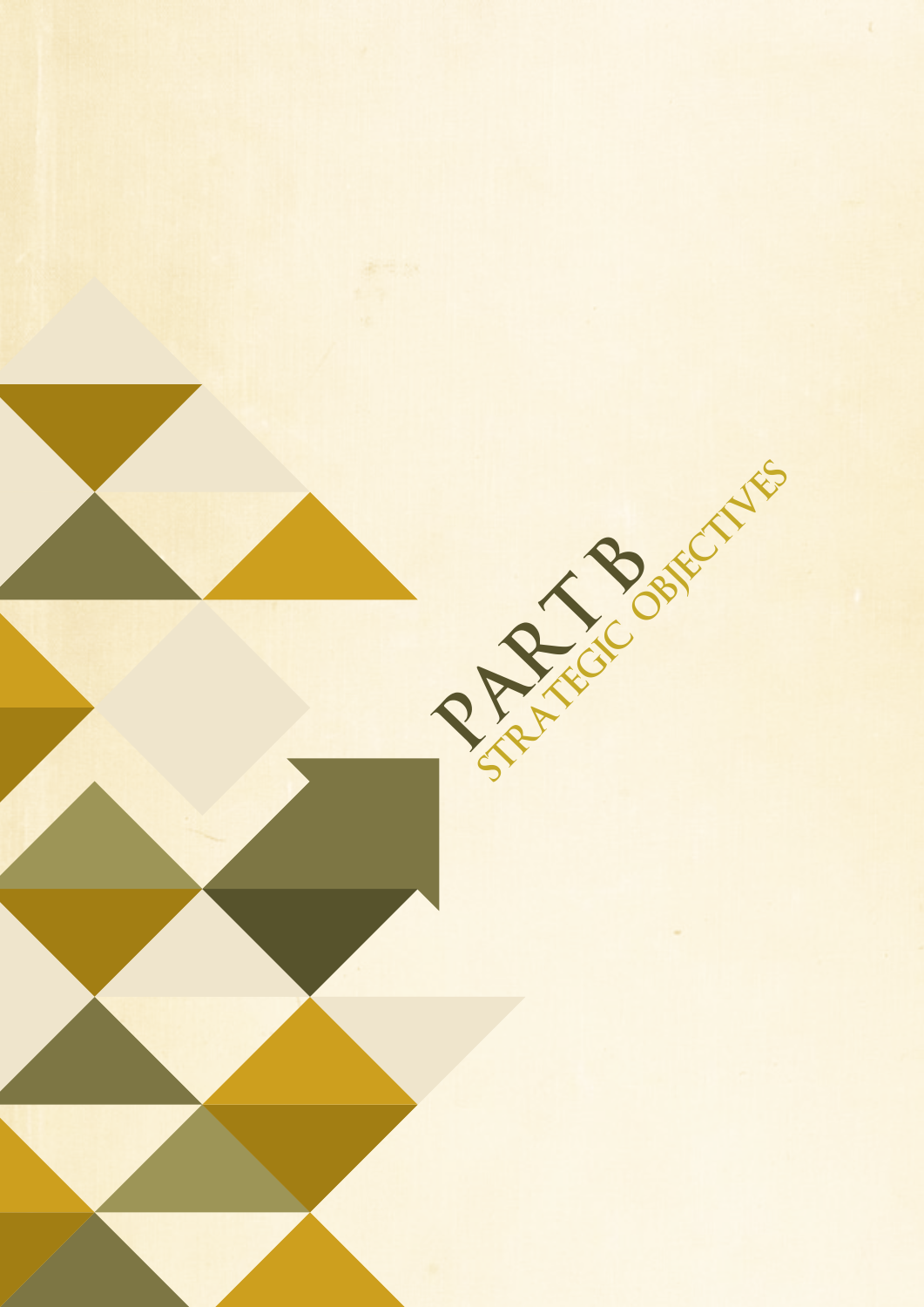# PART B

## STRATEGIC OBJECTIVES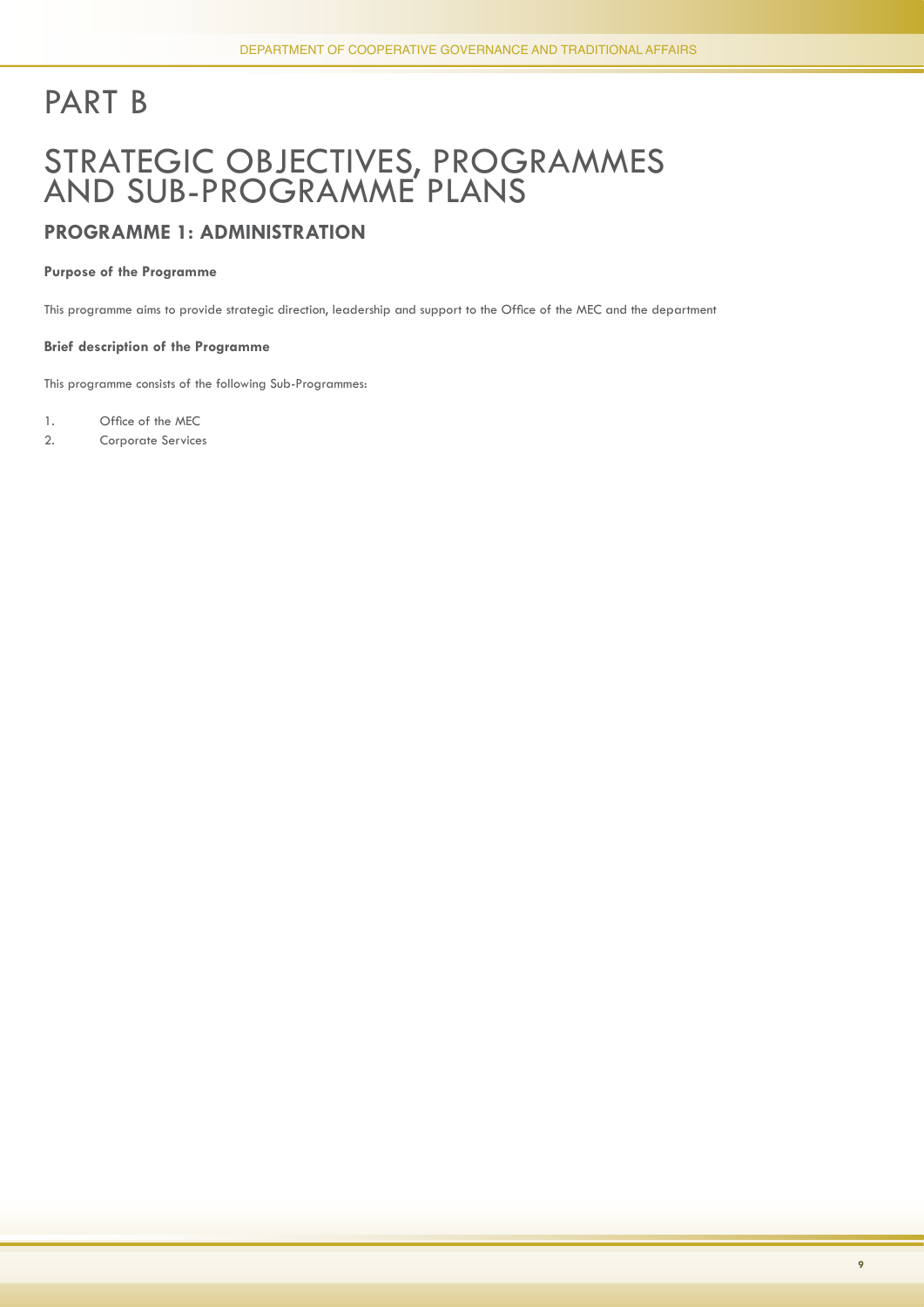# PART B

# STRATEGIC OBJECTIVES, PROGRAMMES AND SUB-PROGRAMME PLANS

## PROGRAMME 1: ADMINISTRATION

**Purpose of the Programme**

This programme aims to provide strategic direction, leadership and support to the Office of the MEC and the department

**Brief description of the Programme**

This programme consists of the following Sub-Programmes:

1. Office of the MEC
2. Corporate Services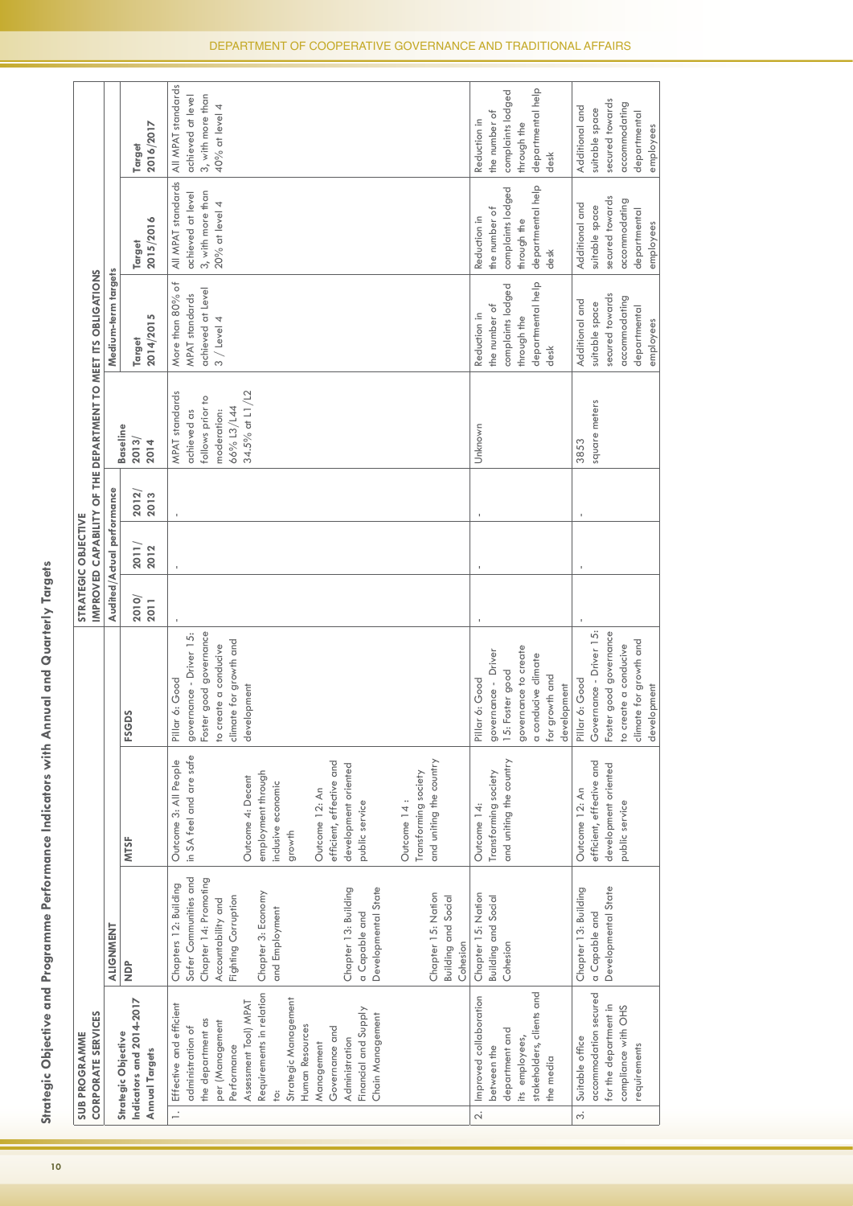# Strategic Objective and Programme Performance Indicators with Annual and Quarterly Targets

| SUB PROGRAMME CORPORATE SERVICES | | | | STRATEGIC OBJECTIVE IMPROVED CAPABILITY OF THE DEPARTMENT TO MEET ITS OBLIGATIONS | | | | | | |
|---|---|---|---|---|---|---|---|---|---|---|
| Strategic Objective Indicators and 2014-2017 Annual Targets | ALIGNMENT | | | Audited/Actual performance | | | Baseline | Medium-term targets | | |
| | NDP | MTSF | FSGDS | 2010/2011 | 2011/2012 | 2012/2013 | 2013/2014 | Target 2014/2015 | Target 2015/2016 | Target 2016/2017 |
| 1. Effective and efficient administration of the department as per (Management Performance Assessment Tool) MPAT Requirements in relation to: Strategic Management Human Resources Management Governance and Administration Financial and Supply Chain Management | Chapters 12: Building Safer Communities and Chapter 14: Promoting Accountability and Fighting Corruption<br>Chapter 3: Economy and Employment<br>Chapter 13: Building a Capable and Developmental State<br>Chapter 15: Nation Building and Social Cohesion | Outcome 3: All People in SA feel and are safe<br>Outcome 4: Decent employment through inclusive economic growth<br>Outcome 12: An efficient, effective and development oriented public service<br>Outcome 14 : Transforming society and uniting the country | Pillar 6: Good governance - Driver 15: Foster good governance to create a conducive climate for growth and development | - | - | - | MPAT standards achieved as follows prior to moderation: 66% L3/L44 34.5% at L1/L2 | More than 80% of MPAT standards achieved at Level 3 / Level 4 | All MPAT standards achieved at level 3, with more than 20% at level 4 | All MPAT standards achieved at level 3, with more than 40% at level 4 |
| 2. Improved collaboration between the department and its employees, stakeholders, clients and the media | Chapter 15: Nation Building and Social Cohesion | Outcome 14: Transforming society and uniting the country | Pillar 6: Good governance - Driver 15: Foster good governance to create a conducive climate for growth and development | - | - | - | Unknown | Reduction in the number of complaints lodged through the departmental help desk | Reduction in the number of complaints lodged through the departmental help desk | Reduction in the number of complaints lodged through the departmental help desk |
| 3. Suitable office accommodation secured for the department in compliance with OHS requirements | Chapter 13: Building a Capable and Developmental State | Outcome 12: An efficient, effective and development oriented public service | Pillar 6: Good Governance - Driver 15: Foster good governance to create a conducive climate for growth and development | - | - | - | 3853 square meters | Additional and suitable space secured towards accommodating departmental employees | Additional and suitable space secured towards accommodating departmental employees | Additional and suitable space secured towards accommodating departmental employees |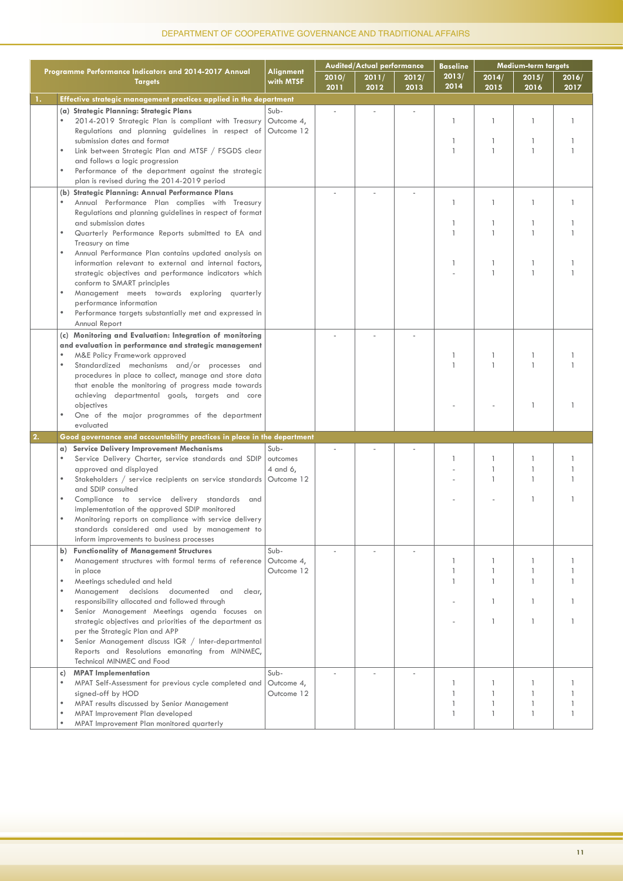| | Programme Performance Indicators and 2014-2017 Annual Targets | Alignment with MTSF | Audited/Actual performance | | | Baseline | Medium-term targets | | |
|---|---|---|---|---|---|---|---|---|---|
| | | | 2010/ 2011 | 2011/ 2012 | 2012/ 2013 | 2013/ 2014 | 2014/ 2015 | 2015/ 2016 | 2016/ 2017 |
| **1.** | **Effective strategic management practices applied in the department** | | | | | | | | |
| | **(a) Strategic Planning: Strategic Plans** | Sub-Outcome 4, Outcome 12 | - | - | - | | | | |
| | • 2014-2019 Strategic Plan is compliant with Treasury Regulations and planning guidelines in respect of submission dates and format | | | | | 1 | 1 | 1 | 1 |
| | • Link between Strategic Plan and MTSF / FSGDS clear and follows a logic progression | | | | | 1 | 1 | 1 | 1 |
| | • Performance of the department against the strategic plan is revised during the 2014-2019 period | | | | | 1 | 1 | 1 | 1 |
| | **(b) Strategic Planning: Annual Performance Plans** | | - | - | - | | | | |
| | • Annual Performance Plan complies with Treasury Regulations and planning guidelines in respect of format and submission dates | | | | | 1 | 1 | 1 | 1 |
| | • Quarterly Performance Reports submitted to EA and Treasury on time | | | | | 1 | 1 | 1 | 1 |
| | • Annual Performance Plan contains updated analysis on information relevant to external and internal factors, strategic objectives and performance indicators which conform to SMART principles | | | | | 1 | 1 | 1 | 1 |
| | • Management meets towards exploring quarterly performance information | | | | | 1 | 1 | 1 | 1 |
| | • Performance targets substantially met and expressed in Annual Report | | | | | - | 1 | 1 | 1 |
| | **(c) Monitoring and Evaluation: Integration of monitoring and evaluation in performance and strategic management** | | - | - | - | | | | |
| | • M&E Policy Framework approved | | | | | 1 | 1 | 1 | 1 |
| | • Standardized mechanisms and/or processes and procedures in place to collect, manage and store data that enable the monitoring of progress made towards achieving departmental goals, targets and core objectives | | | | | 1 | 1 | 1 | 1 |
| | • One of the major programmes of the department evaluated | | | | | - | - | 1 | 1 |
| **2.** | **Good governance and accountability practices in place in the department** | | | | | | | | |
| | **a) Service Delivery Improvement Mechanisms** | Sub-outcomes 4 and 6, Outcome 12 | - | - | - | | | | |
| | • Service Delivery Charter, service standards and SDIP approved and displayed | | | | | 1 | 1 | 1 | 1 |
| | • Stakeholders / service recipients on service standards and SDIP consulted | | | | | - | 1 | 1 | 1 |
| | • Compliance to service delivery standards and implementation of the approved SDIP monitored | | | | | - | 1 | 1 | 1 |
| | • Monitoring reports on compliance with service delivery standards considered and used by management to inform improvements to business processes | | | | | - | - | 1 | 1 |
| | **b) Functionality of Management Structures** | Sub-Outcome 4, Outcome 12 | - | - | - | | | | |
| | • Management structures with formal terms of reference in place | | | | | 1 | 1 | 1 | 1 |
| | • Meetings scheduled and held | | | | | 1 | 1 | 1 | 1 |
| | • Management decisions documented and clear, responsibility allocated and followed through | | | | | 1 | 1 | 1 | 1 |
| | • Senior Management Meetings agenda focuses on strategic objectives and priorities of the department as per the Strategic Plan and APP | | | | | - | 1 | 1 | 1 |
| | • Senior Management discuss IGR / Inter-departmental Reports and Resolutions emanating from MINMEC, Technical MINMEC and Food | | | | | - | 1 | 1 | 1 |
| | **c) MPAT Implementation** | Sub-Outcome 4, Outcome 12 | - | - | - | | | | |
| | • MPAT Self-Assessment for previous cycle completed and signed-off by HOD | | | | | 1 | 1 | 1 | 1 |
| | • MPAT results discussed by Senior Management | | | | | 1 | 1 | 1 | 1 |
| | • MPAT Improvement Plan developed | | | | | 1 | 1 | 1 | 1 |
| | • MPAT Improvement Plan monitored quarterly | | | | | 1 | 1 | 1 | 1 |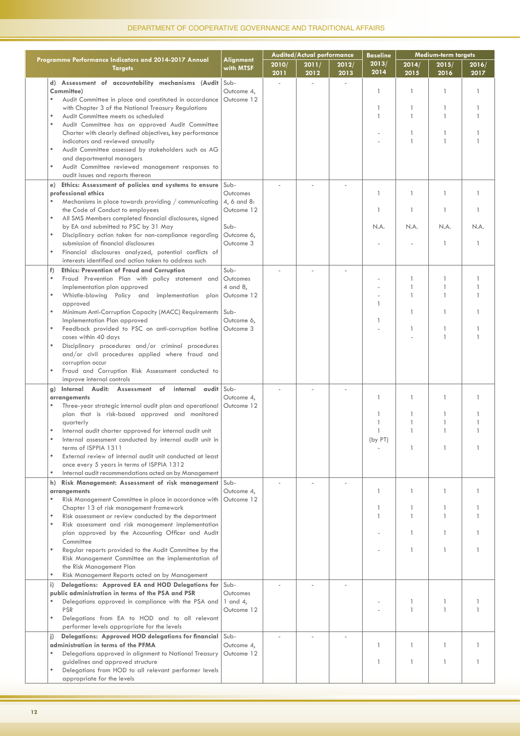| Programme Performance Indicators and 2014-2017 Annual Targets | Alignment with MTSF | Audited/Actual performance | | | Baseline | Medium-term targets | | |
|---|---|---|---|---|---|---|---|---|
| | | 2010/2011 | 2011/2012 | 2012/2013 | 2013/2014 | 2014/2015 | 2015/2016 | 2016/2017 |
| **d) Assessment of accountability mechanisms (Audit Committee)** | Sub-Outcome 4, Outcome 12 | - | - | - | | | | |
| • Audit Committee in place and constituted in accordance with Chapter 3 of the National Treasury Regulations | | | | | 1 | 1 | 1 | 1 |
| • Audit Committee meets as scheduled | | | | | 1 | 1 | 1 | 1 |
| • Audit Committee has an approved Audit Committee Charter with clearly defined objectives, key performance indicators and reviewed annually | | | | | 1 | 1 | 1 | 1 |
| • Audit Committee assessed by stakeholders such as AG and departmental managers | | | | | - | 1 | 1 | 1 |
| • Audit Committee reviewed management responses to audit issues and reports thereon | | | | | - | 1 | 1 | 1 |
| **e) Ethics: Assessment of policies and systems to ensure professional ethics** | Sub-Outcomes 4, 6 and 8: Outcome 12; Sub-Outcome 6, Outcome 3 | - | - | - | | | | |
| • Mechanisms in place towards providing / communicating the Code of Conduct to employees | | | | | 1 | 1 | 1 | 1 |
| • All SMS Members completed financial disclosures, signed by EA and submitted to PSC by 31 May | | | | | 1 | 1 | 1 | 1 |
| • Disciplinary action taken for non-compliance regarding submission of financial disclosures | | | | | N.A. | N.A. | N.A. | N.A. |
| • Financial disclosures analyzed, potential conflicts of interests identified and action taken to address such | | | | | - | - | 1 | 1 |
| **f) Ethics: Prevention of Fraud and Corruption** | Sub-Outcomes 4 and 8, Outcome 12; Sub-Outcome 6, Outcome 3 | - | - | - | | | | |
| • Fraud Prevention Plan with policy statement and implementation plan approved | | | | | - | 1 | 1 | 1 |
| • Whistle-blowing Policy and implementation plan approved | | | | | - | 1 | 1 | 1 |
| • Minimum Anti-Corruption Capacity (MACC) Requirements Implementation Plan approved | | | | | - | 1 | 1 | 1 |
| • Feedback provided to PSC on anti-corruption hotline cases within 40 days | | | | | 1 | | | |
| • Disciplinary procedures and/or criminal procedures and/or civil procedures applied where fraud and corruption occur | | | | | 1 | 1 | 1 | 1 |
| • Fraud and Corruption Risk Assessment conducted to improve internal controls | | | | | - | 1 | 1 | 1 |
| | | | | | | - | 1 | 1 |
| **g) Internal Audit: Assessment of internal audit arrangements** | Sub-Outcome 4, Outcome 12 | - | - | - | | | | |
| • Three-year strategic internal audit plan and operational plan that is risk-based approved and monitored quarterly | | | | | 1 | 1 | 1 | 1 |
| • Internal audit charter approved for internal audit unit | | | | | 1 | 1 | 1 | 1 |
| • Internal assessment conducted by internal audit unit in terms of ISPPIA 1311 | | | | | 1 | 1 | 1 | 1 |
| • External review of internal audit unit conducted at least once every 5 years in terms of ISPPIA 1312 | | | | | 1 (by PT) | 1 | 1 | 1 |
| • Internal audit recommendations acted on by Management | | | | | - | 1 | 1 | 1 |
| **h) Risk Management: Assessment of risk management arrangements** | Sub-Outcome 4, Outcome 12 | - | - | - | | | | |
| • Risk Management Committee in place in accordance with Chapter 13 of risk management framework | | | | | 1 | 1 | 1 | 1 |
| • Risk assessment or review conducted by the department | | | | | 1 | 1 | 1 | 1 |
| • Risk assessment and risk management implementation plan approved by the Accounting Officer and Audit Committee | | | | | 1 | 1 | 1 | 1 |
| • Regular reports provided to the Audit Committee by the Risk Management Committee on the implementation of the Risk Management Plan | | | | | - | 1 | 1 | 1 |
| • Risk Management Reports acted on by Management | | | | | - | 1 | 1 | 1 |
| **i) Delegations: Approved EA and HOD Delegations for public administration in terms of the PSA and PSR** | Sub-Outcomes 1 and 4, Outcome 12 | - | - | - | | | | |
| • Delegations approved in compliance with the PSA and PSR | | | | | - | 1 | 1 | 1 |
| • Delegations from EA to HOD and to all relevant performer levels appropriate for the levels | | | | | - | 1 | 1 | 1 |
| **j) Delegations: Approved HOD delegations for financial administration in terms of the PFMA** | Sub-Outcome 4, Outcome 12 | - | - | - | | | | |
| • Delegations approved in alignment to National Treasury guidelines and approved structure | | | | | 1 | 1 | 1 | 1 |
| • Delegations from HOD to all relevant performer levels appropriate for the levels | | | | | 1 | 1 | 1 | 1 |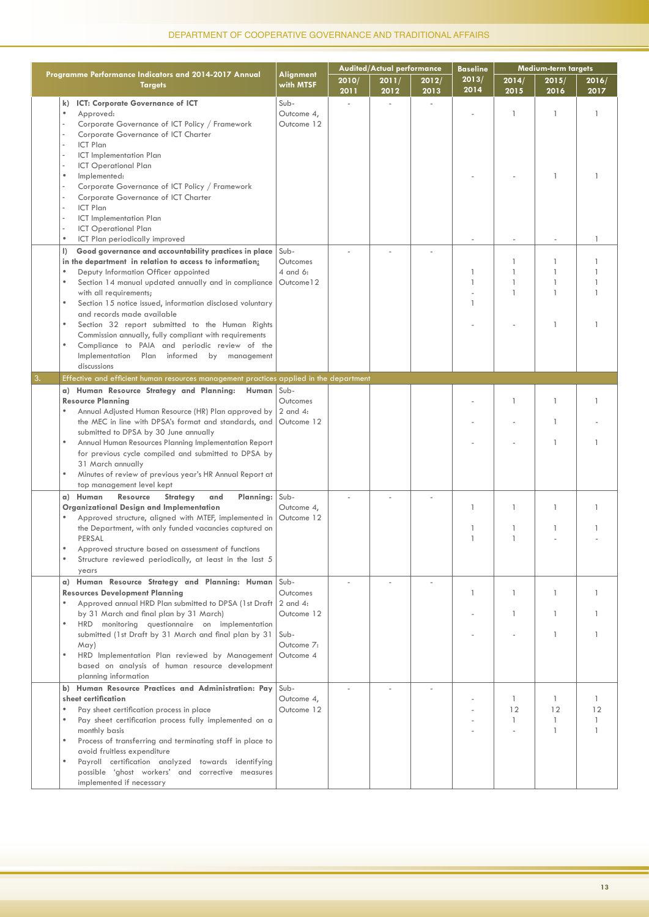| | Programme Performance Indicators and 2014-2017 Annual Targets | Alignment with MTSF | Audited/Actual performance | | | Baseline | Medium-term targets | | |
|---|---|---|---|---|---|---|---|---|---|
| | | | 2010/ 2011 | 2011/ 2012 | 2012/ 2013 | 2013/ 2014 | 2014/ 2015 | 2015/ 2016 | 2016/ 2017 |
| | **k) ICT: Corporate Governance of ICT**<br>• Approved:<br>- Corporate Governance of ICT Policy / Framework<br>- Corporate Governance of ICT Charter<br>- ICT Plan<br>- ICT Implementation Plan<br>- ICT Operational Plan<br>• Implemented:<br>- Corporate Governance of ICT Policy / Framework<br>- Corporate Governance of ICT Charter<br>- ICT Plan<br>- ICT Implementation Plan<br>- ICT Operational Plan<br>• ICT Plan periodically improved | Sub-Outcome 4, Outcome 12 | - | - | - | -<br>-<br>- | 1<br>-<br>- | 1<br>1<br>- | 1<br>1<br>1 |
| | **l) Good governance and accountability practices in place in the department in relation to access to information:**<br>• Deputy Information Officer appointed<br>• Section 14 manual updated annually and in compliance with all requirements;<br>• Section 15 notice issued, information disclosed voluntary and records made available<br>• Section 32 report submitted to the Human Rights Commission annually, fully compliant with requirements<br>• Compliance to PAIA and periodic review of the Implementation Plan informed by management discussions | Sub-Outcomes 4 and 6: Outcome12 | - | - | - | 1<br>1<br>-<br>1<br>- | 1<br>1<br>1<br>1<br>- | 1<br>1<br>1<br>1<br>1 | 1<br>1<br>1<br>1<br>1 |
| 3. | Effective and efficient human resources management practices applied in the department | | | | | | | | |
| | **a) Human Resource Strategy and Planning: Human Resource Planning**<br>• Annual Adjusted Human Resource (HR) Plan approved by the MEC in line with DPSA's format and standards, and submitted to DPSA by 30 June annually<br>• Annual Human Resources Planning Implementation Report for previous cycle compiled and submitted to DPSA by 31 March annually<br>• Minutes of review of previous year's HR Annual Report at top management level kept | Sub-Outcomes 2 and 4: Outcome 12 | | | | -<br>-<br>- | 1<br>-<br>- | 1<br>1<br>1 | 1<br>-<br>1 |
| | **a) Human Resource Strategy and Planning: Organizational Design and Implementation**<br>• Approved structure, aligned with MTEF, implemented in the Department, with only funded vacancies captured on PERSAL<br>• Approved structure based on assessment of functions<br>• Structure reviewed periodically, at least in the last 5 years | Sub-Outcome 4, Outcome 12 | - | - | - | 1<br>1<br>1 | 1<br>1<br>1 | 1<br>1<br>- | 1<br>1<br>- |
| | **a) Human Resource Strategy and Planning: Human Resources Development Planning**<br>• Approved annual HRD Plan submitted to DPSA (1st Draft by 31 March and final plan by 31 March)<br>• HRD monitoring questionnaire on implementation submitted (1st Draft by 31 March and final plan by 31 May)<br>• HRD Implementation Plan reviewed by Management based on analysis of human resource development planning information | Sub-Outcomes 2 and 4: Outcome 12<br>Sub-Outcome 7: Outcome 4 | - | - | - | 1<br>-<br>- | 1<br>1<br>- | 1<br>1<br>1 | 1<br>1<br>1 |
| | **b) Human Resource Practices and Administration: Pay sheet certification**<br>• Pay sheet certification process in place<br>• Pay sheet certification process fully implemented on a monthly basis<br>• Process of transferring and terminating staff in place to avoid fruitless expenditure<br>• Payroll certification analyzed towards identifying possible 'ghost workers' and corrective measures implemented if necessary | Sub-Outcome 4, Outcome 12 | - | - | - | -<br>-<br>-<br>- | 1<br>12<br>1<br>- | 1<br>12<br>1<br>1 | 1<br>12<br>1<br>1 |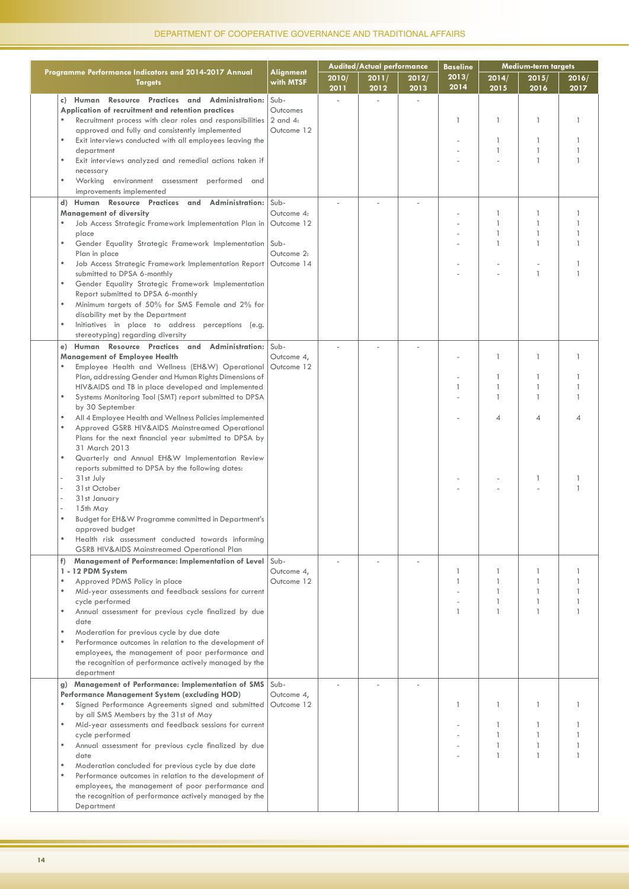| Programme Performance Indicators and 2014-2017 Annual Targets | Alignment with MTSF | Audited/Actual performance | | | Baseline | Medium-term targets | | |
|---|---|---|---|---|---|---|---|---|
| | | 2010/ 2011 | 2011/ 2012 | 2012/ 2013 | 2013/ 2014 | 2014/ 2015 | 2015/ 2016 | 2016/ 2017 |
| **c) Human Resource Practices and Administration: Application of recruitment and retention practices**<br>• Recruitment process with clear roles and responsibilities approved and fully and consistently implemented<br>• Exit interviews conducted with all employees leaving the department<br>• Exit interviews analyzed and remedial actions taken if necessary<br>• Working environment assessment performed and improvements implemented | Sub-Outcomes 2 and 4: Outcome 12 | - | - | - | 1<br>-<br>-<br>- | 1<br>1<br>1<br>- | 1<br>1<br>1<br>1 | 1<br>1<br>1<br>1 |
| **d) Human Resource Practices and Administration: Management of diversity**<br>• Job Access Strategic Framework Implementation Plan in place<br>• Gender Equality Strategic Framework Implementation Plan in place<br>• Job Access Strategic Framework Implementation Report submitted to DPSA 6-monthly<br>• Gender Equality Strategic Framework Implementation Report submitted to DPSA 6-monthly<br>• Minimum targets of 50% for SMS Female and 2% for disability met by the Department<br>• Initiatives in place to address perceptions (e.g. stereotyping) regarding diversity | Sub-Outcome 4: Outcome 12<br>Sub-Outcome 2: Outcome 14 | - | - | - | -<br>-<br>-<br>-<br>-<br>- | 1<br>1<br>1<br>1<br>-<br>- | 1<br>1<br>1<br>1<br>-<br>1 | 1<br>1<br>1<br>1<br>1<br>1 |
| **e) Human Resource Practices and Administration: Management of Employee Health**<br>• Employee Health and Wellness (EH&W) Operational Plan, addressing Gender and Human Rights Dimensions of HIV&AIDS and TB in place developed and implemented<br>• Systems Monitoring Tool (SMT) report submitted to DPSA by 30 September<br>• All 4 Employee Health and Wellness Policies implemented<br>• Approved GSRB HIV&AIDS Mainstreamed Operational Plans for the next financial year submitted to DPSA by 31 March 2013<br>• Quarterly and Annual EH&W Implementation Review reports submitted to DPSA by the following dates:<br>- 31st July<br>- 31st October<br>- 31st January<br>- 15th May<br>• Budget for EH&W Programme committed in Department's approved budget<br>• Health risk assessment conducted towards informing GSRB HIV&AIDS Mainstreamed Operational Plan | Sub-Outcome 4, Outcome 12 | - | - | - | -<br>-<br>1<br>-<br>-<br>-<br>- | 1<br>1<br>1<br>1<br>4<br>-<br>- | 1<br>1<br>1<br>1<br>4<br>1<br>- | 1<br>1<br>1<br>1<br>4<br>1<br>1 |
| **f) Management of Performance: Implementation of Level 1 - 12 PDM System**<br>• Approved PDMS Policy in place<br>• Mid-year assessments and feedback sessions for current cycle performed<br>• Annual assessment for previous cycle finalized by due date<br>• Moderation for previous cycle by due date<br>• Performance outcomes in relation to the development of employees, the management of poor performance and the recognition of performance actively managed by the department | Sub-Outcome 4, Outcome 12 | - | - | - | 1<br>1<br>-<br>-<br>1 | 1<br>1<br>1<br>1<br>1 | 1<br>1<br>1<br>1<br>1 | 1<br>1<br>1<br>1<br>1 |
| **g) Management of Performance: Implementation of SMS Performance Management System (excluding HOD)**<br>• Signed Performance Agreements signed and submitted by all SMS Members by the 31st of May<br>• Mid-year assessments and feedback sessions for current cycle performed<br>• Annual assessment for previous cycle finalized by due date<br>• Moderation concluded for previous cycle by due date<br>• Performance outcomes in relation to the development of employees, the management of poor performance and the recognition of performance actively managed by the Department | Sub-Outcome 4, Outcome 12 | - | - | - | 1<br>-<br>-<br>-<br>- | 1<br>1<br>1<br>1<br>1 | 1<br>1<br>1<br>1<br>1 | 1<br>1<br>1<br>1<br>1 |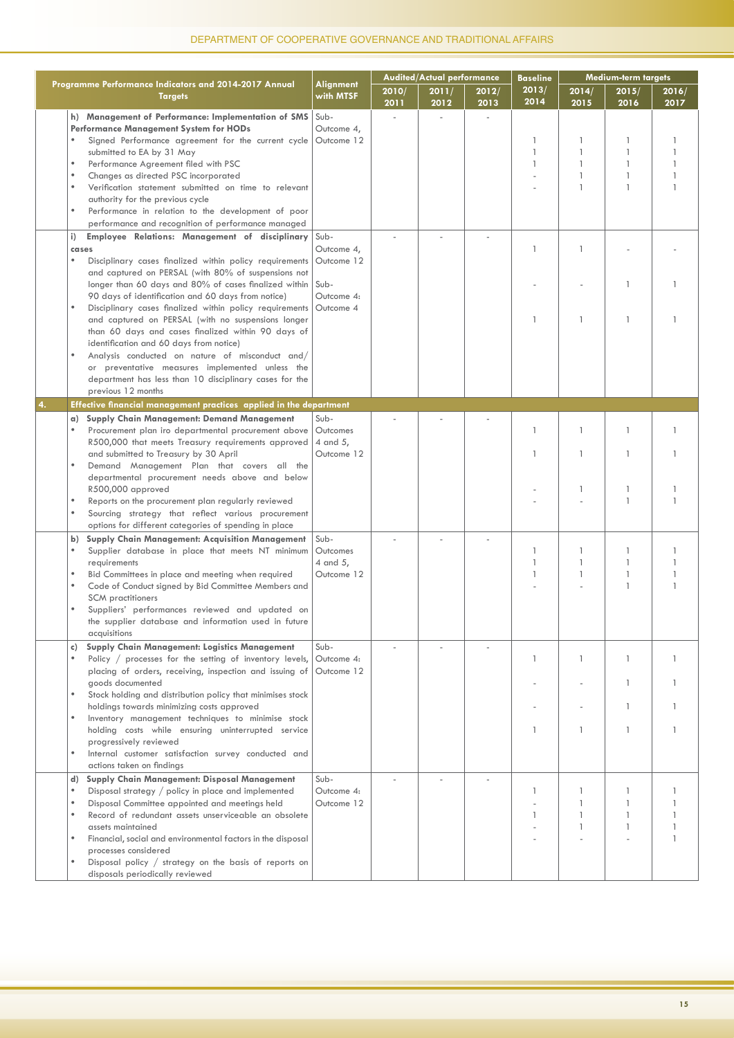| Programme Performance Indicators and 2014-2017 Annual Targets | Alignment with MTSF | Audited/Actual performance 2010/2011 | 2011/2012 | 2012/2013 | Baseline 2013/2014 | Medium-term targets 2014/2015 | 2015/2016 | 2016/2017 |
|---|---|---|---|---|---|---|---|---|
| **h) Management of Performance: Implementation of SMS Performance Management System for HODs** | Sub-Outcome 4, Outcome 12 | - | - | - | | | | |
| • Signed Performance agreement for the current cycle submitted to EA by 31 May | | | | | 1 | 1 | 1 | 1 |
| • Performance Agreement filed with PSC | | | | | 1 | 1 | 1 | 1 |
| • Changes as directed PSC incorporated | | | | | 1 | 1 | 1 | 1 |
| • Verification statement submitted on time to relevant authority for the previous cycle | | | | | - | 1 | 1 | 1 |
| • Performance in relation to the development of poor performance and recognition of performance managed | | | | | - | 1 | 1 | 1 |
| **i) Employee Relations: Management of disciplinary cases** | Sub-Outcome 4, Outcome 12 | - | - | - | | | | |
| • Disciplinary cases finalized within policy requirements and captured on PERSAL (with 80% of suspensions not longer than 60 days and 80% of cases finalized within 90 days of identification and 60 days from notice) | | | | | 1 | 1 | - | - |
| • Disciplinary cases finalized within policy requirements and captured on PERSAL (with no suspensions longer than 60 days and cases finalized within 90 days of identification and 60 days from notice) | Sub-Outcome 4: Outcome 4 | | | | - | - | 1 | 1 |
| • Analysis conducted on nature of misconduct and/ or preventative measures implemented unless the department has less than 10 disciplinary cases for the previous 12 months | | | | | 1 | 1 | 1 | 1 |
| **4. Effective financial management practices applied in the department** | | | | | | | | |
| **a) Supply Chain Management: Demand Management** | Sub-Outcomes 4 and 5, Outcome 12 | - | - | - | | | | |
| • Procurement plan iro departmental procurement above R500,000 that meets Treasury requirements approved and submitted to Treasury by 30 April | | | | | 1 | 1 | 1 | 1 |
| • Demand Management Plan that covers all the departmental procurement needs above and below R500,000 approved | | | | | 1 | 1 | 1 | 1 |
| • Reports on the procurement plan regularly reviewed | | | | | - | 1 | 1 | 1 |
| • Sourcing strategy that reflect various procurement options for different categories of spending in place | | | | | - | - | 1 | 1 |
| **b) Supply Chain Management: Acquisition Management** | Sub-Outcomes 4 and 5, Outcome 12 | - | - | - | | | | |
| • Supplier database in place that meets NT minimum requirements | | | | | 1 | 1 | 1 | 1 |
| • Bid Committees in place and meeting when required | | | | | 1 | 1 | 1 | 1 |
| • Code of Conduct signed by Bid Committee Members and SCM practitioners | | | | | 1 | 1 | 1 | 1 |
| • Suppliers' performances reviewed and updated on the supplier database and information used in future acquisitions | | | | | - | - | 1 | 1 |
| **c) Supply Chain Management: Logistics Management** | Sub-Outcome 4: Outcome 12 | - | - | - | | | | |
| • Policy / processes for the setting of inventory levels, placing of orders, receiving, inspection and issuing of goods documented | | | | | 1 | 1 | 1 | 1 |
| • Stock holding and distribution policy that minimises stock holdings towards minimizing costs approved | | | | | - | - | 1 | 1 |
| • Inventory management techniques to minimise stock holding costs while ensuring uninterrupted service progressively reviewed | | | | | - | - | 1 | 1 |
| • Internal customer satisfaction survey conducted and actions taken on findings | | | | | 1 | 1 | 1 | 1 |
| **d) Supply Chain Management: Disposal Management** | Sub-Outcome 4: Outcome 12 | - | - | - | | | | |
| • Disposal strategy / policy in place and implemented | | | | | 1 | 1 | 1 | 1 |
| • Disposal Committee appointed and meetings held | | | | | - | 1 | 1 | 1 |
| • Record of redundant assets unserviceable an obsolete assets maintained | | | | | 1 | 1 | 1 | 1 |
| • Financial, social and environmental factors in the disposal processes considered | | | | | - | 1 | 1 | 1 |
| • Disposal policy / strategy on the basis of reports on disposals periodically reviewed | | | | | - | - | - | 1 |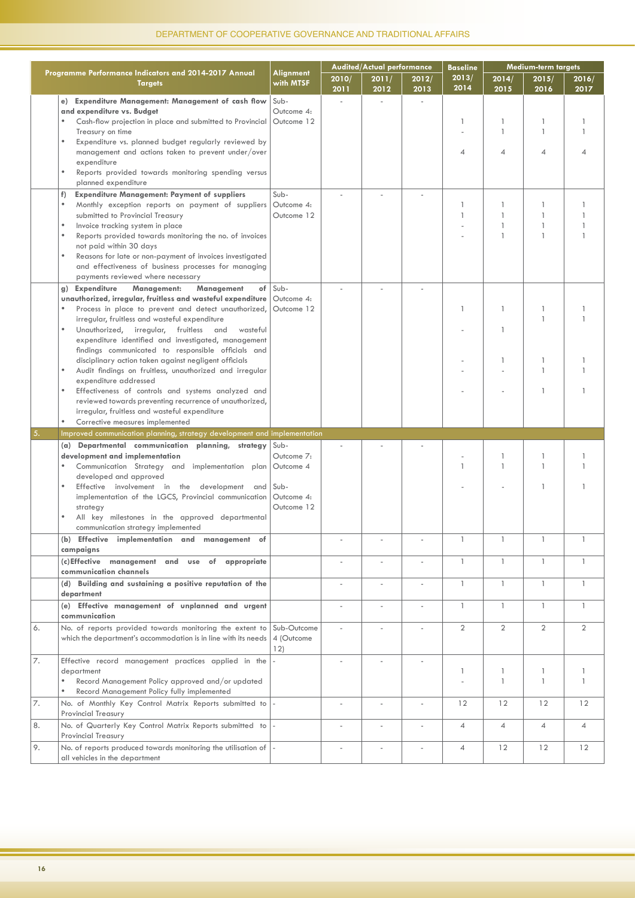| | Programme Performance Indicators and 2014-2017 Annual Targets | Alignment with MTSF | Audited/Actual performance | | | Baseline | Medium-term targets | | |
|---|---|---|---|---|---|---|---|---|---|
| | | | 2010/ 2011 | 2011/ 2012 | 2012/ 2013 | 2013/ 2014 | 2014/ 2015 | 2015/ 2016 | 2016/ 2017 |
| | **e) Expenditure Management: Management of cash flow and expenditure vs. Budget**<br>• Cash-flow projection in place and submitted to Provincial Treasury on time<br>• Expenditure vs. planned budget regularly reviewed by management and actions taken to prevent under/over expenditure<br>• Reports provided towards monitoring spending versus planned expenditure | Sub-Outcome 4: Outcome 12 | - | - | - | 1<br>-<br>4 | 1<br>1<br>4 | 1<br>1<br>4 | 1<br>1<br>4 |
| | **f) Expenditure Management: Payment of suppliers**<br>• Monthly exception reports on payment of suppliers submitted to Provincial Treasury<br>• Invoice tracking system in place<br>• Reports provided towards monitoring the no. of invoices not paid within 30 days<br>• Reasons for late or non-payment of invoices investigated and effectiveness of business processes for managing payments reviewed where necessary | Sub-Outcome 4: Outcome 12 | - | - | - | 1<br>1<br>-<br>- | 1<br>1<br>1<br>1 | 1<br>1<br>1<br>1 | 1<br>1<br>1<br>1 |
| | **g) Expenditure Management: Management of unauthorized, irregular, fruitless and wasteful expenditure**<br>• Process in place to prevent and detect unauthorized, irregular, fruitless and wasteful expenditure<br>• Unauthorized, irregular, fruitless and wasteful expenditure identified and investigated, management findings communicated to responsible officials and disciplinary action taken against negligent officials<br>• Audit findings on fruitless, unauthorized and irregular expenditure addressed<br>• Effectiveness of controls and systems analyzed and reviewed towards preventing recurrence of unauthorized, irregular, fruitless and wasteful expenditure<br>• Corrective measures implemented | Sub-Outcome 4: Outcome 12 | - | - | - | 1<br>-<br>-<br>-<br>- | 1<br>1<br>1<br>-<br>- | 1<br>1<br>1<br>1<br>1 | 1<br>1<br>1<br>1<br>1 |
| 5. | Improved communication planning, strategy development and implementation | | | | | | | | |
| | **(a) Departmental communication planning, strategy development and implementation**<br>• Communication Strategy and implementation plan developed and approved<br>• Effective involvement in the development and implementation of the LGCS, Provincial communication strategy<br>• All key milestones in the approved departmental communication strategy implemented | Sub-Outcome 7: Outcome 4<br>Sub-Outcome 4: Outcome 12 | - | - | - | -<br>1<br>- | 1<br>1<br>- | 1<br>1<br>1 | 1<br>1<br>1 |
| | **(b) Effective implementation and management of campaigns** | | - | - | - | 1 | 1 | 1 | 1 |
| | **(c) Effective management and use of appropriate communication channels** | | - | - | - | 1 | 1 | 1 | 1 |
| | **(d) Building and sustaining a positive reputation of the department** | | - | - | - | 1 | 1 | 1 | 1 |
| | **(e) Effective management of unplanned and urgent communication** | | - | - | - | 1 | 1 | 1 | 1 |
| 6. | No. of reports provided towards monitoring the extent to which the department's accommodation is in line with its needs | Sub-Outcome 4 (Outcome 12) | - | - | - | 2 | 2 | 2 | 2 |
| 7. | Effective record management practices applied in the department<br>• Record Management Policy approved and/or updated<br>• Record Management Policy fully implemented | - | - | - | - | 1<br>- | 1<br>1 | 1<br>1 | 1<br>1 |
| 7. | No. of Monthly Key Control Matrix Reports submitted to Provincial Treasury | - | - | - | - | 12 | 12 | 12 | 12 |
| 8. | No. of Quarterly Key Control Matrix Reports submitted to Provincial Treasury | - | - | - | - | 4 | 4 | 4 | 4 |
| 9. | No. of reports produced towards monitoring the utilisation of all vehicles in the department | - | - | - | - | 4 | 12 | 12 | 12 |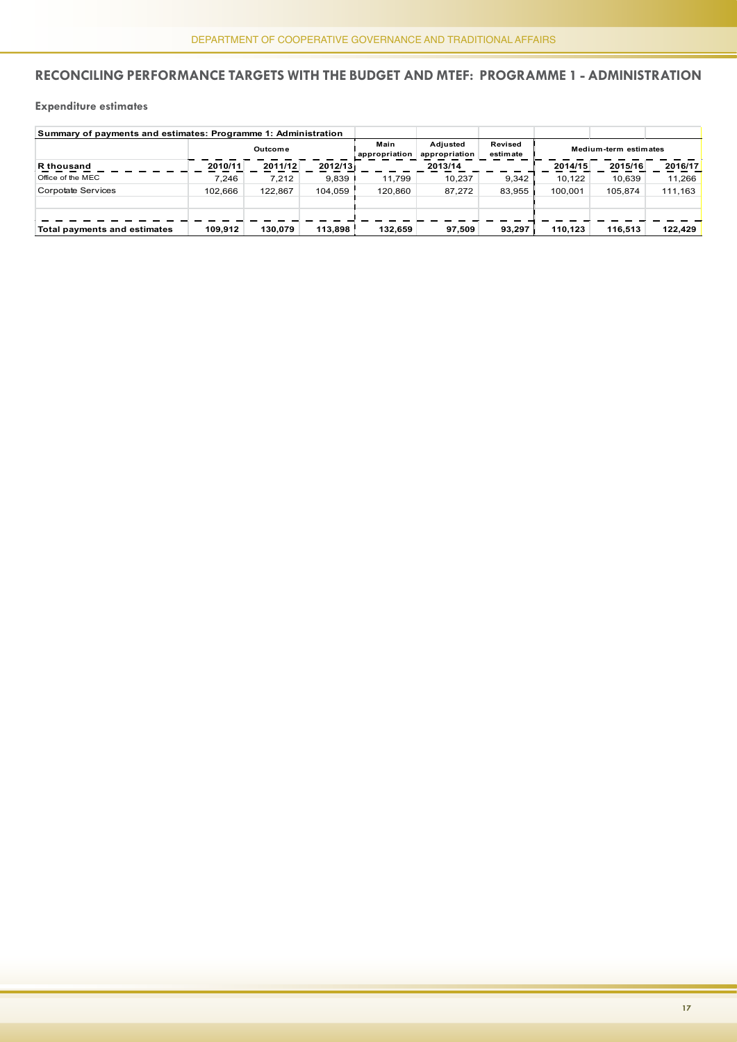## RECONCILING PERFORMANCE TARGETS WITH THE BUDGET AND MTEF: PROGRAMME 1 - ADMINISTRATION

### Expenditure estimates

| Summary of payments and estimates: Programme 1: Administration | | | | | | | | | |
|---|---|---|---|---|---|---|---|---|---|
| | Outcome | | | Main appropriation | Adjusted appropriation | Revised estimate | Medium-term estimates | | |
| **R thousand** | **2010/11** | **2011/12** | **2012/13** | **2013/14** | | | **2014/15** | **2015/16** | **2016/17** |
| Office of the MEC | 7,246 | 7,212 | 9,839 | 11,799 | 10,237 | 9,342 | 10,122 | 10,639 | 11,266 |
| Corpotate Services | 102,666 | 122,867 | 104,059 | 120,860 | 87,272 | 83,955 | 100,001 | 105,874 | 111,163 |
| **Total payments and estimates** | **109,912** | **130,079** | **113,898** | **132,659** | **97,509** | **93,297** | **110,123** | **116,513** | **122,429** |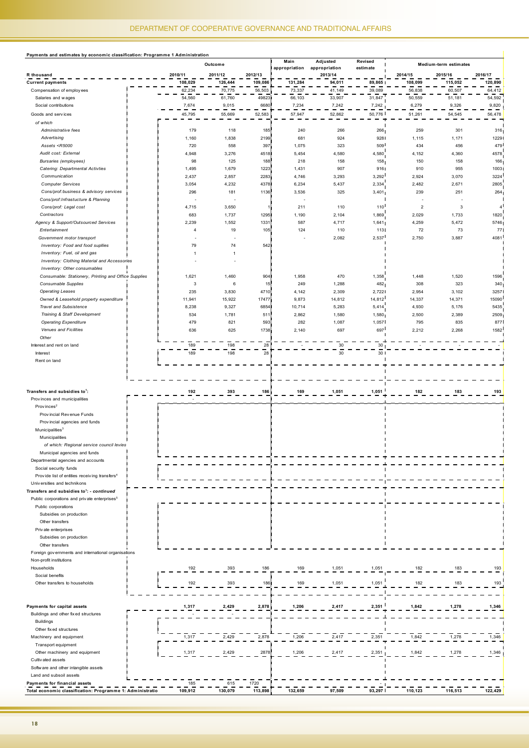**Payments and estimates by economic classification: Programme 1 Administration**

| R thousand | Outcome | | | Main appropriation | Adjusted appropriation | Revised estimate | Medium-term estimates | | |
|---|---|---|---|---|---|---|---|---|---|
| | 2010/11 | 2011/12 | 2012/13 | | 2013/14 | | 2014/15 | 2015/16 | 2016/17 |
| **Current payments** | **108,029** | **126,444** | **109,086** | **131,284** | **94,011** | **89,865** | **108,099** | **115,052** | **120,890** |
| Compensation of employees | 62,234 | 70,775 | 56,503 | 73,337 | 41,149 | 39,089 | 56,838 | 60,507 | 64,412 |
| Salaries and wages | 54,560 | 61,760 | 49823 | 66,103 | 33,907 | 31,847 | 50,559 | 51,181 | 54,592 |
| Social contributions | 7,674 | 9,015 | 6680 | 7,234 | 7,242 | 7,242 | 6,279 | 9,326 | 9,820 |
| Goods and services | 45,795 | 55,669 | 52,583 | 57,947 | 52,862 | 50,776 | 51,261 | 54,545 | 56,478 |
| *of which* | | | | | | | | | |
| *Administrative fees* | 179 | 118 | 185 | 240 | 266 | 266 | 259 | 301 | 316 |
| *Advertising* | 1,160 | 1,838 | 2199 | 681 | 924 | 928 | 1,115 | 1,171 | 1229 |
| *Assets <R5000* | 720 | 558 | 397 | 1,075 | 323 | 509 | 434 | 456 | 479 |
| *Audit cost: External* | 4,948 | 3,276 | 4518 | 5,454 | 4,580 | 4,580 | 4,152 | 4,360 | 4578 |
| *Bursaries (employees)* | 98 | 125 | 188 | 218 | 158 | 158 | 150 | 158 | 166 |
| *Catering: Departmental Activties* | 1,495 | 1,679 | 1223 | 1,431 | 907 | 916 | 910 | 955 | 1003 |
| *Communication* | 2,437 | 2,857 | 2283 | 4,746 | 3,293 | 3,292 | 2,924 | 3,070 | 3224 |
| *Computer Services* | 3,054 | 4,232 | 4378 | 6,234 | 5,437 | 2,334 | 2,482 | 2,671 | 2805 |
| *Cons/prof:business & advisory services* | 296 | 181 | 1136 | 3,536 | 325 | 3,401 | 239 | 251 | 264 |
| *Cons/prof:Infrastucture & Planning* | - | - | | - | | | - | - | |
| *Cons/prof: Legal cost* | 4,715 | 3,650 | 1 | 211 | 110 | 110 | 2 | 3 | 4 |
| *Contractors* | 683 | 1,737 | 1295 | 1,190 | 2,104 | 1,869 | 2,029 | 1,733 | 1820 |
| *Agency & Support/Outsourced Services* | 2,239 | 1,552 | 1331 | 587 | 4,717 | 1,641 | 4,259 | 5,472 | 5746 |
| *Entertainment* | 4 | 19 | 105 | 124 | 110 | 113 | 72 | 73 | 77 |
| *Government motor transport* | - | - | | - | 2,082 | 2,537 | 2,750 | 3,887 | 4081 |
| *Inventory: Food and food supllies* | 79 | 74 | 542 | | | | | | |
| *Inventory: Fuel, oil and gas* | 1 | 1 | | | | | | | |
| *Inventory: Clothing Material and Accessories* | - | - | | | | | | | |
| *Inventory: Other consumables* | | | | | | | | | |
| *Consumable: Stationery, Printing and Office Supplies* | 1,621 | 1,460 | 904 | 1,958 | 470 | 1,358 | 1,448 | 1,520 | 1596 |
| *Consumable Supplies* | 3 | 6 | 15 | 249 | 1,288 | 482 | 308 | 323 | 340 |
| *Operating Leases* | 235 | 3,830 | 4710 | 4,142 | 2,309 | 2,722 | 2,954 | 3,102 | 3257 |
| *Owned & Leasehold property expenditure* | 11,941 | 15,922 | 17477 | 9,873 | 14,812 | 14,812 | 14,337 | 14,371 | 15090 |
| *Travel and Subsistence* | 8,238 | 9,327 | 6854 | 10,714 | 5,283 | 5,414 | 4,930 | 5,176 | 5435 |
| *Training & Staff Development* | 534 | 1,781 | 511 | 2,862 | 1,580 | 1,580 | 2,500 | 2,389 | 2509 |
| *Operating Expenditure* | 479 | 821 | 593 | 282 | 1,087 | 1,057 | 795 | 835 | 877 |
| *Venues and Ficilities* | 636 | 625 | 1738 | 2,140 | 697 | 697 | 2,212 | 2,268 | 1582 |
| *Other* | | | | | | | | | |
| Interest and rent on land | 189 | 198 | 28 | - | 30 | 30 | - | - | - |
| Interest | 189 | 198 | 28 | | 30 | 30 | | | |
| Rent on land | | | | | | | | | |
| **Transfers and subsidies to[1]:** | **192** | **393** | **186** | **169** | **1,051** | **1,051** | **182** | **183** | **193** |
| Provinces and municipalities | - | | | | | | | | |
| Provinces[2] | | | | | | | | | |
| Provincial Revenue Funds | | | | | | | | | |
| Provincial agencies and funds | | | | | | | | | |
| Municipalities[3] | | | | | | | | | |
| Municipalities | | | | | | | | | |
| *of which: Regional service council levies* | | | | | | | | | |
| Municipal agencies and funds | | | | | | | | | |
| Departmental agencies and accounts | | | | | | | | | |
| Social security funds | | | | | | | | | |
| Provide list of entities receiving transfers[4] | | | | | | | | | |
| Universities and technikons | | | | | | | | | |
| **Transfers and subsidies to[1]: *- continued*** | | | | | | | | | |
| Public corporations and private enterprises[5] | | | | | | | | | |
| Public corporations | | | | | | | | | |
| Subsidies on production | | | | | | | | | |
| Other transfers | | | | | | | | | |
| Private enterprises | | | | | | | | | |
| Subsidies on production | | | | | | | | | |
| Other transfers | | | | | | | | | |
| Foreign governments and international organisations | | | | | | | | | |
| Non-profit institutions | | | | | | | | | |
| Households | 192 | 393 | 186 | 169 | 1,051 | 1,051 | 182 | 183 | 193 |
| Social benefits | | | | | | | | | |
| Other transfers to households | 192 | 393 | 186 | 169 | 1,051 | 1,051 | 182 | 183 | 193 |
| **Payments for capital assets** | **1,317** | **2,429** | **2,878** | **1,206** | **2,417** | **2,351** | **1,842** | **1,278** | **1,346** |
| Buildings and other fixed structures | - | - | | | | | | | |
| Buildings | | | | | | | | | |
| Other fixed structures | | | | | | | | | |
| Machinery and equipment | 1,317 | 2,429 | 2,878 | 1,206 | 2,417 | 2,351 | 1,842 | 1,278 | 1,346 |
| Transport equipment | | | | | | | | | |
| Other machinery and equipment | 1,317 | 2,429 | 2878 | 1,206 | 2,417 | 2,351 | 1,842 | 1,278 | 1,346 |
| Cultivated assets | | | | | | | | | |
| Software and other intangible assets | | | | | | | | | |
| Land and subsoil assets | | | | | | | | | |
| **Payments for financial assets** | 185 | 615 | 1720 | | | - | | | |
| **Total economic classification: Programme 1: Administratio** | **109,912** | **130,079** | **113,898** | **132,659** | **97,509** | **93,297** | **110,123** | **116,513** | **122,429** |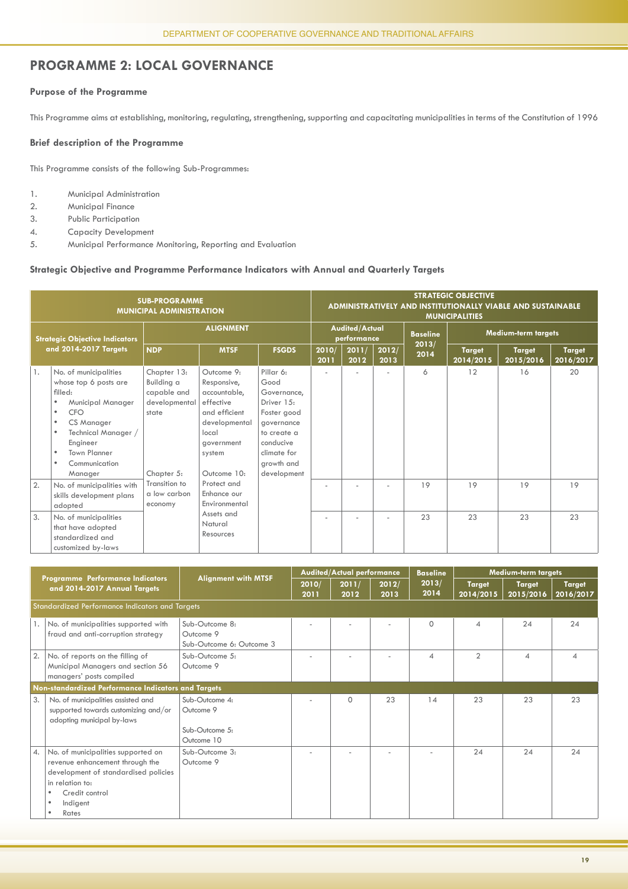## PROGRAMME 2: LOCAL GOVERNANCE

### Purpose of the Programme

This Programme aims at establishing, monitoring, regulating, strengthening, supporting and capacitating municipalities in terms of the Constitution of 1996

### Brief description of the Programme

This Programme consists of the following Sub-Programmes:

1. Municipal Administration
2. Municipal Finance
3. Public Participation
4. Capacity Development
5. Municipal Performance Monitoring, Reporting and Evaluation

### Strategic Objective and Programme Performance Indicators with Annual and Quarterly Targets

| SUB-PROGRAMME MUNICIPAL ADMINISTRATION | | | | | STRATEGIC OBJECTIVE ADMINISTRATIVELY AND INSTITUTIONALLY VIABLE AND SUSTAINABLE MUNICIPALITIES | | | | | | |
|---|---|---|---|---|---|---|---|---|---|---|---|
| Strategic Objective Indicators and 2014-2017 Targets | | ALIGNMENT | | | Audited/Actual performance | | | Baseline 2013/ 2014 | Medium-term targets | | |
| | | NDP | MTSF | FSGDS | 2010/ 2011 | 2011/ 2012 | 2012/ 2013 | | Target 2014/2015 | Target 2015/2016 | Target 2016/2017 |
| 1. | No. of municipalities whose top 6 posts are filled: • Municipal Manager • CFO • CS Manager • Technical Manager / Engineer • Town Planner • Communication Manager | Chapter 13: Building a capable and developmental state<br><br>Chapter 5: Transition to a low carbon economy | Outcome 9: Responsive, accountable, effective and efficient developmental local government system<br><br>Outcome 10: Protect and Enhance our Environmental Assets and Natural Resources | Pillar 6: Good Governance, Driver 15: Foster good governance to create a conducive climate for growth and development | - | - | - | 6 | 12 | 16 | 20 |
| 2. | No. of municipalities with skills development plans adopted | | | | - | - | - | 19 | 19 | 19 | 19 |
| 3. | No. of municipalities that have adopted standardized and customized by-laws | | | | - | - | - | 23 | 23 | 23 | 23 |

| Programme Performance Indicators and 2014-2017 Annual Targets | | Alignment with MTSF | Audited/Actual performance | | | Baseline 2013/ 2014 | Medium-term targets | | |
|---|---|---|---|---|---|---|---|---|---|
| | | | 2010/ 2011 | 2011/ 2012 | 2012/ 2013 | | Target 2014/2015 | Target 2015/2016 | Target 2016/2017 |
| **Standardized Performance Indicators and Targets** | | | | | | | | | |
| 1. | No. of municipalities supported with fraud and anti-corruption strategy | Sub-Outcome 8: Outcome 9<br>Sub-Outcome 6: Outcome 3 | - | - | - | 0 | 4 | 24 | 24 |
| 2. | No. of reports on the filling of Municipal Managers and section 56 managers' posts compiled | Sub-Outcome 5: Outcome 9 | - | - | - | 4 | 2 | 4 | 4 |
| **Non-standardized Performance Indicators and Targets** | | | | | | | | | |
| 3. | No. of municipalities assisted and supported towards customizing and/or adopting municipal by-laws | Sub-Outcome 4: Outcome 9<br><br>Sub-Outcome 5: Outcome 10 | - | 0 | 23 | 14 | 23 | 23 | 23 |
| 4. | No. of municipalities supported on revenue enhancement through the development of standardised policies in relation to: • Credit control • Indigent • Rates | Sub-Outcome 3: Outcome 9 | - | - | - | - | 24 | 24 | 24 |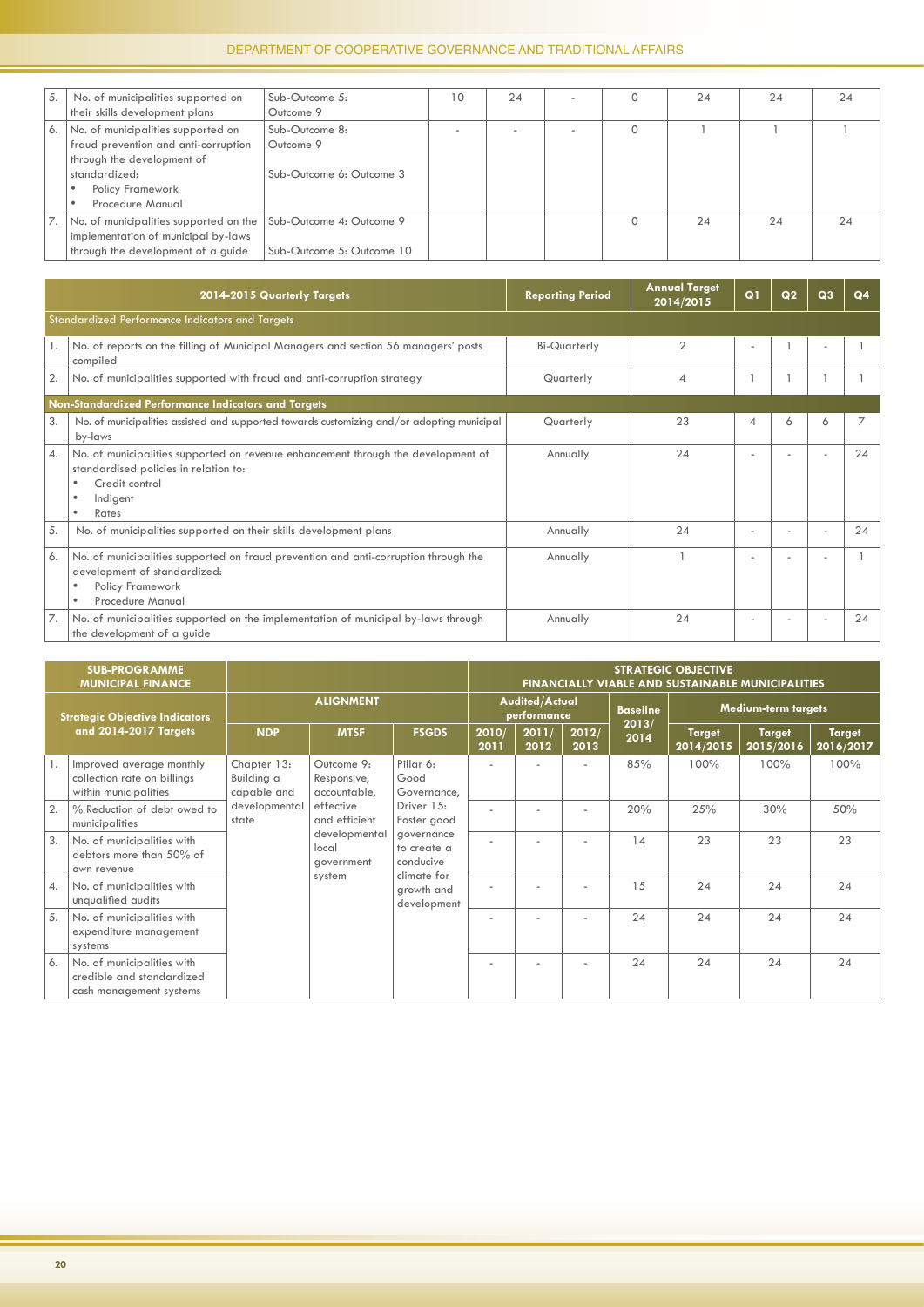| | | | | | | | | | |
|---|---|---|---|---|---|---|---|---|---|
| 5. | No. of municipalities supported on their skills development plans | Sub-Outcome 5: Outcome 9 | 10 | 24 | - | 0 | 24 | 24 | 24 |
| 6. | No. of municipalities supported on fraud prevention and anti-corruption through the development of standardized: • Policy Framework • Procedure Manual | Sub-Outcome 8: Outcome 9 Sub-Outcome 6: Outcome 3 | - | - | - | 0 | 1 | 1 | 1 |
| 7. | No. of municipalities supported on the implementation of municipal by-laws through the development of a guide | Sub-Outcome 4: Outcome 9 Sub-Outcome 5: Outcome 10 | | | | 0 | 24 | 24 | 24 |

| | 2014-2015 Quarterly Targets | Reporting Period | Annual Target 2014/2015 | Q1 | Q2 | Q3 | Q4 |
|---|---|---|---|---|---|---|---|
| **Standardized Performance Indicators and Targets** | | | | | | | |
| 1. | No. of reports on the filling of Municipal Managers and section 56 managers' posts compiled | Bi-Quarterly | 2 | - | 1 | - | 1 |
| 2. | No. of municipalities supported with fraud and anti-corruption strategy | Quarterly | 4 | 1 | 1 | 1 | 1 |
| **Non-Standardized Performance Indicators and Targets** | | | | | | | |
| 3. | No. of municipalities assisted and supported towards customizing and/or adopting municipal by-laws | Quarterly | 23 | 4 | 6 | 6 | 7 |
| 4. | No. of municipalities supported on revenue enhancement through the development of standardised policies in relation to: • Credit control • Indigent • Rates | Annually | 24 | - | - | - | 24 |
| 5. | No. of municipalities supported on their skills development plans | Annually | 24 | - | - | - | 24 |
| 6. | No. of municipalities supported on fraud prevention and anti-corruption through the development of standardized: • Policy Framework • Procedure Manual | Annually | 1 | - | - | - | 1 |
| 7. | No. of municipalities supported on the implementation of municipal by-laws through the development of a guide | Annually | 24 | - | - | - | 24 |

| SUB-PROGRAMME MUNICIPAL FINANCE | | | | | STRATEGIC OBJECTIVE FINANCIALLY VIABLE AND SUSTAINABLE MUNICIPALITIES | | | | | | |
|---|---|---|---|---|---|---|---|---|---|---|---|
| Strategic Objective Indicators and 2014-2017 Targets | | ALIGNMENT | | | Audited/Actual performance | | | Baseline 2013/ 2014 | Medium-term targets | | |
| | | NDP | MTSF | FSGDS | 2010/ 2011 | 2011/ 2012 | 2012/ 2013 | | Target 2014/2015 | Target 2015/2016 | Target 2016/2017 |
| 1. | Improved average monthly collection rate on billings within municipalities | Chapter 13: Building a capable and developmental state | Outcome 9: Responsive, accountable, effective and efficient developmental local government system | Pillar 6: Good Governance, Driver 15: Foster good governance to create a conducive climate for growth and development | - | - | - | 85% | 100% | 100% | 100% |
| 2. | % Reduction of debt owed to municipalities | | | | - | - | - | 20% | 25% | 30% | 50% |
| 3. | No. of municipalities with debtors more than 50% of own revenue | | | | - | - | - | 14 | 23 | 23 | 23 |
| 4. | No. of municipalities with unqualified audits | | | | - | - | - | 15 | 24 | 24 | 24 |
| 5. | No. of municipalities with expenditure management systems | | | | - | - | - | 24 | 24 | 24 | 24 |
| 6. | No. of municipalities with credible and standardized cash management systems | | | | - | - | - | 24 | 24 | 24 | 24 |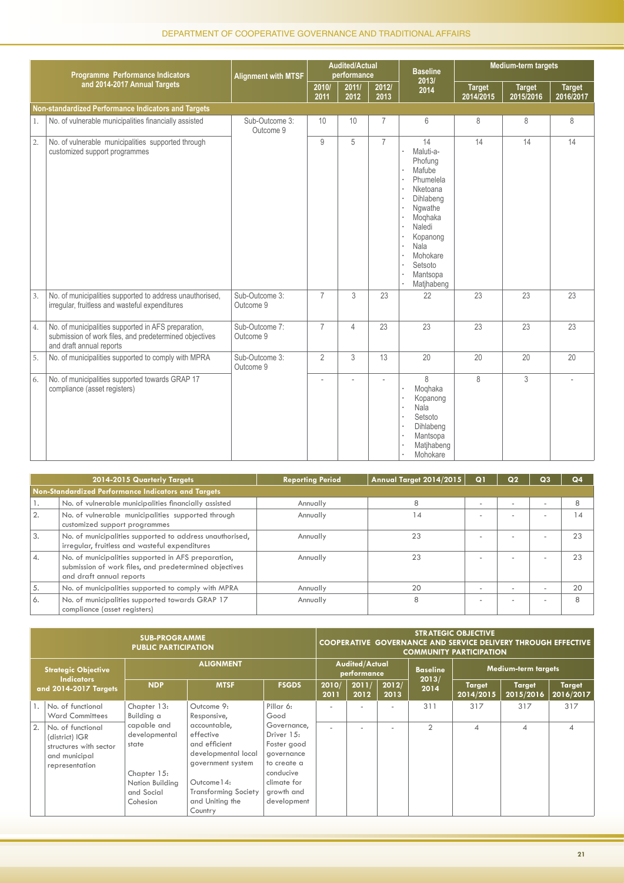| | Programme Performance Indicators and 2014-2017 Annual Targets | Alignment with MTSF | Audited/Actual performance | | | Baseline 2013/ 2014 | Medium-term targets | | |
|---|---|---|---|---|---|---|---|---|---|
| | | | 2010/ 2011 | 2011/ 2012 | 2012/ 2013 | | Target 2014/2015 | Target 2015/2016 | Target 2016/2017 |
| **Non-standardized Performance Indicators and Targets** | | | | | | | | | |
| 1. | No. of vulnerable municipalities financially assisted | Sub-Outcome 3: Outcome 9 | 10 | 10 | 7 | 6 | 8 | 8 | 8 |
| 2. | No. of vulnerable municipalities supported through customized support programmes | | 9 | 5 | 7 | 14 · Maluti-a-Phofung · Mafube · Phumelela · Nketoana · Dihlabeng · Ngwathe · Moqhaka · Naledi · Kopanong · Nala · Mohokare · Setsoto · Mantsopa · Matjhabeng | 14 | 14 | 14 |
| 3. | No. of municipalities supported to address unauthorised, irregular, fruitless and wasteful expenditures | Sub-Outcome 3: Outcome 9 | 7 | 3 | 23 | 22 | 23 | 23 | 23 |
| 4. | No. of municipalities supported in AFS preparation, submission of work files, and predetermined objectives and draft annual reports | Sub-Outcome 7: Outcome 9 | 7 | 4 | 23 | 23 | 23 | 23 | 23 |
| 5. | No. of municipalities supported to comply with MPRA | Sub-Outcome 3: Outcome 9 | 2 | 3 | 13 | 20 | 20 | 20 | 20 |
| 6. | No. of municipalities supported towards GRAP 17 compliance (asset registers) | | - | - | - | 8 · Moqhaka · Kopanong · Nala · Setsoto · Dihlabeng · Mantsopa · Matjhabeng · Mohokare | 8 | 3 | - |

| | 2014-2015 Quarterly Targets | Reporting Period | Annual Target 2014/2015 | Q1 | Q2 | Q3 | Q4 |
|---|---|---|---|---|---|---|---|
| **Non-Standardized Performance Indicators and Targets** | | | | | | | |
| 1. | No. of vulnerable municipalities financially assisted | Annually | 8 | - | - | - | 8 |
| 2. | No. of vulnerable municipalities supported through customized support programmes | Annually | 14 | - | - | - | 14 |
| 3. | No. of municipalities supported to address unauthorised, irregular, fruitless and wasteful expenditures | Annually | 23 | - | - | - | 23 |
| 4. | No. of municipalities supported in AFS preparation, submission of work files, and predetermined objectives and draft annual reports | Annually | 23 | - | - | - | 23 |
| 5. | No. of municipalities supported to comply with MPRA | Annually | 20 | - | - | - | 20 |
| 6. | No. of municipalities supported towards GRAP 17 compliance (asset registers) | Annually | 8 | - | - | - | 8 |

| SUB-PROGRAMME PUBLIC PARTICIPATION | | | | | STRATEGIC OBJECTIVE COOPERATIVE GOVERNANCE AND SERVICE DELIVERY THROUGH EFFECTIVE COMMUNITY PARTICIPATION | | | | | | |
|---|---|---|---|---|---|---|---|---|---|---|---|
| Strategic Objective Indicators and 2014-2017 Targets | | ALIGNMENT | | | Audited/Actual performance | | | Baseline 2013/ 2014 | Medium-term targets | | |
| | | NDP | MTSF | FSGDS | 2010/ 2011 | 2011/ 2012 | 2012/ 2013 | | Target 2014/2015 | Target 2015/2016 | Target 2016/2017 |
| 1. | No. of functional Ward Committees | Chapter 13: Building a capable and developmental state<br><br>Chapter 15: Nation Building and Social Cohesion | Outcome 9: Responsive, accountable, effective and efficient developmental local government system<br><br>Outcome14: Transforming Society and Uniting the Country | Pillar 6: Good Governance, Driver 15: Foster good governance to create a conducive climate for growth and development | - | - | - | 311 | 317 | 317 | 317 |
| 2. | No. of functional (district) IGR structures with sector and municipal representation | | | | - | - | - | 2 | 4 | 4 | 4 |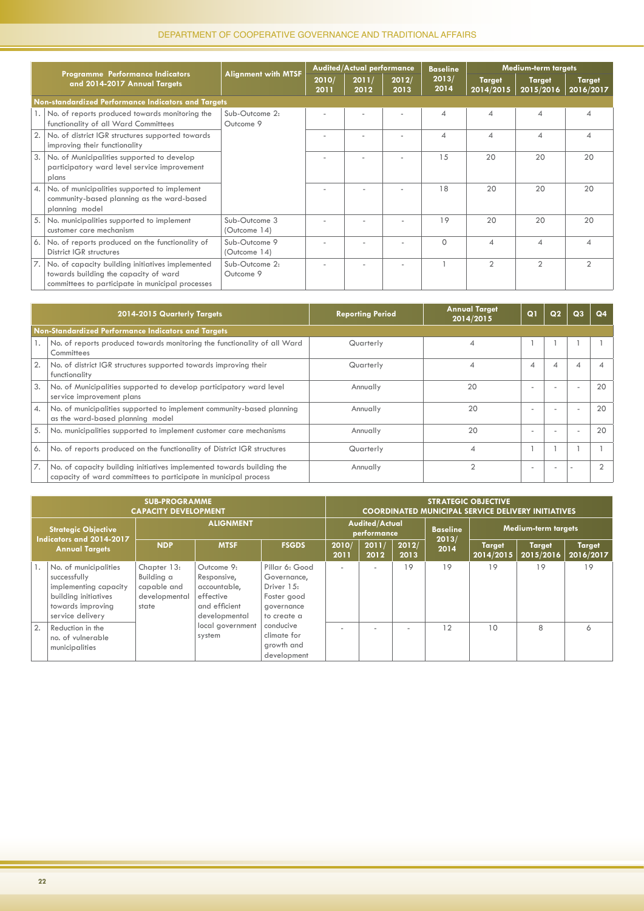| | Programme Performance Indicators and 2014-2017 Annual Targets | Alignment with MTSF | Audited/Actual performance | | | Baseline | Medium-term targets | | |
|---|---|---|---|---|---|---|---|---|---|
| | | | 2010/ 2011 | 2011/ 2012 | 2012/ 2013 | 2013/ 2014 | Target 2014/2015 | Target 2015/2016 | Target 2016/2017 |
| **Non-standardized Performance Indicators and Targets** | | | | | | | | | |
| 1. | No. of reports produced towards monitoring the functionality of all Ward Committees | Sub-Outcome 2: Outcome 9 | - | - | - | 4 | 4 | 4 | 4 |
| 2. | No. of district IGR structures supported towards improving their functionality | | - | - | - | 4 | 4 | 4 | 4 |
| 3. | No. of Municipalities supported to develop participatory ward level service improvement plans | | - | - | - | 15 | 20 | 20 | 20 |
| 4. | No. of municipalities supported to implement community-based planning as the ward-based planning model | | - | - | - | 18 | 20 | 20 | 20 |
| 5. | No. municipalities supported to implement customer care mechanism | Sub-Outcome 3 (Outcome 14) | - | - | - | 19 | 20 | 20 | 20 |
| 6. | No. of reports produced on the functionality of District IGR structures | Sub-Outcome 9 (Outcome 14) | - | - | - | 0 | 4 | 4 | 4 |
| 7. | No. of capacity building initiatives implemented towards building the capacity of ward committees to participate in municipal processes | Sub-Outcome 2: Outcome 9 | - | - | - | 1 | 2 | 2 | 2 |

| | 2014-2015 Quarterly Targets | Reporting Period | Annual Target 2014/2015 | Q1 | Q2 | Q3 | Q4 |
|---|---|---|---|---|---|---|---|
| **Non-Standardized Performance Indicators and Targets** | | | | | | | |
| 1. | No. of reports produced towards monitoring the functionality of all Ward Committees | Quarterly | 4 | 1 | 1 | 1 | 1 |
| 2. | No. of district IGR structures supported towards improving their functionality | Quarterly | 4 | 4 | 4 | 4 | 4 |
| 3. | No. of Municipalities supported to develop participatory ward level service improvement plans | Annually | 20 | - | - | - | 20 |
| 4. | No. of municipalities supported to implement community-based planning as the ward-based planning model | Annually | 20 | - | - | - | 20 |
| 5. | No. municipalities supported to implement customer care mechanisms | Annually | 20 | - | - | - | 20 |
| 6. | No. of reports produced on the functionality of District IGR structures | Quarterly | 4 | 1 | 1 | 1 | 1 |
| 7. | No. of capacity building initiatives implemented towards building the capacity of ward committees to participate in municipal process | Annually | 2 | - | - | - | 2 |

| SUB-PROGRAMME CAPACITY DEVELOPMENT | | | | | STRATEGIC OBJECTIVE COORDINATED MUNICIPAL SERVICE DELIVERY INITIATIVES | | | | | | |
|---|---|---|---|---|---|---|---|---|---|---|---|
| | Strategic Objective Indicators and 2014-2017 Annual Targets | ALIGNMENT | | | Audited/Actual performance | | | Baseline | Medium-term targets | | |
| | | NDP | MTSF | FSGDS | 2010/ 2011 | 2011/ 2012 | 2012/ 2013 | 2013/ 2014 | Target 2014/2015 | Target 2015/2016 | Target 2016/2017 |
| 1. | No. of municipalities successfully implementing capacity building initiatives towards improving service delivery | Chapter 13: Building a capable and developmental state | Outcome 9: Responsive, accountable, effective and efficient developmental local government system | Pillar 6: Good Governance, Driver 15: Foster good governance to create a conducive climate for growth and development | - | - | 19 | 19 | 19 | 19 | 19 |
| 2. | Reduction in the no. of vulnerable municipalities | | | | - | - | - | 12 | 10 | 8 | 6 |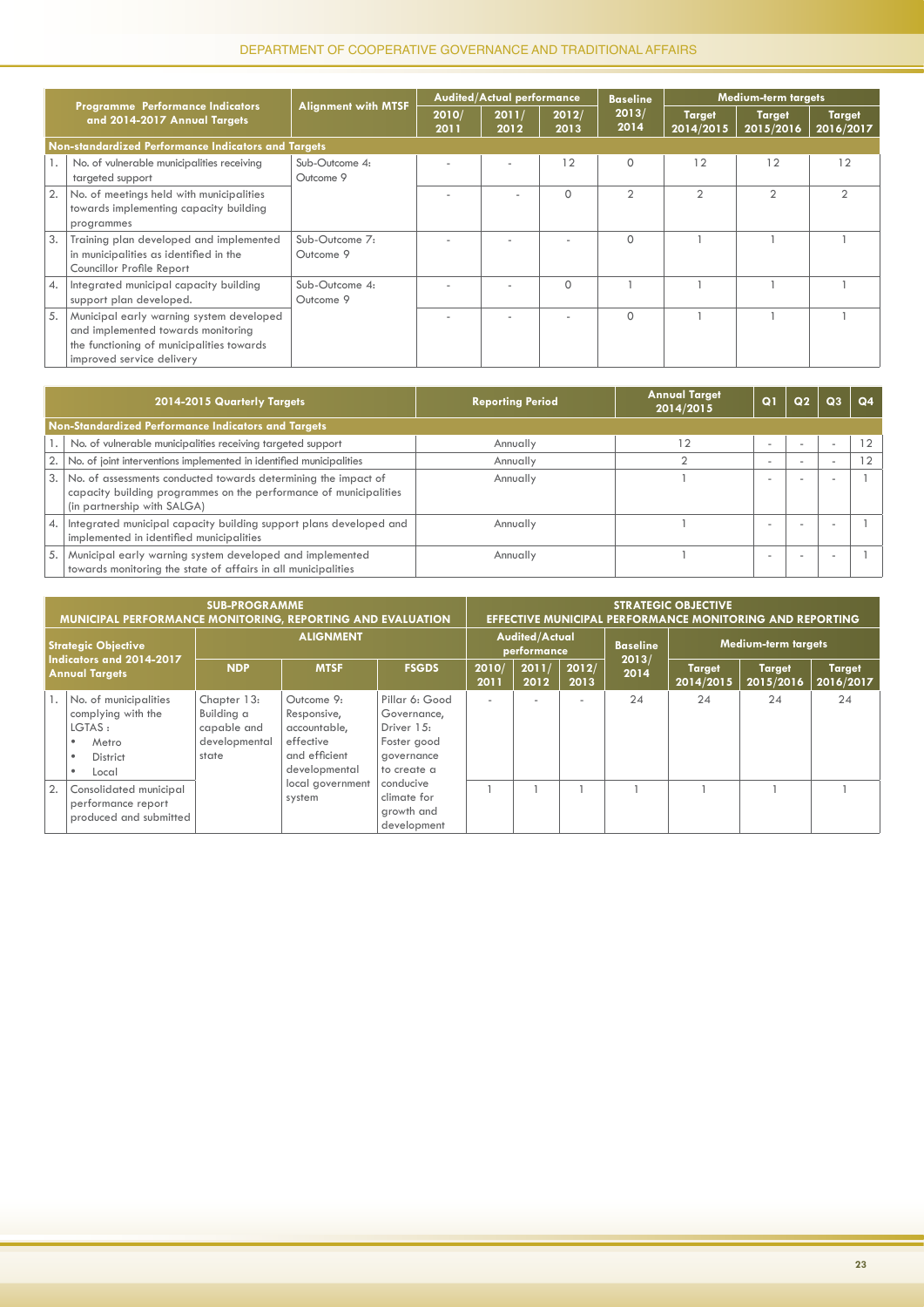| Programme Performance Indicators and 2014-2017 Annual Targets | Alignment with MTSF | Audited/Actual performance | | | Baseline 2013/ 2014 | Medium-term targets | | |
|---|---|---|---|---|---|---|---|---|
| | | 2010/ 2011 | 2011/ 2012 | 2012/ 2013 | | Target 2014/2015 | Target 2015/2016 | Target 2016/2017 |
| **Non-standardized Performance Indicators and Targets** | | | | | | | | |
| 1. No. of vulnerable municipalities receiving targeted support | Sub-Outcome 4: Outcome 9 | - | - | 12 | 0 | 12 | 12 | 12 |
| 2. No. of meetings held with municipalities towards implementing capacity building programmes | | - | - | 0 | 2 | 2 | 2 | 2 |
| 3. Training plan developed and implemented in municipalities as identified in the Councillor Profile Report | Sub-Outcome 7: Outcome 9 | - | - | - | 0 | 1 | 1 | 1 |
| 4. Integrated municipal capacity building support plan developed. | Sub-Outcome 4: Outcome 9 | - | - | 0 | 1 | 1 | 1 | 1 |
| 5. Municipal early warning system developed and implemented towards monitoring the functioning of municipalities towards improved service delivery | | - | - | - | 0 | 1 | 1 | 1 |

| 2014-2015 Quarterly Targets | Reporting Period | Annual Target 2014/2015 | Q1 | Q2 | Q3 | Q4 |
|---|---|---|---|---|---|---|
| **Non-Standardized Performance Indicators and Targets** | | | | | | |
| 1. No. of vulnerable municipalities receiving targeted support | Annually | 12 | - | - | - | 12 |
| 2. No. of joint interventions implemented in identified municipalities | Annually | 2 | - | - | - | 12 |
| 3. No. of assessments conducted towards determining the impact of capacity building programmes on the performance of municipalities (in partnership with SALGA) | Annually | 1 | - | - | - | 1 |
| 4. Integrated municipal capacity building support plans developed and implemented in identified municipalities | Annually | 1 | - | - | - | 1 |
| 5. Municipal early warning system developed and implemented towards monitoring the state of affairs in all municipalities | Annually | 1 | - | - | - | 1 |

| SUB-PROGRAMME MUNICIPAL PERFORMANCE MONITORING, REPORTING AND EVALUATION | | | | STRATEGIC OBJECTIVE EFFECTIVE MUNICIPAL PERFORMANCE MONITORING AND REPORTING | | | | | | |
|---|---|---|---|---|---|---|---|---|---|---|
| Strategic Objective Indicators and 2014-2017 Annual Targets | ALIGNMENT | | | Audited/Actual performance | | | Baseline 2013/ 2014 | Medium-term targets | | |
| | NDP | MTSF | FSGDS | 2010/ 2011 | 2011/ 2012 | 2012/ 2013 | | Target 2014/2015 | Target 2015/2016 | Target 2016/2017 |
| 1. No. of municipalities complying with the LGTAS : <br>• Metro <br>• District <br>• Local | Chapter 13: Building a capable and developmental state | Outcome 9: Responsive, accountable, effective and efficient developmental local government system | Pillar 6: Good Governance, Driver 15: Foster good governance to create a conducive climate for growth and development | - | - | - | 24 | 24 | 24 | 24 |
| 2. Consolidated municipal performance report produced and submitted | | | | 1 | 1 | 1 | 1 | 1 | 1 | 1 |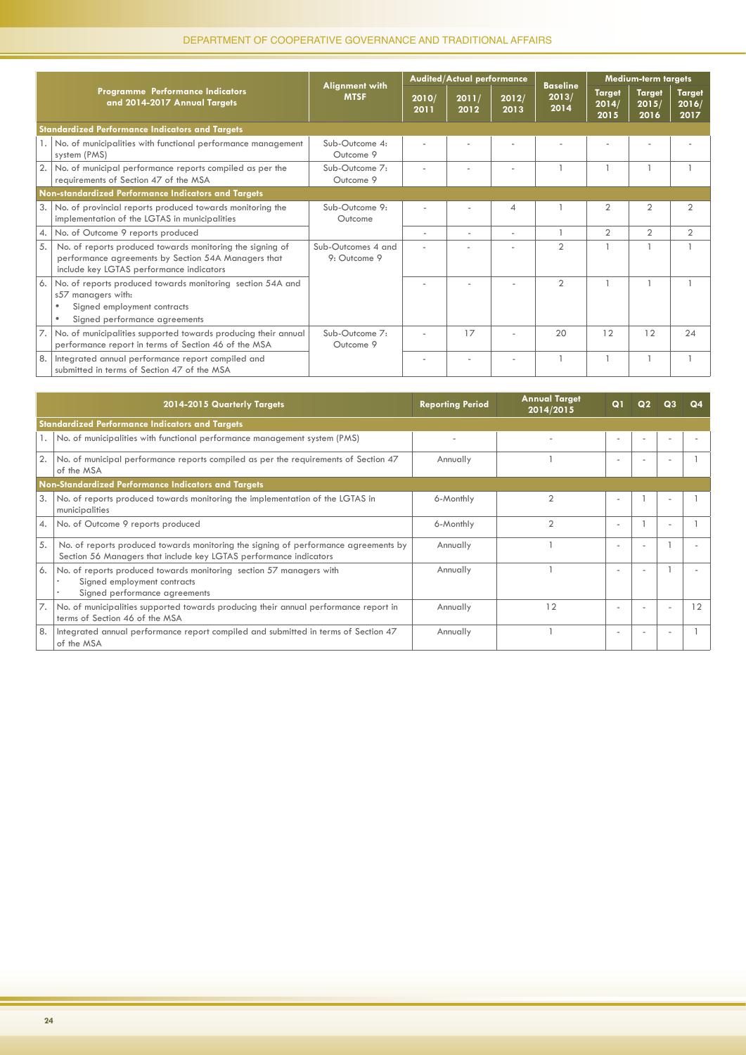| | Programme Performance Indicators and 2014-2017 Annual Targets | Alignment with MTSF | Audited/Actual performance | | | Baseline 2013/ 2014 | Medium-term targets | | |
|---|---|---|---|---|---|---|---|---|---|
| | | | 2010/ 2011 | 2011/ 2012 | 2012/ 2013 | | Target 2014/ 2015 | Target 2015/ 2016 | Target 2016/ 2017 |
| **Standardized Performance Indicators and Targets** | | | | | | | | | |
| 1. | No. of municipalities with functional performance management system (PMS) | Sub-Outcome 4: Outcome 9 | - | - | - | - | - | - | - |
| 2. | No. of municipal performance reports compiled as per the requirements of Section 47 of the MSA | Sub-Outcome 7: Outcome 9 | - | - | - | 1 | 1 | 1 | 1 |
| **Non-standardized Performance Indicators and Targets** | | | | | | | | | |
| 3. | No. of provincial reports produced towards monitoring the implementation of the LGTAS in municipalities | Sub-Outcome 9: Outcome | - | - | 4 | 1 | 2 | 2 | 2 |
| 4. | No. of Outcome 9 reports produced | | - | - | - | 1 | 2 | 2 | 2 |
| 5. | No. of reports produced towards monitoring the signing of performance agreements by Section 54A Managers that include key LGTAS performance indicators | Sub-Outcomes 4 and 9: Outcome 9 | - | - | - | 2 | 1 | 1 | 1 |
| 6. | No. of reports produced towards monitoring section 54A and s57 managers with: • Signed employment contracts • Signed performance agreements | | - | - | - | 2 | 1 | 1 | 1 |
| 7. | No. of municipalities supported towards producing their annual performance report in terms of Section 46 of the MSA | Sub-Outcome 7: Outcome 9 | - | 17 | - | 20 | 12 | 12 | 24 |
| 8. | Integrated annual performance report compiled and submitted in terms of Section 47 of the MSA | | - | - | - | 1 | 1 | 1 | 1 |

| | 2014-2015 Quarterly Targets | Reporting Period | Annual Target 2014/2015 | Q1 | Q2 | Q3 | Q4 |
|---|---|---|---|---|---|---|---|
| **Standardized Performance Indicators and Targets** | | | | | | | |
| 1. | No. of municipalities with functional performance management system (PMS) | - | - | - | - | - | - |
| 2. | No. of municipal performance reports compiled as per the requirements of Section 47 of the MSA | Annually | 1 | - | - | - | 1 |
| **Non-Standardized Performance Indicators and Targets** | | | | | | | |
| 3. | No. of reports produced towards monitoring the implementation of the LGTAS in municipalities | 6-Monthly | 2 | - | 1 | - | 1 |
| 4. | No. of Outcome 9 reports produced | 6-Monthly | 2 | - | 1 | - | 1 |
| 5. | No. of reports produced towards monitoring the signing of performance agreements by Section 56 Managers that include key LGTAS performance indicators | Annually | 1 | - | - | 1 | - |
| 6. | No. of reports produced towards monitoring section 57 managers with • Signed employment contracts • Signed performance agreements | Annually | 1 | - | - | 1 | - |
| 7. | No. of municipalities supported towards producing their annual performance report in terms of Section 46 of the MSA | Annually | 12 | - | - | - | 12 |
| 8. | Integrated annual performance report compiled and submitted in terms of Section 47 of the MSA | Annually | 1 | - | - | - | 1 |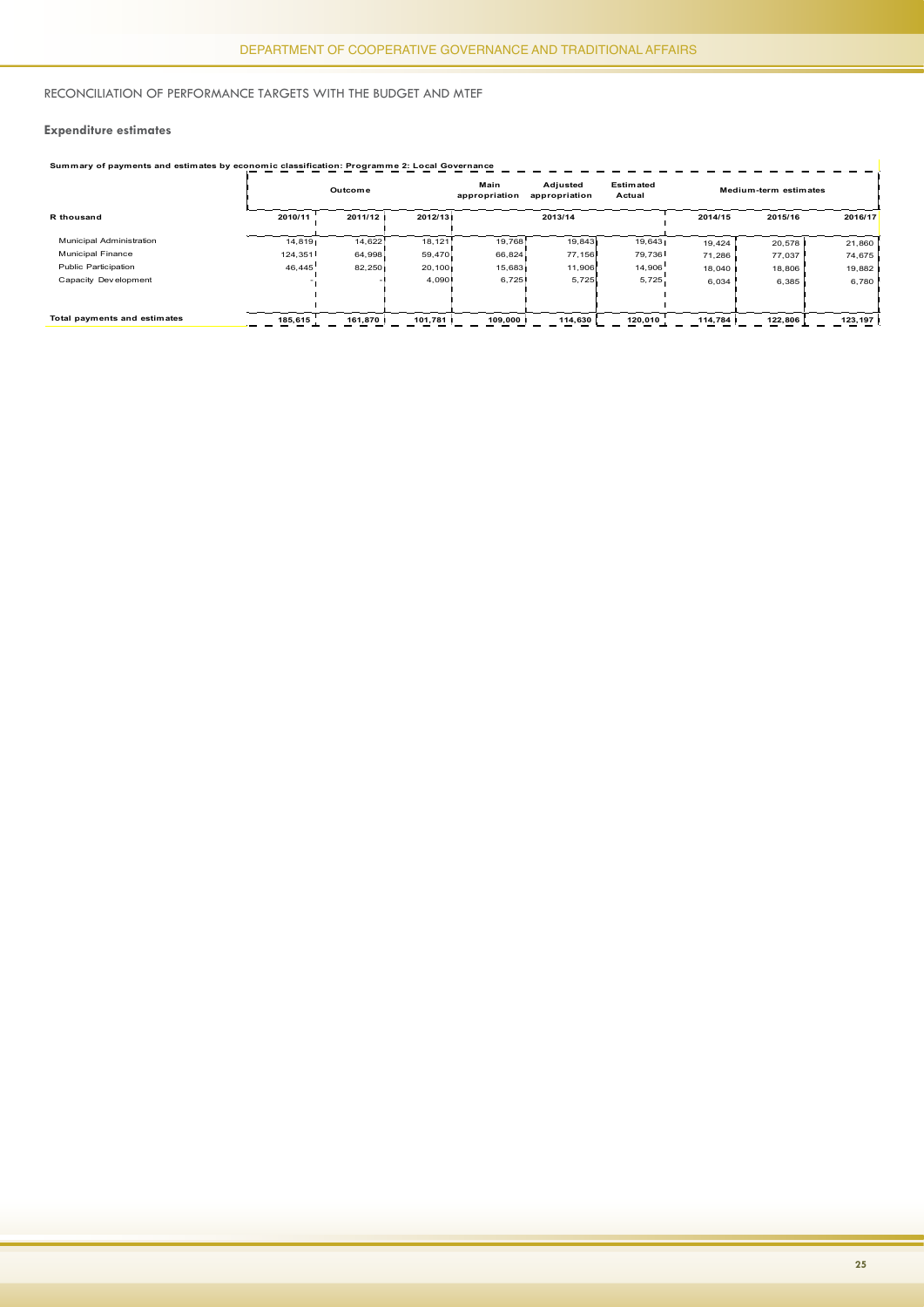## RECONCILIATION OF PERFORMANCE TARGETS WITH THE BUDGET AND MTEF

### Expenditure estimates

**Summary of payments and estimates by economic classification: Programme 2: Local Governance**

| | Outcome | | | Main appropriation | Adjusted appropriation | Estimated Actual | Medium-term estimates | | |
|---|---|---|---|---|---|---|---|---|---|
| **R thousand** | **2010/11** | **2011/12** | **2012/13** | **2013/14** | | | **2014/15** | **2015/16** | **2016/17** |
| Municipal Administration | 14,819 | 14,622 | 18,121 | 19,768 | 19,843 | 19,643 | 19,424 | 20,578 | 21,860 |
| Municipal Finance | 124,351 | 64,998 | 59,470 | 66,824 | 77,156 | 79,736 | 71,286 | 77,037 | 74,675 |
| Public Participation | 46,445 | 82,250 | 20,100 | 15,683 | 11,906 | 14,906 | 18,040 | 18,806 | 19,882 |
| Capacity Development | - | - | 4,090 | 6,725 | 5,725 | 5,725 | 6,034 | 6,385 | 6,780 |
| **Total payments and estimates** | **185,615** | **161,870** | **101,781** | **109,000** | **114,630** | **120,010** | **114,784** | **122,806** | **123,197** |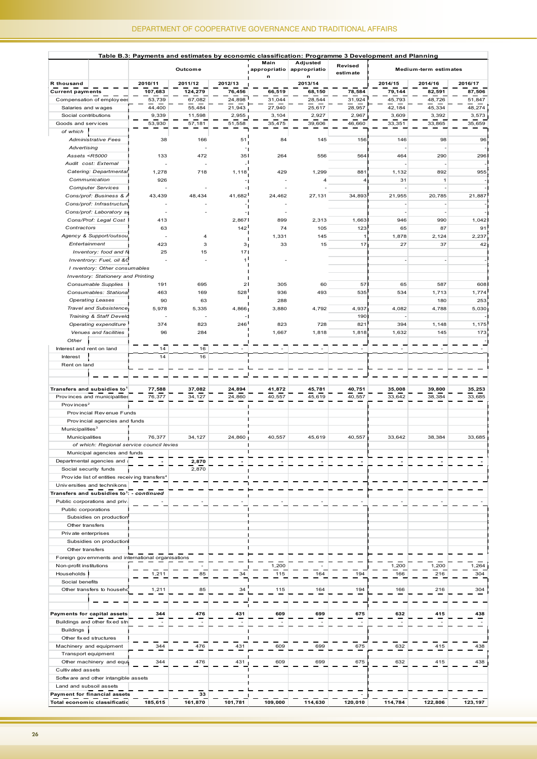**Table B.3: Payments and estimates by economic classification: Programme 3 Development and Planning**

| R thousand | Outcome | | | Main appropriation | Adjusted appropriation | Revised estimate | Medium-term estimates | | |
|---|---|---|---|---|---|---|---|---|---|
| | 2010/11 | 2011/12 | 2012/13 | | 2013/14 | | 2014/15 | 2014/16 | 2016/17 |
| **Current payments** | **107,683** | **124,279** | **76,456** | **66,519** | **68,150** | **78,584** | **79,144** | **82,591** | **87,506** |
| Compensation of employees | 53,739 | 67,082 | 24,898 | 31,044 | 28,544 | 31,924 | 45,793 | 48,726 | 51,847 |
| Salaries and wages | 44,400 | 55,484 | 21,943 | 27,940 | 25,617 | 28,957 | 42,184 | 45,334 | 48,274 |
| Social contributions | 9,339 | 11,598 | 2,955 | 3,104 | 2,927 | 2,967 | 3,609 | 3,392 | 3,573 |
| Goods and services | 53,930 | 57,181 | 51,558 | 35,475 | 39,606 | 46,660 | 33,351 | 33,865 | 35,659 |
| *of which* | | | | | | | | | |
| *Administrative Fees* | 38 | 166 | 51 | 84 | 145 | 156 | 146 | 98 | 96 |
| *Advertising* | | - | - | | | | - | - | - |
| *Assets <R5000* | 133 | 472 | 35 | 264 | 556 | 564 | 464 | 290 | 296 |
| *Audit cost: External* | - | - | - | | | | - | - | - |
| *Catering: Departmental* | 1,278 | 718 | 1,118 | 429 | 1,299 | 881 | 1,132 | 892 | 955 |
| *Communication* | 926 | | - | - | 4 | 4 | 31 | 1 | - |
| *Computer Services* | - | - | - | - | - | | - | - | - |
| *Cons/prof: Business & A* | 43,439 | 48,434 | 41,682 | 24,462 | 27,131 | 34,893 | 21,955 | 20,785 | 21,887 |
| *Cons/prof: Infrastructure* | - | - | - | - | | | - | - | - |
| *Cons/prof: Laboratory se* | - | - | - | - | | | - | - | - |
| *Cons/Prof: Legal Cost* | 413 | | 2,867 | 899 | 2,313 | 1,663 | 946 | 990 | 1,042 |
| *Contractors* | 63 | | 142 | 74 | 105 | 123 | 65 | 87 | 91 |
| *Agency & Support/outsou* | - | 4 | - | 1,331 | 145 | 1 | 1,878 | 2,124 | 2,237 |
| *Entertainment* | 423 | 3 | 3 | 33 | 15 | 17 | 27 | 37 | 42 |
| *Inventory: food and fo* | 25 | 15 | 17 | | | | | | |
| *Inventory: Fuel, oil &G* | - | - | 1 | - | | | - | - | - |
| *Inventory: Other consumables* | | | | | | | | | |
| *Inventory: Stationery and Printing* | | | | | | | | | |
| *Consumable Supplies* | 191 | 695 | 2 | 305 | 60 | 57 | 65 | 587 | 608 |
| *Consumables: Stationa* | 463 | 169 | 528 | 936 | 493 | 535 | 534 | 1,713 | 1,774 |
| *Operating Leases* | 90 | 63 | | 288 | | | | 180 | 253 |
| *Travel and Subsistence* | 5,978 | 5,335 | 4,866 | 3,880 | 4,792 | 4,937 | 4,082 | 4,788 | 5,030 |
| *Training & Staff Develo* | - | - | - | - | | 190 | - | | |
| *Operating expenditure* | 374 | 823 | 246 | 823 | 728 | 821 | 394 | 1,148 | 1,175 |
| *Venues and facilities* | 96 | 284 | | 1,667 | 1,818 | 1,818 | 1,632 | 145 | 173 |
| *Other* | | | | | | | | | - |
| Interest and rent on land | 14 | 16 | - | - | - | - | - | - | - |
| Interest | 14 | 16 | | | | | | | |
| Rent on land | | | | | | | | | |
| **Transfers and subsidies to[1]** | **77,588** | **37,082** | **24,894** | **41,872** | **45,781** | **40,751** | **35,008** | **39,800** | **35,253** |
| Provinces and municipalities | 76,377 | 34,127 | 24,860 | 40,557 | 45,619 | 40,557 | 33,642 | 38,384 | 33,685 |
| Provinces[2] | | | | | | | | | |
| Provincial Revenue Funds | | | | | | | | | |
| Provincial agencies and funds | | | | | | | | | |
| Municipalities[3] | | | | | | | | | |
| Municipalities | 76,377 | 34,127 | 24,860 | 40,557 | 45,619 | 40,557 | 33,642 | 38,384 | 33,685 |
| *of which: Regional service council levies* | | | | | | | | | |
| Municipal agencies and funds | | | | | | | | | |
| Departmental agencies and a | - | 2,870 | - | - | - | - | - | - | - |
| Social security funds | | 2,870 | | | | | | | |
| Provide list of entities receiving transfers[4] | | | | | | | | | |
| Universities and technikons | | | | | | | | | |
| **Transfers and subsidies to[1]: - *continued*** | | | | | | | | | |
| Public corporations and priv | - | - | - | - | - | - | - | - | - |
| Public corporations | | | | | | | | | |
| Subsidies on production | | | | | | | | | |
| Other transfers | | | | | | | | | |
| Private enterprises | | | | | | | | | |
| Subsidies on production | | | | | | | | | |
| Other transfers | | | | | | | | | |
| Foreign governments and international organisations | | | | | | | | | |
| Non-profit institutions | | - | | 1,200 | - | | 1,200 | 1,200 | 1,264 |
| Households | 1,211 | 85 | 34 | 115 | 164 | 194 | 166 | 216 | 304 |
| Social benefits | | | | | | | | | |
| Other transfers to househo | 1,211 | 85 | 34 | 115 | 164 | 194 | 166 | 216 | 304 |
| **Payments for capital assets** | **344** | **476** | **431** | **609** | **699** | **675** | **632** | **415** | **438** |
| Buildings and other fixed stru | - | - | - | - | - | - | - | - | - |
| Buildings | | | | | | | | | |
| Other fixed structures | | | | | | | | | |
| Machinery and equipment | 344 | 476 | 431 | 609 | 699 | 675 | 632 | 415 | 438 |
| Transport equipment | | | | | | | | | |
| Other machinery and equi | 344 | 476 | 431 | 609 | 699 | 675 | 632 | 415 | 438 |
| Cultivated assets | | | | | | | | | |
| Software and other intangible assets | | | | | | | | | |
| Land and subsoil assets | | | | | | | | | |
| **Payment for financial assets** | | **33** | | | | | | | |
| **Total economic classificatio** | **185,615** | **161,870** | **101,781** | **109,000** | **114,630** | **120,010** | **114,784** | **122,806** | **123,197** |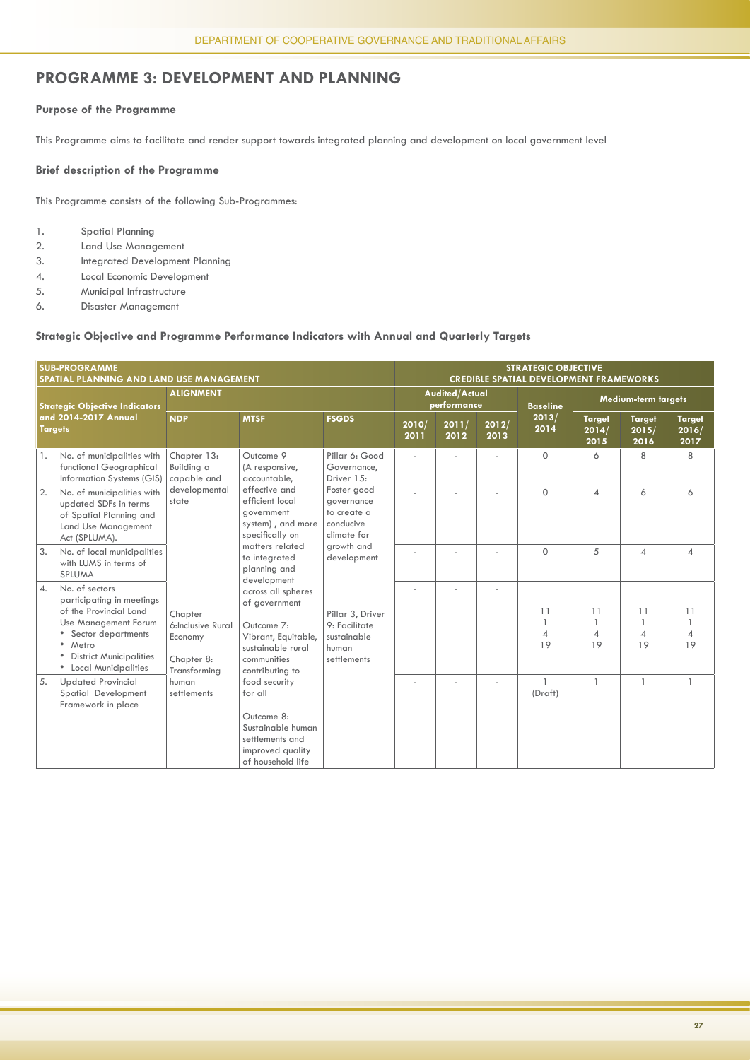# PROGRAMME 3: DEVELOPMENT AND PLANNING

### Purpose of the Programme

This Programme aims to facilitate and render support towards integrated planning and development on local government level

### Brief description of the Programme

This Programme consists of the following Sub-Programmes:

1. Spatial Planning
2. Land Use Management
3. Integrated Development Planning
4. Local Economic Development
5. Municipal Infrastructure
6. Disaster Management

### Strategic Objective and Programme Performance Indicators with Annual and Quarterly Targets

| SUB-PROGRAMME SPATIAL PLANNING AND LAND USE MANAGEMENT | | | | | STRATEGIC OBJECTIVE CREDIBLE SPATIAL DEVELOPMENT FRAMEWORKS | | | | | | |
|---|---|---|---|---|---|---|---|---|---|---|---|
| Strategic Objective Indicators and 2014-2017 Annual Targets | | ALIGNMENT | | | Audited/Actual performance | | | Baseline | Medium-term targets | | |
| | | NDP | MTSF | FSGDS | 2010/ 2011 | 2011/ 2012 | 2012/ 2013 | 2013/ 2014 | Target 2014/ 2015 | Target 2015/ 2016 | Target 2016/ 2017 |
| 1. | No. of municipalities with functional Geographical Information Systems (GIS) | Chapter 13: Building a capable and developmental state | Outcome 9 (A responsive, accountable, effective and efficient local government system), and more specifically on matters related to integrated planning and development across all spheres of government | Pillar 6: Good Governance, Driver 15: Foster good governance to create a conducive climate for growth and development | - | - | - | 0 | 6 | 8 | 8 |
| 2. | No. of municipalities with updated SDFs in terms of Spatial Planning and Land Use Management Act (SPLUMA). | | | | - | - | - | 0 | 4 | 6 | 6 |
| 3. | No. of local municipalities with LUMS in terms of SPLUMA | | | | - | - | - | 0 | 5 | 4 | 4 |
| 4. | No. of sectors participating in meetings of the Provincial Land Use Management Forum<br>• Sector departments<br>• Metro<br>• District Municipalities<br>• Local Municipalities | Chapter 6:Inclusive Rural Economy<br><br>Chapter 8: Transforming human settlements | Outcome 7: Vibrant, Equitable, sustainable rural communities contributing to food security for all<br><br>Outcome 8: Sustainable human settlements and improved quality of household life | Pillar 3, Driver 9: Facilitate sustainable human settlements | - | - | - | 11<br>1<br>4<br>19 | 11<br>1<br>4<br>19 | 11<br>1<br>4<br>19 | 11<br>1<br>4<br>19 |
| 5. | Updated Provincial Spatial Development Framework in place | | | | - | - | - | 1 (Draft) | 1 | 1 | 1 |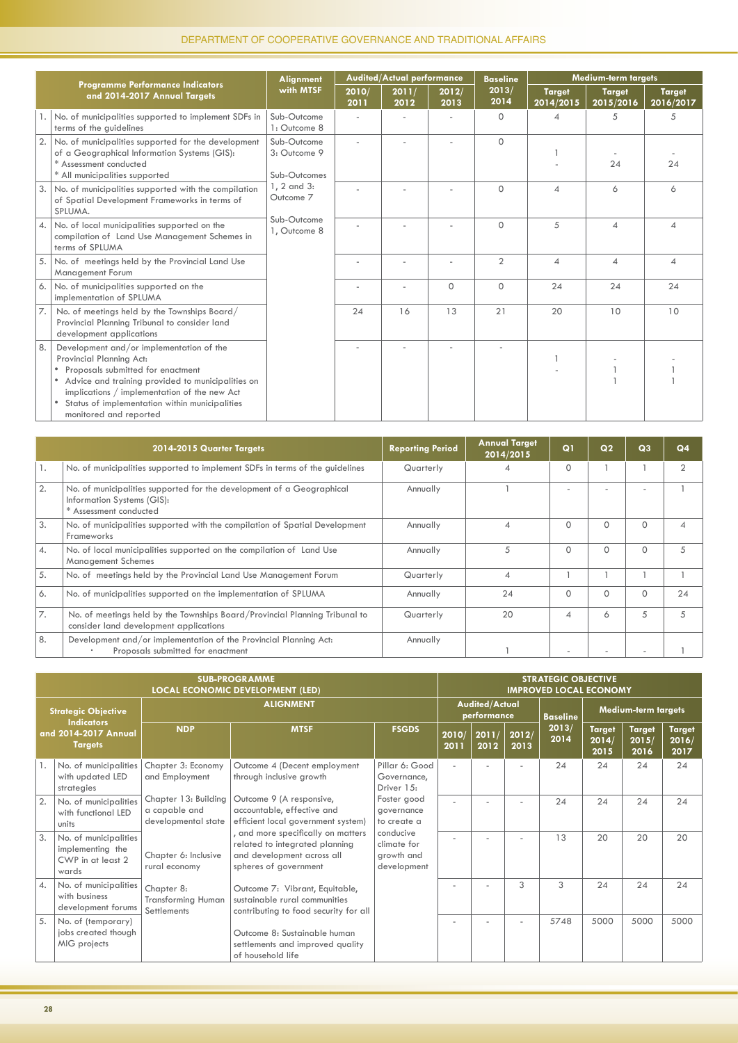| | Programme Performance Indicators and 2014-2017 Annual Targets | Alignment with MTSF | Audited/Actual performance | | | Baseline | Medium-term targets | | |
|---|---|---|---|---|---|---|---|---|---|
| | | | 2010/ 2011 | 2011/ 2012 | 2012/ 2013 | 2013/ 2014 | Target 2014/2015 | Target 2015/2016 | Target 2016/2017 |
| 1. | No. of municipalities supported to implement SDFs in terms of the guidelines | Sub-Outcome 1: Outcome 8 | - | - | - | 0 | 4 | 5 | 5 |
| 2. | No. of municipalities supported for the development of a Geographical Information Systems (GIS): * Assessment conducted * All municipalities supported | Sub-Outcome 3: Outcome 9 | - | - | - | 0 | 1 - | - 24 | - 24 |
| 3. | No. of municipalities supported with the compilation of Spatial Development Frameworks in terms of SPLUMA. | Sub-Outcomes 1, 2 and 3: Outcome 7 | - | - | - | 0 | 4 | 6 | 6 |
| 4. | No. of local municipalities supported on the compilation of Land Use Management Schemes in terms of SPLUMA | Sub-Outcome 1, Outcome 8 | - | - | - | 0 | 5 | 4 | 4 |
| 5. | No. of meetings held by the Provincial Land Use Management Forum | | - | - | - | 2 | 4 | 4 | 4 |
| 6. | No. of municipalities supported on the implementation of SPLUMA | | - | - | 0 | 0 | 24 | 24 | 24 |
| 7. | No. of meetings held by the Townships Board/ Provincial Planning Tribunal to consider land development applications | | 24 | 16 | 13 | 21 | 20 | 10 | 10 |
| 8. | Development and/or implementation of the Provincial Planning Act: • Proposals submitted for enactment • Advice and training provided to municipalities on implications / implementation of the new Act • Status of implementation within municipalities monitored and reported | | - | - | - | - | 1 - | - 1 1 | - 1 1 |

| | 2014-2015 Quarter Targets | Reporting Period | Annual Target 2014/2015 | Q1 | Q2 | Q3 | Q4 |
|---|---|---|---|---|---|---|---|
| 1. | No. of municipalities supported to implement SDFs in terms of the guidelines | Quarterly | 4 | 0 | 1 | 1 | 2 |
| 2. | No. of municipalities supported for the development of a Geographical Information Systems (GIS): * Assessment conducted | Annually | 1 | - | - | - | 1 |
| 3. | No. of municipalities supported with the compilation of Spatial Development Frameworks | Annually | 4 | 0 | 0 | 0 | 4 |
| 4. | No. of local municipalities supported on the compilation of Land Use Management Schemes | Annually | 5 | 0 | 0 | 0 | 5 |
| 5. | No. of meetings held by the Provincial Land Use Management Forum | Quarterly | 4 | 1 | 1 | 1 | 1 |
| 6. | No. of municipalities supported on the implementation of SPLUMA | Annually | 24 | 0 | 0 | 0 | 24 |
| 7. | No. of meetings held by the Townships Board/Provincial Planning Tribunal to consider land development applications | Quarterly | 20 | 4 | 6 | 5 | 5 |
| 8. | Development and/or implementation of the Provincial Planning Act: • Proposals submitted for enactment | Annually | 1 | - | - | - | 1 |

| SUB-PROGRAMME LOCAL ECONOMIC DEVELOPMENT (LED) | | | | | STRATEGIC OBJECTIVE IMPROVED LOCAL ECONOMY | | | | | | |
|---|---|---|---|---|---|---|---|---|---|---|---|
| | Strategic Objective Indicators and 2014-2017 Annual Targets | ALIGNMENT | | | Audited/Actual performance | | | Baseline | Medium-term targets | | |
| | | NDP | MTSF | FSGDS | 2010/ 2011 | 2011/ 2012 | 2012/ 2013 | 2013/ 2014 | Target 2014/ 2015 | Target 2015/ 2016 | Target 2016/ 2017 |
| 1. | No. of municipalities with updated LED strategies | Chapter 3: Economy and Employment | Outcome 4 (Decent employment through inclusive growth | Pillar 6: Good Governance, Driver 15: Foster good governance to create a conducive climate for growth and development | - | - | - | 24 | 24 | 24 | 24 |
| 2. | No. of municipalities with functional LED units | Chapter 13: Building a capable and developmental state | Outcome 9 (A responsive, accountable, effective and efficient local government system), and more specifically on matters related to integrated planning and development across all spheres of government | | - | - | - | 24 | 24 | 24 | 24 |
| 3. | No. of municipalities implementing the CWP in at least 2 wards | Chapter 6: Inclusive rural economy | | | - | - | - | 13 | 20 | 20 | 20 |
| 4. | No. of municipalities with business development forums | Chapter 8: Transforming Human Settlements | Outcome 7: Vibrant, Equitable, sustainable rural communities contributing to food security for all | | - | - | 3 | 3 | 24 | 24 | 24 |
| 5. | No. of (temporary) jobs created though MIG projects | | Outcome 8: Sustainable human settlements and improved quality of household life | | - | - | - | 5748 | 5000 | 5000 | 5000 |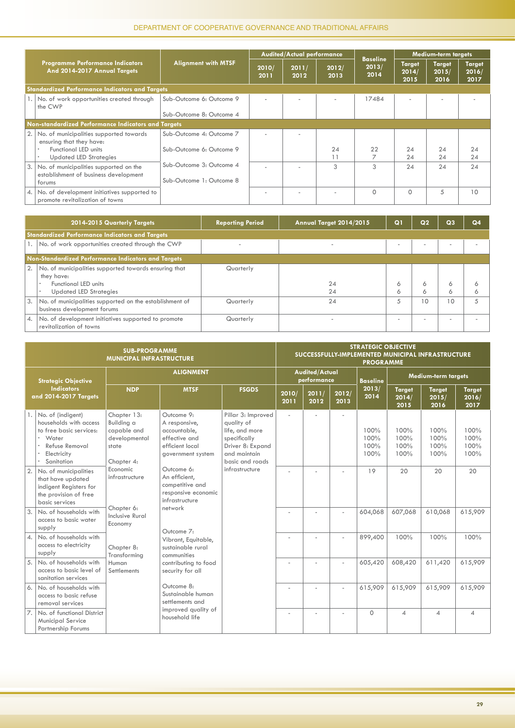| Programme Performance Indicators And 2014-2017 Annual Targets | Alignment with MTSF | Audited/Actual performance | | | Baseline 2013/ 2014 | Medium-term targets | | |
|---|---|---|---|---|---|---|---|---|
| | | 2010/ 2011 | 2011/ 2012 | 2012/ 2013 | | Target 2014/ 2015 | Target 2015/ 2016 | Target 2016/ 2017 |
| **Standardized Performance Indicators and Targets** | | | | | | | | |
| 1. No. of work opportunities created through the CWP | Sub-Outcome 6: Outcome 9<br>Sub-Outcome 8: Outcome 4 | - | - | - | 17484 | - | - | - |
| **Non-standardized Performance Indicators and Targets** | | | | | | | | |
| 2. No. of municipalities supported towards ensuring that they have:<br>• Functional LED units<br>• Updated LED Strategies | Sub-Outcome 4: Outcome 7<br>Sub-Outcome 6: Outcome 9 | - | - | 24<br>11 | 22<br>7 | 24<br>24 | 24<br>24 | 24<br>24 |
| 3. No. of municipalities supported on the establishment of business development forums | Sub-Outcome 3: Outcome 4<br>Sub-Outcome 1: Outcome 8 | - | - | 3 | 3 | 24 | 24 | 24 |
| 4. No. of development initiatives supported to promote revitalization of towns | | - | - | - | 0 | 0 | 5 | 10 |

| 2014-2015 Quarterly Targets | Reporting Period | Annual Target 2014/2015 | Q1 | Q2 | Q3 | Q4 |
|---|---|---|---|---|---|---|
| **Standardized Performance Indicators and Targets** | | | | | | |
| 1. No. of work opportunities created through the CWP | - | - | - | - | - | - |
| **Non-Standardized Performance Indicators and Targets** | | | | | | |
| 2. No. of municipalities supported towards ensuring that they have:<br>• Functional LED units<br>• Updated LED Strategies | Quarterly | 24<br>24 | 6<br>6 | 6<br>6 | 6<br>6 | 6<br>6 |
| 3. No. of municipalities supported on the establishment of business development forums | Quarterly | 24 | 5 | 10 | 10 | 5 |
| 4. No. of development initiatives supported to promote revitalization of towns | Quarterly | - | - | - | - | - |

| SUB-PROGRAMME MUNICIPAL INFRASTRUCTURE | | | | STRATEGIC OBJECTIVE SUCCESSFULLY-IMPLEMENTED MUNICIPAL INFRASTRUCTURE PROGRAMME | | | | | | |
|---|---|---|---|---|---|---|---|---|---|---|
| Strategic Objective Indicators and 2014-2017 Targets | ALIGNMENT | | | Audited/Actual performance | | | Baseline 2013/ 2014 | Medium-term targets | | |
| | NDP | MTSF | FSGDS | 2010/ 2011 | 2011/ 2012 | 2012/ 2013 | | Target 2014/ 2015 | Target 2015/ 2016 | Target 2016/ 2017 |
| 1. No. of (indigent) households with access to free basic services:<br>• Water<br>• Refuse Removal<br>• Electricity<br>• Sanitation | Chapter 13: Building a capable and developmental state<br>Chapter 4: Economic infrastructure<br>Chapter 6: Inclusive Rural Economy<br>Chapter 8: Transforming Human Settlements | Outcome 9: A responsive, accountable, effective and efficient local government system<br>Outcome 6: An efficient, competitive and responsive economic infrastructure network<br>Outcome 7: Vibrant, Equitable, sustainable rural communities contributing to food security for all<br>Outcome 8: Sustainable human settlements and improved quality of household life | Pillar 3: Improved quality of life, and more specifically Driver 8: Expand and maintain basic and roads infrastructure | - | - | - | 100%<br>100%<br>100%<br>100% | 100%<br>100%<br>100%<br>100% | 100%<br>100%<br>100%<br>100% | 100%<br>100%<br>100%<br>100% |
| 2. No. of municipalities that have updated indigent Registers for the provision of free basic services | | | | - | - | - | 19 | 20 | 20 | 20 |
| 3. No. of households with access to basic water supply | | | | - | - | - | 604,068 | 607,068 | 610,068 | 615,909 |
| 4. No. of households with access to electricity supply | | | | - | - | - | 899,400 | 100% | 100% | 100% |
| 5. No. of households with access to basic level of sanitation services | | | | - | - | - | 605,420 | 608,420 | 611,420 | 615,909 |
| 6. No. of households with access to basic refuse removal services | | | | - | - | - | 615,909 | 615,909 | 615,909 | 615,909 |
| 7. No. of functional District Municipal Service Partnership Forums | | | | - | - | - | 0 | 4 | 4 | 4 |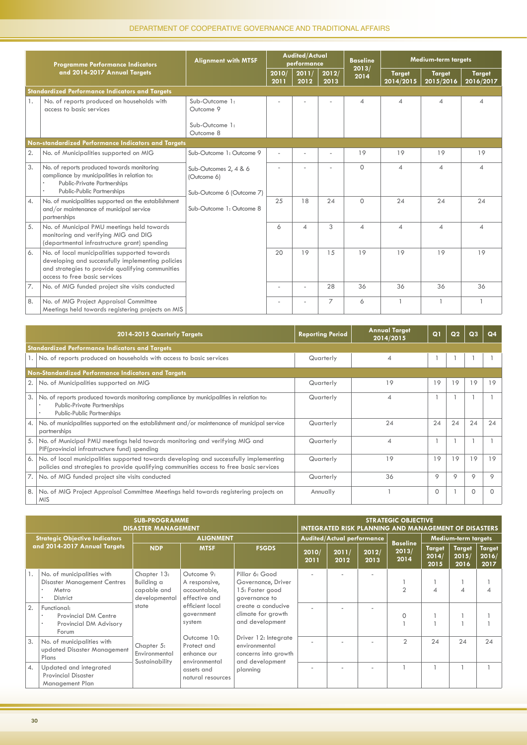| | Programme Performance Indicators and 2014-2017 Annual Targets | Alignment with MTSF | Audited/Actual performance | | | Baseline 2013/ 2014 | Medium-term targets | | |
|---|---|---|---|---|---|---|---|---|---|
| | | | 2010/ 2011 | 2011/ 2012 | 2012/ 2013 | | Target 2014/2015 | Target 2015/2016 | Target 2016/2017 |
| **Standardized Performance Indicators and Targets** | | | | | | | | | |
| 1. | No. of reports produced on households with access to basic services | Sub-Outcome 1: Outcome 9<br><br>Sub-Outcome 1: Outcome 8 | - | - | - | 4 | 4 | 4 | 4 |
| **Non-standardized Performance Indicators and Targets** | | | | | | | | | |
| 2. | No. of Municipalities supported on MIG | Sub-Outcome 1: Outcome 9 | - | - | - | 19 | 19 | 19 | 19 |
| 3. | No. of reports produced towards monitoring compliance by municipalities in relation to: • Public-Private Partnerships • Public-Public Partnerships | Sub-Outcomes 2, 4 & 6 (Outcome 6)<br><br>Sub-Outcome 6 (Outcome 7) | - | - | - | 0 | 4 | 4 | 4 |
| 4. | No. of municipalities supported on the establishment and/or maintenance of municipal service partnerships | Sub-Outcome 1: Outcome 8 | 25 | 18 | 24 | 0 | 24 | 24 | 24 |
| 5. | No. of Municipal PMU meetings held towards monitoring and verifying MIG and DIG (departmental infrastructure grant) spending | | 6 | 4 | 3 | 4 | 4 | 4 | 4 |
| 6. | No. of local municipalities supported towards developing and successfully implementing policies and strategies to provide qualifying communities access to free basic services | | 20 | 19 | 15 | 19 | 19 | 19 | 19 |
| 7. | No. of MIG funded project site visits conducted | | - | - | 28 | 36 | 36 | 36 | 36 |
| 8. | No. of MIG Project Appraisal Committee Meetings held towards registering projects on MIS | | - | - | 7 | 6 | 1 | 1 | 1 |

| | 2014-2015 Quarterly Targets | Reporting Period | Annual Target 2014/2015 | Q1 | Q2 | Q3 | Q4 |
|---|---|---|---|---|---|---|---|
| **Standardized Performance Indicators and Targets** | | | | | | | |
| 1. | No. of reports produced on households with access to basic services | Quarterly | 4 | 1 | 1 | 1 | 1 |
| **Non-Standardized Performance Indicators and Targets** | | | | | | | |
| 2. | No. of Municipalities supported on MIG | Quarterly | 19 | 19 | 19 | 19 | 19 |
| 3. | No. of reports produced towards monitoring compliance by municipalities in relation to: • Public-Private Partnerships • Public-Public Partnerships | Quarterly | 4 | 1 | 1 | 1 | 1 |
| 4. | No. of municipalities supported on the establishment and/or maintenance of municipal service partnerships | Quarterly | 24 | 24 | 24 | 24 | 24 |
| 5. | No. of Municipal PMU meetings held towards monitoring and verifying MIG and PIF(provincial infrastructure fund) spending | Quarterly | 4 | 1 | 1 | 1 | 1 |
| 6. | No. of local municipalities supported towards developing and successfully implementing policies and strategies to provide qualifying communities access to free basic services | Quarterly | 19 | 19 | 19 | 19 | 19 |
| 7. | No. of MIG funded project site visits conducted | Quarterly | 36 | 9 | 9 | 9 | 9 |
| 8. | No. of MIG Project Appraisal Committee Meetings held towards registering projects on MIS | Annually | 1 | 0 | 1 | 0 | 0 |

| SUB-PROGRAMME DISASTER MANAGEMENT | | | | | STRATEGIC OBJECTIVE INTEGRATED RISK PLANNING AND MANAGEMENT OF DISASTERS | | | | | | |
|---|---|---|---|---|---|---|---|---|---|---|---|
| | Strategic Objective Indicators and 2014-2017 Annual Targets | ALIGNMENT | | | Audited/Actual performance | | | Baseline 2013/ 2014 | Medium-term targets | | |
| | | NDP | MTSF | FSGDS | 2010/ 2011 | 2011/ 2012 | 2012/ 2013 | | Target 2014/ 2015 | Target 2015/ 2016 | Target 2016/ 2017 |
| 1. | No. of municipalities with Disaster Management Centres • Metro • District | Chapter 13: Building a capable and developmental state | Outcome 9: A responsive, accountable, effective and efficient local government system | Pillar 6: Good Governance, Driver 15: Foster good governance to create a conducive climate for growth and development | - | - | - | 1<br>2 | 1<br>4 | 1<br>4 | 1<br>4 |
| 2. | Functional: • Provincial DM Centre • Provincial DM Advisory Forum | | | | - | - | - | 0<br>1 | 1<br>1 | 1<br>1 | 1<br>1 |
| 3. | No. of municipalities with updated Disaster Management Plans | Chapter 5: Environmental Sustainability | Outcome 10: Protect and enhance our environmental assets and natural resources | Driver 12: Integrate environmental concerns into growth and development planning | - | - | - | 2 | 24 | 24 | 24 |
| 4. | Updated and integrated Provincial Disaster Management Plan | | | | - | - | - | 1 | 1 | 1 | 1 |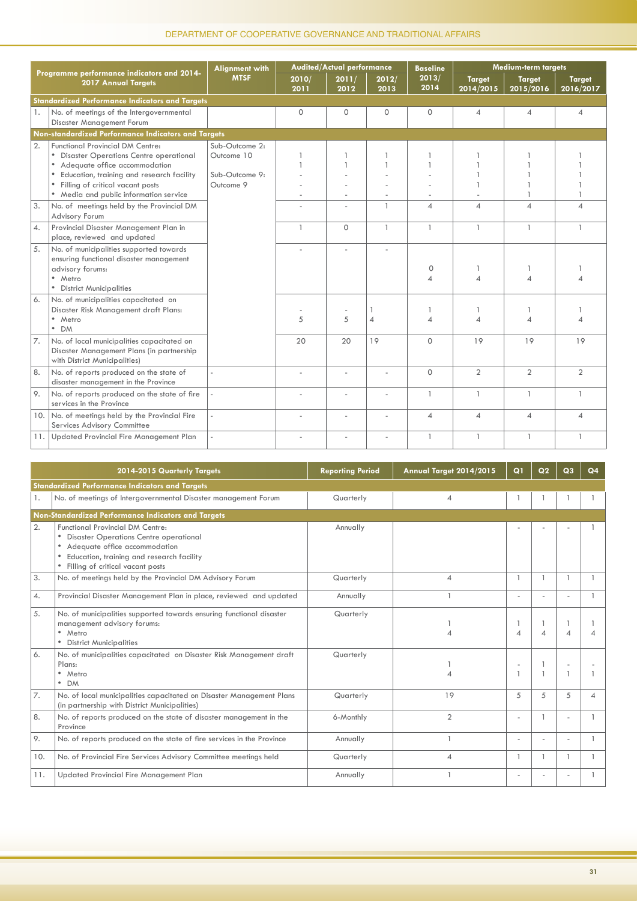| | Programme performance indicators and 2014-2017 Annual Targets | Alignment with MTSF | Audited/Actual performance | | | Baseline | Medium-term targets | | |
|---|---|---|---|---|---|---|---|---|---|
| | | | 2010/ 2011 | 2011/ 2012 | 2012/ 2013 | 2013/ 2014 | Target 2014/2015 | Target 2015/2016 | Target 2016/2017 |
| **Standardized Performance Indicators and Targets** | | | | | | | | | |
| 1. | No. of meetings of the Intergovernmental Disaster Management Forum | | 0 | 0 | 0 | 0 | 4 | 4 | 4 |
| **Non-standardized Performance Indicators and Targets** | | | | | | | | | |
| 2. | Functional Provincial DM Centre:<br>• Disaster Operations Centre operational<br>• Adequate office accommodation<br>• Education, training and research facility<br>• Filling of critical vacant posts<br>• Media and public information service | Sub-Outcome 2: Outcome 10<br><br>Sub-Outcome 9: Outcome 9 | 1<br>1<br>-<br>-<br>- | 1<br>1<br>-<br>-<br>- | 1<br>1<br>-<br>-<br>- | 1<br>1<br>-<br>-<br>- | 1<br>1<br>1<br>1<br>- | 1<br>1<br>1<br>1<br>1 | 1<br>1<br>1<br>1<br>1 |
| 3. | No. of meetings held by the Provincial DM Advisory Forum | | - | - | 1 | 4 | 4 | 4 | 4 |
| 4. | Provincial Disaster Management Plan in place, reviewed and updated | | 1 | 0 | 1 | 1 | 1 | 1 | 1 |
| 5. | No. of municipalities supported towards ensuring functional disaster management advisory forums:<br>• Metro<br>• District Municipalities | | - | - | - | 0<br>4 | 1<br>4 | 1<br>4 | 1<br>4 |
| 6. | No. of municipalities capacitated on Disaster Risk Management draft Plans:<br>• Metro<br>• DM | | -<br>5 | -<br>5 | 1<br>4 | 1<br>4 | 1<br>4 | 1<br>4 | 1<br>4 |
| 7. | No. of local municipalities capacitated on Disaster Management Plans (in partnership with District Municipalities) | | 20 | 20 | 19 | 0 | 19 | 19 | 19 |
| 8. | No. of reports produced on the state of disaster management in the Province | - | - | - | - | 0 | 2 | 2 | 2 |
| 9. | No. of reports produced on the state of fire services in the Province | - | - | - | - | 1 | 1 | 1 | 1 |
| 10. | No. of meetings held by the Provincial Fire Services Advisory Committee | - | - | - | - | 4 | 4 | 4 | 4 |
| 11. | Updated Provincial Fire Management Plan | - | - | - | - | 1 | 1 | 1 | 1 |

| | 2014-2015 Quarterly Targets | Reporting Period | Annual Target 2014/2015 | Q1 | Q2 | Q3 | Q4 |
|---|---|---|---|---|---|---|---|
| **Standardized Performance Indicators and Targets** | | | | | | | |
| 1. | No. of meetings of Intergovernmental Disaster management Forum | Quarterly | 4 | 1 | 1 | 1 | 1 |
| **Non-Standardized Performance Indicators and Targets** | | | | | | | |
| 2. | Functional Provincial DM Centre:<br>• Disaster Operations Centre operational<br>• Adequate office accommodation<br>• Education, training and research facility<br>• Filling of critical vacant posts | Annually | | - | - | - | 1 |
| 3. | No. of meetings held by the Provincial DM Advisory Forum | Quarterly | 4 | 1 | 1 | 1 | 1 |
| 4. | Provincial Disaster Management Plan in place, reviewed and updated | Annually | 1 | - | - | - | 1 |
| 5. | No. of municipalities supported towards ensuring functional disaster management advisory forums:<br>• Metro<br>• District Municipalities | Quarterly | 1<br>4 | 1<br>4 | 1<br>4 | 1<br>4 | 1<br>4 |
| 6. | No. of municipalities capacitated on Disaster Risk Management draft Plans:<br>• Metro<br>• DM | Quarterly | 1<br>4 | -<br>1 | 1<br>1 | -<br>1 | -<br>1 |
| 7. | No. of local municipalities capacitated on Disaster Management Plans (in partnership with District Municipalities) | Quarterly | 19 | 5 | 5 | 5 | 4 |
| 8. | No. of reports produced on the state of disaster management in the Province | 6-Monthly | 2 | - | 1 | - | 1 |
| 9. | No. of reports produced on the state of fire services in the Province | Annually | 1 | - | - | - | 1 |
| 10. | No. of Provincial Fire Services Advisory Committee meetings held | Quarterly | 4 | 1 | 1 | 1 | 1 |
| 11. | Updated Provincial Fire Management Plan | Annually | 1 | - | - | - | 1 |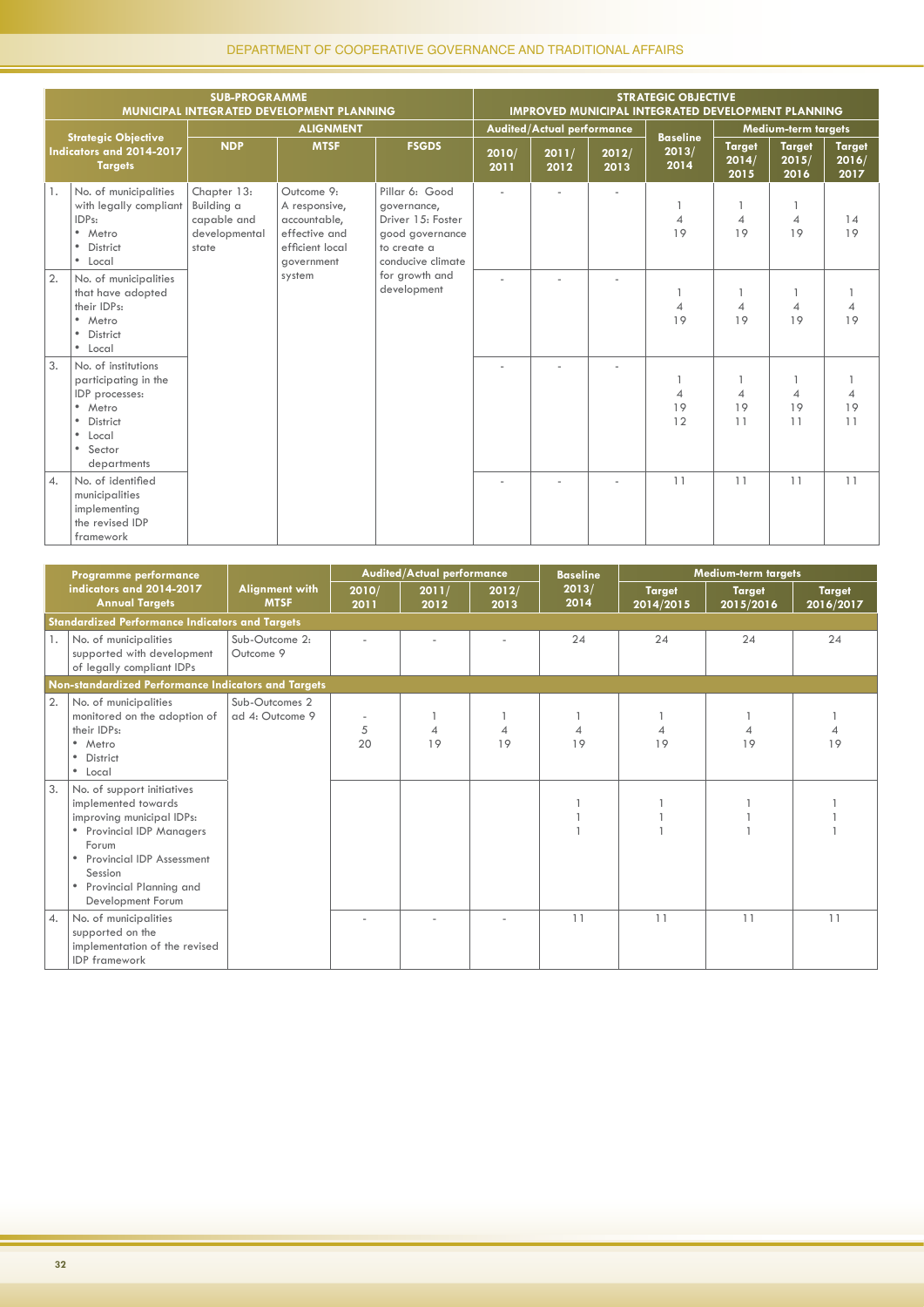| SUB-PROGRAMME MUNICIPAL INTEGRATED DEVELOPMENT PLANNING | | | | STRATEGIC OBJECTIVE IMPROVED MUNICIPAL INTEGRATED DEVELOPMENT PLANNING | | | | | | |
|---|---|---|---|---|---|---|---|---|---|---|
| Strategic Objective Indicators and 2014-2017 Targets | ALIGNMENT | | | Audited/Actual performance | | | Baseline 2013/2014 | Medium-term targets | | |
| | NDP | MTSF | FSGDS | 2010/2011 | 2011/2012 | 2012/2013 | | Target 2014/2015 | Target 2015/2016 | Target 2016/2017 |
| 1. No. of municipalities with legally compliant IDPs: • Metro • District • Local | Chapter 13: Building a capable and developmental state | Outcome 9: A responsive, accountable, effective and efficient local government system | Pillar 6: Good governance, Driver 15: Foster good governance to create a conducive climate for growth and development | - | - | - | 1<br>4<br>19 | 1<br>4<br>19 | 1<br>4<br>19 | 14<br>19 |
| 2. No. of municipalities that have adopted their IDPs: • Metro • District • Local | | | | - | - | - | 1<br>4<br>19 | 1<br>4<br>19 | 1<br>4<br>19 | 1<br>4<br>19 |
| 3. No. of institutions participating in the IDP processes: • Metro • District • Local • Sector departments | | | | - | - | - | 1<br>4<br>19<br>12 | 1<br>4<br>19<br>11 | 1<br>4<br>19<br>11 | 1<br>4<br>19<br>11 |
| 4. No. of identified municipalities implementing the revised IDP framework | | | | - | - | - | 11 | 11 | 11 | 11 |

| Programme performance indicators and 2014-2017 Annual Targets | Alignment with MTSF | Audited/Actual performance | | | Baseline 2013/2014 | Medium-term targets | | |
|---|---|---|---|---|---|---|---|---|
| | | 2010/2011 | 2011/2012 | 2012/2013 | | Target 2014/2015 | Target 2015/2016 | Target 2016/2017 |
| **Standardized Performance Indicators and Targets** | | | | | | | | |
| 1. No. of municipalities supported with development of legally compliant IDPs | Sub-Outcome 2: Outcome 9 | - | - | - | 24 | 24 | 24 | 24 |
| **Non-standardized Performance Indicators and Targets** | | | | | | | | |
| 2. No. of municipalities monitored on the adoption of their IDPs: • Metro • District • Local | Sub-Outcomes 2 ad 4: Outcome 9 | -<br>5<br>20 | 1<br>4<br>19 | 1<br>4<br>19 | 1<br>4<br>19 | 1<br>4<br>19 | 1<br>4<br>19 | 1<br>4<br>19 |
| 3. No. of support initiatives implemented towards improving municipal IDPs: • Provincial IDP Managers Forum • Provincial IDP Assessment Session • Provincial Planning and Development Forum | | | | | 1<br>1<br>1 | 1<br>1<br>1 | 1<br>1<br>1 | 1<br>1<br>1 |
| 4. No. of municipalities supported on the implementation of the revised IDP framework | | - | - | - | 11 | 11 | 11 | 11 |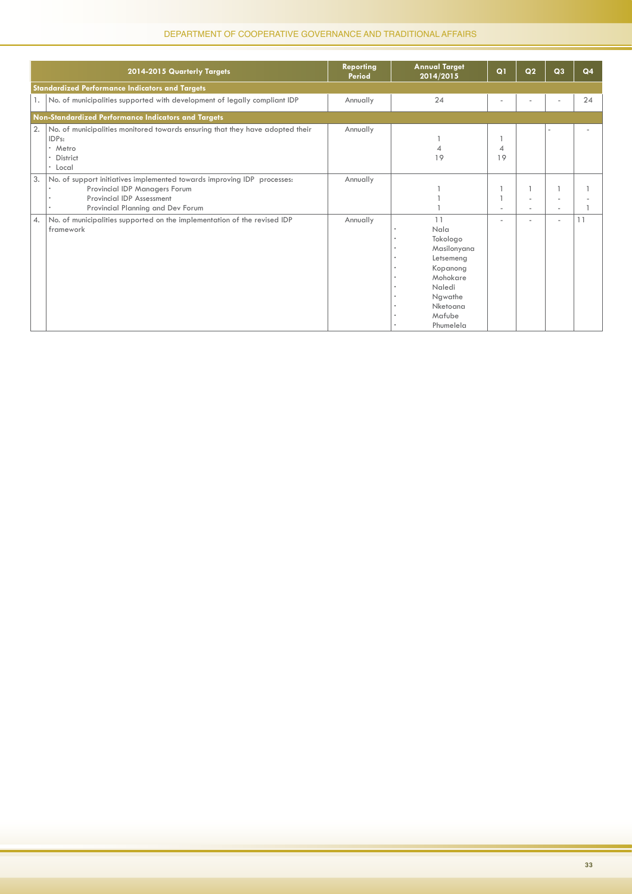| | 2014-2015 Quarterly Targets | Reporting Period | Annual Target 2014/2015 | Q1 | Q2 | Q3 | Q4 |
|---|---|---|---|---|---|---|---|
| **Standardized Performance Indicators and Targets** | | | | | | | |
| 1. | No. of municipalities supported with development of legally compliant IDP | Annually | 24 | - | - | - | 24 |
| **Non-Standardized Performance Indicators and Targets** | | | | | | | |
| 2. | No. of municipalities monitored towards ensuring that they have adopted their IDPs:<br>• Metro<br>• District<br>• Local | Annually | 1<br>4<br>19 | 1<br>4<br>19 | | - | - |
| 3. | No. of support initiatives implemented towards improving IDP processes:<br>• Provincial IDP Managers Forum<br>• Provincial IDP Assessment<br>• Provincial Planning and Dev Forum | Annually | 1<br>1<br>1 | 1<br>1<br>- | 1<br>-<br>- | 1<br>-<br>- | 1<br>-<br>1 |
| 4. | No. of municipalities supported on the implementation of the revised IDP framework | Annually | 11<br>• Nala<br>• Tokologo<br>• Masilonyana<br>• Letsemeng<br>• Kopanong<br>• Mohokare<br>• Naledi<br>• Ngwathe<br>• Nketoana<br>• Mafube<br>• Phumelela | - | - | - | 11 |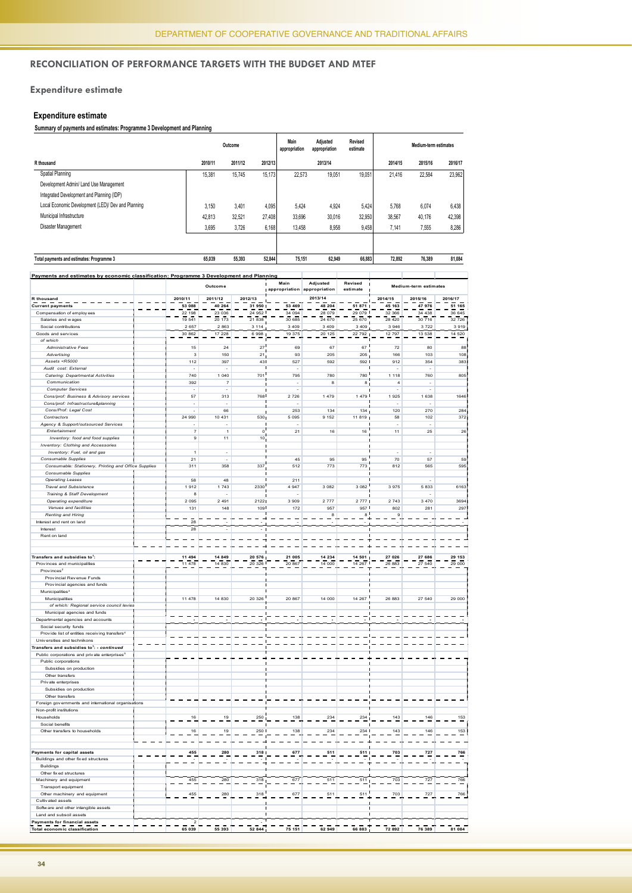## RECONCILIATION OF PERFORMANCE TARGETS WITH THE BUDGET AND MTEF

### Expenditure estimate

#### Expenditure estimate

**Summary of payments and estimates: Programme 3 Development and Planning**

| R thousand | Outcome 2010/11 | Outcome 2011/12 | Outcome 2012/13 | Main appropriation 2013/14 | Adjusted appropriation 2013/14 | Revised estimate 2013/14 | Medium-term estimates 2014/15 | Medium-term estimates 2015/16 | Medium-term estimates 2016/17 |
|---|---|---|---|---|---|---|---|---|---|
| Spatial Planning | 15,381 | 15,745 | 15,173 | 22,573 | 19,051 | 19,051 | 21,416 | 22,584 | 23,962 |
| Development Admin/ Land Use Management | | | | | | | | | |
| Integrated Development and Planning (IDP) | | | | | | | | | |
| Local Economic Development (LED)/ Dev and Planning | 3,150 | 3,401 | 4,095 | 5,424 | 4,924 | 5,424 | 5,768 | 6,074 | 6,438 |
| Municipal Infrastructure | 42,813 | 32,521 | 27,408 | 33,696 | 30,016 | 32,950 | 38,567 | 40,176 | 42,398 |
| Disaster Management | 3,695 | 3,726 | 6,168 | 13,458 | 8,958 | 9,458 | 7,141 | 7,555 | 8,286 |
| **Total payments and estimates: Programme 3** | **65,039** | **55,393** | **52,844** | **75,151** | **62,949** | **66,883** | **72,892** | **76,389** | **81,084** |

**Payments and estimates by economic classification: Programme 3 Development and Planning**

| R thousand | Outcome 2010/11 | Outcome 2011/12 | Outcome 2012/13 | Main appropriation 2013/14 | Adjusted appropriation 2013/14 | Revised estimate 2013/14 | Medium-term estimates 2014/15 | Medium-term estimates 2015/16 | Medium-term estimates 2016/17 |
|---|---|---|---|---|---|---|---|---|---|
| **Current payments** | **53 088** | **40 264** | **31 950** | **53 469** | **48 204** | **51 871** | **45 163** | **47 976** | **51 165** |
| Compensation of employees | 22 198 | 23 036 | 24 952 | 34 094 | 28 079 | 29 079 | 32 366 | 34 438 | 36 645 |
| Salaries and wages | 19 541 | 20 173 | 21 838 | 30 685 | 24 670 | 25 670 | 28 420 | 30 716 | 32 726 |
| Social contributions | 2 657 | 2 863 | 3 114 | 3 409 | 3 409 | 3 409 | 3 946 | 3 722 | 3 919 |
| Goods and services | 30 862 | 17 228 | 6 998 | 19 375 | 20 125 | 22 792 | 12 797 | 13 538 | 14 520 |
| *of which* | | | | | | | | | |
| *Administrative Fees* | 15 | 24 | 27 | 69 | 67 | 67 | 72 | 80 | 88 |
| *Advertising* | 3 | 150 | 21 | 93 | 205 | 205 | 166 | 103 | 108 |
| *Assets <R5000* | 112 | 397 | 43 | 527 | 592 | 592 | 912 | 354 | 383 |
| *Audit cost: External* | - | - | | - | | | - | - | |
| *Catering: Departmental Activities* | 740 | 1 040 | 701 | 795 | 780 | 780 | 1 118 | 760 | 805 |
| *Communication* | 392 | 7 | | | 8 | 8 | 4 | - | |
| *Computer Services* | - | - | | - | | | - | - | |
| *Cons/prof: Business & Advisory services* | 57 | 313 | 768 | 2 726 | 1 479 | 1 479 | 1 925 | 1 638 | 1646 |
| *Cons/prof: Infrastructure&planning* | - | - | | - | | | - | - | |
| *Cons/Prof: Legal Cost* | - | 66 | | 253 | 134 | 134 | 120 | 270 | 284 |
| *Contractors* | 24 990 | 10 431 | 530 | 5 095 | 9 152 | 11 819 | 58 | 102 | 372 |
| *Agency & Support/outsourced Services* | - | - | | - | | | - | - | |
| *Entertainment* | 7 | 1 | 0 | 21 | 16 | 16 | 11 | 25 | 26 |
| *Inventory: food and food supplies* | 9 | 11 | 10 | | | | | | |
| *Inventory: Clothing and Accessories* | | | | | | | | | |
| *Inventory: Fuel, oil and gas* | 1 | - | | | | | - | - | |
| *Consumable Supplies* | 21 | - | | 45 | 95 | 95 | 70 | 57 | 59 |
| *Consumable: Stationery, Printing and Office Supplies* | 311 | 358 | 337 | 512 | 773 | 773 | 812 | 565 | 595 |
| *Consumable Supplies* | | | | | | | | | |
| *Operating Leases* | 58 | 48 | | 211 | | | | - | |
| *Travel and Subsistence* | 1 912 | 1 743 | 2330 | 4 947 | 3 082 | 3 082 | 3 975 | 5 833 | 6163 |
| *Training & Staff Development* | 8 | - | | - | | | | - | |
| *Operating expenditure* | 2 095 | 2 491 | 2122 | 3 909 | 2 777 | 2 777 | 2 743 | 3 470 | 3694 |
| *Venues and facilities* | 131 | 148 | 109 | 172 | 957 | 957 | 802 | 281 | 297 |
| *Renting and Hiring* | | | | | 8 | 8 | 9 | | |
| Interest and rent on land | 28 | - | - | - | - | - | - | - | - |
| Interest | 28 | - | - | | | | | | |
| Rent on land | | | | | | | | | |
| **Transfers and subsidies to[1]:** | **11 494** | **14 849** | **20 576** | **21 005** | **14 234** | **14 501** | **27 026** | **27 686** | **29 153** |
| Provinces and municipalities | 11 478 | 14 830 | 20 326 | 20 867 | 14 000 | 14 267 | 26 883 | 27 540 | 29 000 |
| Provinces[2] | | | | | | | | | |
| Provincial Revenue Funds | | | | | | | | | |
| Provincial agencies and funds | | | | | | | | | |
| Municipalities[3] | | | | | | | | | |
| Municipalities | 11 478 | 14 830 | 20 326 | 20 867 | 14 000 | 14 267 | 26 883 | 27 540 | 29 000 |
| *of which: Regional service council levies* | | | | | | | | | |
| Municipal agencies and funds | | | | | | | | | |
| Departmental agencies and accounts | - | - | - | - | - | - | - | - | - |
| Social security funds | | | | | | | | | |
| Provide list of entities receiving transfers[4] | | | | | | | | | |
| Universities and technikons | | | | | | | | | |
| **Transfers and subsidies to[1]: - continued** | | | | | | | | | |
| Public corporations and private enterprises[5] | | | | | | | | | |
| Public corporations | | | | | | | | | |
| Subsidies on production | | | | | | | | | |
| Other transfers | | | | | | | | | |
| Private enterprises | | | | | | | | | |
| Subsidies on production | | | | | | | | | |
| Other transfers | | | | | | | | | |
| Foreign governments and international organisations | | | | | | | | | |
| Non-profit institutions | | | | | | | | | |
| Households | 16 | 19 | 250 | 138 | 234 | 234 | 143 | 146 | 153 |
| Social benefits | | | | | | | | | |
| Other transfers to households | 16 | 19 | 250 | 138 | 234 | 234 | 143 | 146 | 153 |
| **Payments for capital assets** | **455** | **280** | **318** | **677** | **511** | **511** | **703** | **727** | **766** |
| Buildings and other fixed structures | - | - | - | - | - | - | - | - | - |
| Buildings | | | | | | | | | |
| Other fixed structures | | | | | | | | | |
| Machinery and equipment | 455 | 280 | 318 | 677 | 511 | 511 | 703 | 727 | 766 |
| Transport equipment | | | | | | | | | |
| Other machinery and equipment | 455 | 280 | 318 | 677 | 511 | 511 | 703 | 727 | 766 |
| Cultivated assets | | | | | | | | | |
| Software and other intangible assets | | | | | | | | | |
| Land and subsoil assets | | | | | | | | | |
| **Payments for financial assets** | 2 | | - | | | | | | |
| **Total economic classification** | **65 039** | **55 393** | **52 844** | **75 151** | **62 949** | **66 883** | **72 892** | **76 389** | **81 084** |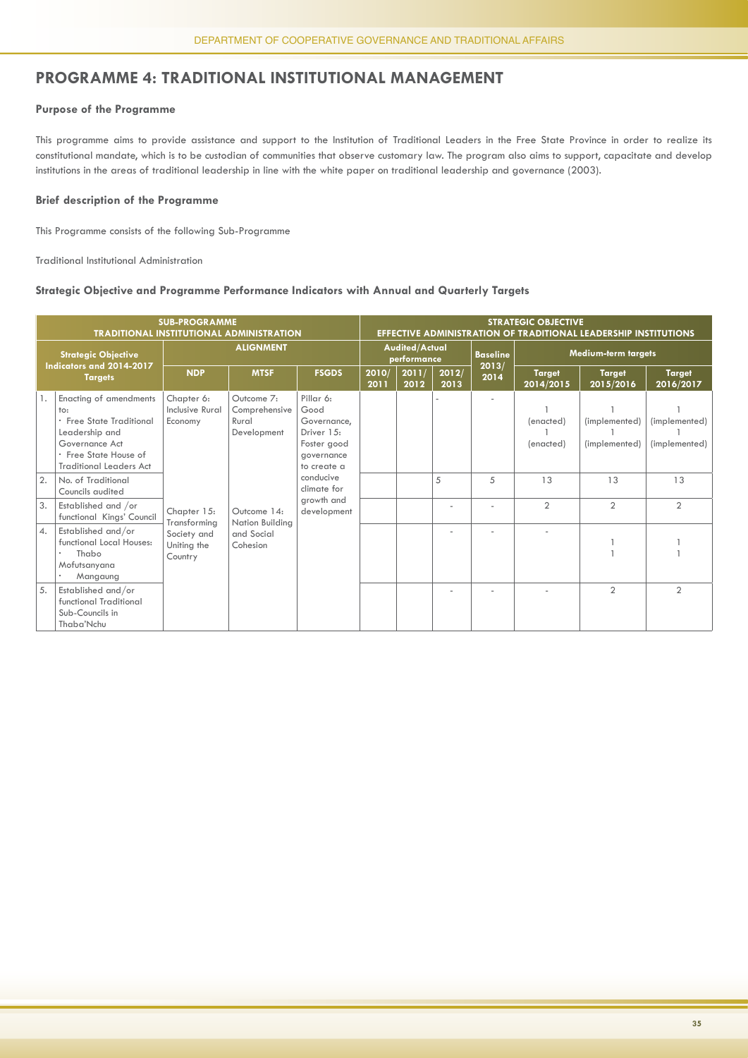# PROGRAMME 4: TRADITIONAL INSTITUTIONAL MANAGEMENT

### Purpose of the Programme

This programme aims to provide assistance and support to the Institution of Traditional Leaders in the Free State Province in order to realize its constitutional mandate, which is to be custodian of communities that observe customary law. The program also aims to support, capacitate and develop institutions in the areas of traditional leadership in line with the white paper on traditional leadership and governance (2003).

### Brief description of the Programme

This Programme consists of the following Sub-Programme

Traditional Institutional Administration

### Strategic Objective and Programme Performance Indicators with Annual and Quarterly Targets

| SUB-PROGRAMME TRADITIONAL INSTITUTIONAL ADMINISTRATION | | | | | STRATEGIC OBJECTIVE EFFECTIVE ADMINISTRATION OF TRADITIONAL LEADERSHIP INSTITUTIONS | | | | | | |
|---|---|---|---|---|---|---|---|---|---|---|---|
| Strategic Objective Indicators and 2014-2017 Targets | | ALIGNMENT | | | Audited/Actual performance | | | Baseline 2013/ 2014 | Medium-term targets | | |
| | | NDP | MTSF | FSGDS | 2010/ 2011 | 2011/ 2012 | 2012/ 2013 | | Target 2014/2015 | Target 2015/2016 | Target 2016/2017 |
| 1. | Enacting of amendments to: · Free State Traditional Leadership and Governance Act · Free State House of Traditional Leaders Act | Chapter 6: Inclusive Rural Economy | Outcome 7: Comprehensive Rural Development | Pillar 6: Good Governance, Driver 15: Foster good governance to create a conducive climate for growth and development | | | - | - | 1 (enacted) 1 (enacted) | 1 (implemented) 1 (implemented) | 1 (implemented) 1 (implemented) |
| 2. | No. of Traditional Councils audited | | | | | | 5 | 5 | 13 | 13 | 13 |
| 3. | Established and /or functional Kings' Council | Chapter 15: Transforming Society and Uniting the Country | Outcome 14: Nation Building and Social Cohesion | | | | - | - | 2 | 2 | 2 |
| 4. | Established and/or functional Local Houses: · Thabo Mofutsanyana · Mangaung | | | | | | - | - | - | 1 1 | 1 1 |
| 5. | Established and/or functional Traditional Sub-Councils in Thaba'Nchu | | | | | | - | - | - | 2 | 2 |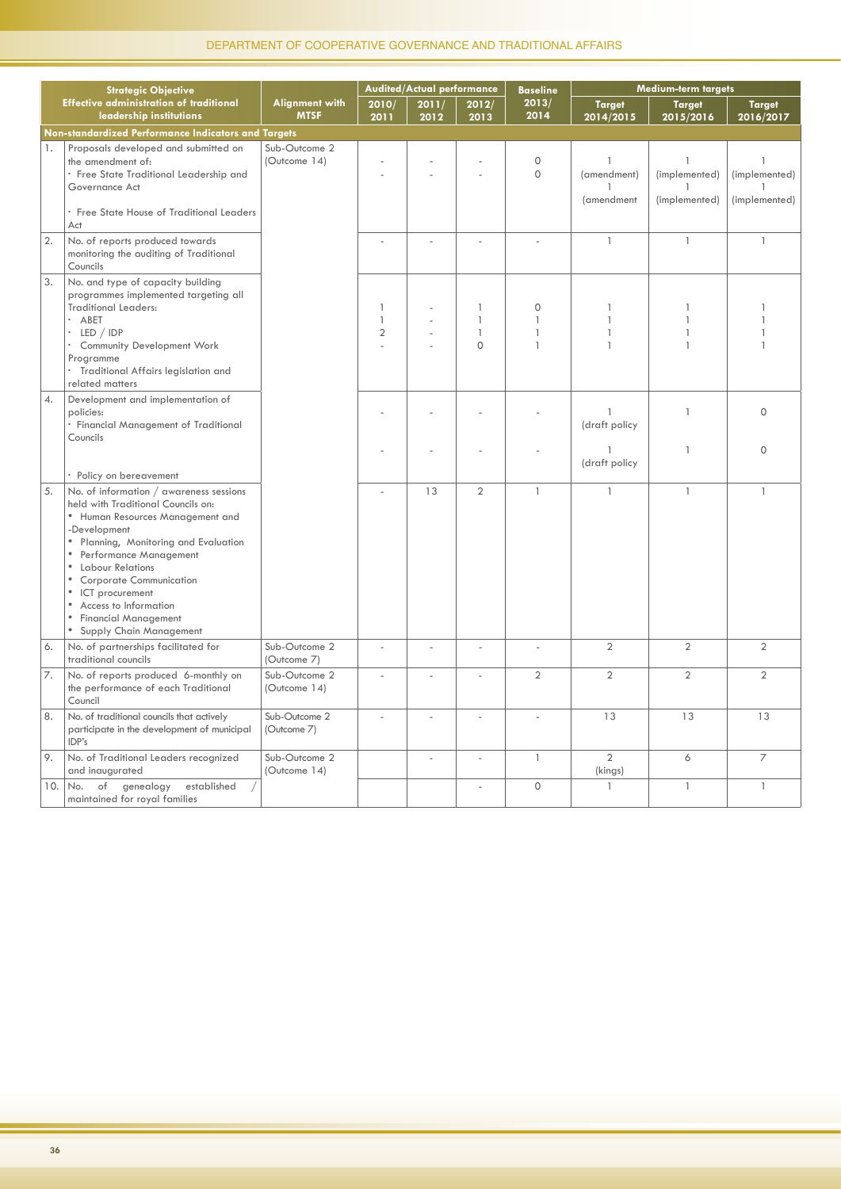| | Strategic Objective<br>Effective administration of traditional leadership institutions | Alignment with MTSF | Audited/Actual performance | | | Baseline | Medium-term targets | | |
|---|---|---|---|---|---|---|---|---|---|
| | | | 2010/ 2011 | 2011/ 2012 | 2012/ 2013 | 2013/ 2014 | Target 2014/2015 | Target 2015/2016 | Target 2016/2017 |
| **Non-standardized Performance Indicators and Targets** | | | | | | | | | |
| 1. | Proposals developed and submitted on the amendment of:<br>· Free State Traditional Leadership and Governance Act<br>· Free State House of Traditional Leaders Act | Sub-Outcome 2 (Outcome 14) | -<br>- | -<br>- | -<br>- | 0<br>0 | 1 (amendment)<br>1 (amendment | 1 (implemented)<br>1 (implemented) | 1 (implemented)<br>1 (implemented) |
| 2. | No. of reports produced towards monitoring the auditing of Traditional Councils | | - | - | - | - | 1 | 1 | 1 |
| 3. | No. and type of capacity building programmes implemented targeting all Traditional Leaders:<br>· ABET<br>· LED / IDP<br>· Community Development Work Programme<br>· Traditional Affairs legislation and related matters | | 1<br>1<br>2<br>- | -<br>-<br>-<br>- | 1<br>1<br>1<br>0 | 0<br>1<br>1<br>1 | 1<br>1<br>1<br>1 | 1<br>1<br>1<br>1 | 1<br>1<br>1<br>1 |
| 4. | Development and implementation of policies:<br>· Financial Management of Traditional Councils<br>· Policy on bereavement | | -<br>- | -<br>- | -<br>- | -<br>- | 1 (draft policy<br>1 (draft policy | 1<br>1 | 0<br>0 |
| 5. | No. of information / awareness sessions held with Traditional Councils on:<br>• Human Resources Management and -Development<br>• Planning, Monitoring and Evaluation<br>• Performance Management<br>• Labour Relations<br>• Corporate Communication<br>• ICT procurement<br>• Access to Information<br>• Financial Management<br>• Supply Chain Management | | - | 13 | 2 | 1 | 1 | 1 | 1 |
| 6. | No. of partnerships facilitated for traditional councils | Sub-Outcome 2 (Outcome 7) | - | - | - | - | 2 | 2 | 2 |
| 7. | No. of reports produced 6-monthly on the performance of each Traditional Council | Sub-Outcome 2 (Outcome 14) | - | - | - | 2 | 2 | 2 | 2 |
| 8. | No. of traditional councils that actively participate in the development of municipal IDP's | Sub-Outcome 2 (Outcome 7) | - | - | - | - | 13 | 13 | 13 |
| 9. | No. of Traditional Leaders recognized and inaugurated | Sub-Outcome 2 (Outcome 14) | | - | - | 1 | 2 (kings) | 6 | 7 |
| 10. | No. of genealogy established / maintained for royal families | | | | - | 0 | 1 | 1 | 1 |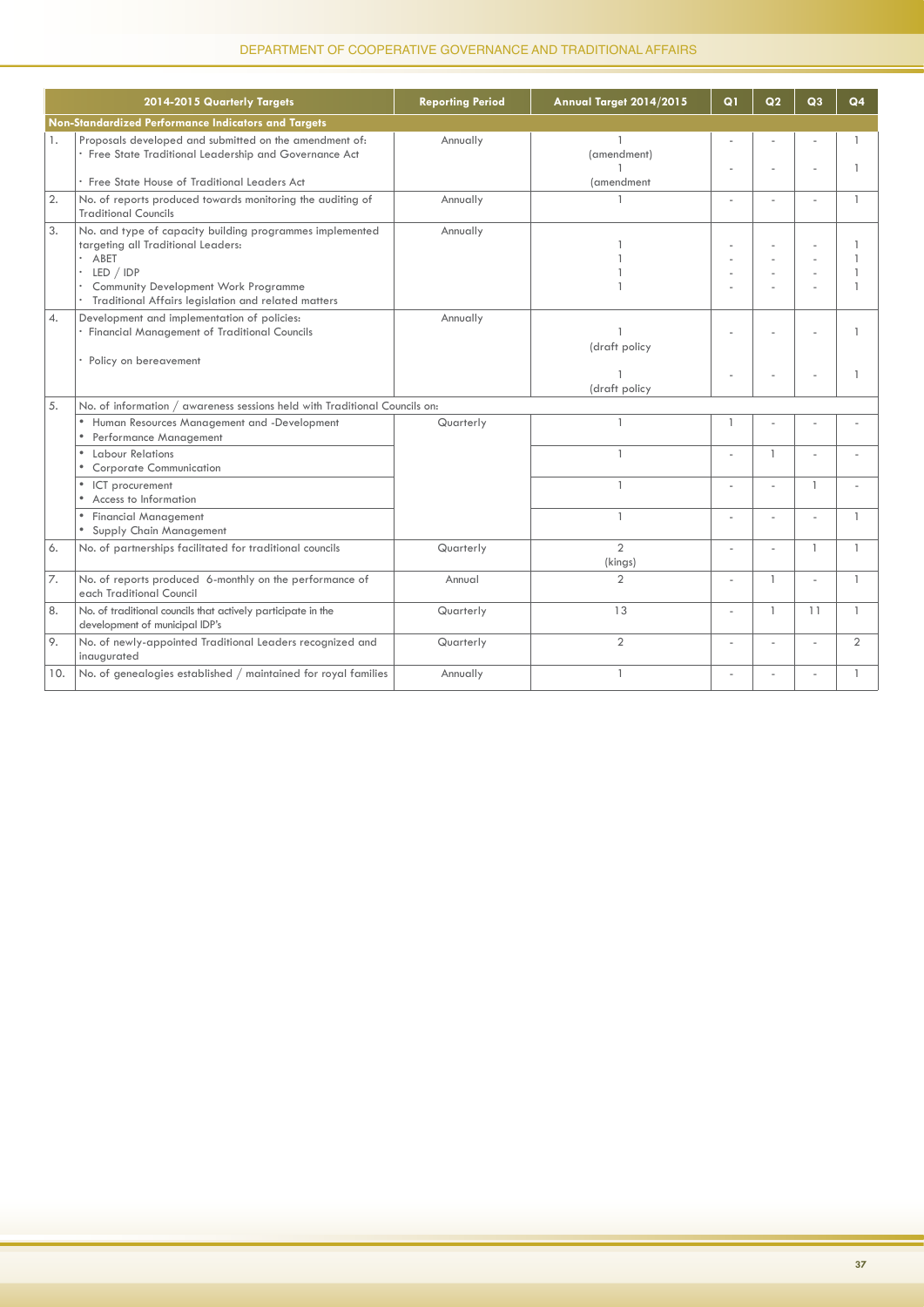| | 2014-2015 Quarterly Targets | Reporting Period | Annual Target 2014/2015 | Q1 | Q2 | Q3 | Q4 |
|---|---|---|---|---|---|---|---|
| **Non-Standardized Performance Indicators and Targets** | | | | | | | |
| 1. | Proposals developed and submitted on the amendment of:<br>· Free State Traditional Leadership and Governance Act<br>· Free State House of Traditional Leaders Act | Annually | 1 (amendment)<br>1 (amendment | -<br>- | -<br>- | -<br>- | 1<br>1 |
| 2. | No. of reports produced towards monitoring the auditing of Traditional Councils | Annually | 1 | - | - | - | 1 |
| 3. | No. and type of capacity building programmes implemented targeting all Traditional Leaders:<br>· ABET<br>· LED / IDP<br>· Community Development Work Programme<br>· Traditional Affairs legislation and related matters | Annually | 1<br>1<br>1<br>1 | -<br>-<br>-<br>- | -<br>-<br>-<br>- | -<br>-<br>-<br>- | 1<br>1<br>1<br>1 |
| 4. | Development and implementation of policies:<br>· Financial Management of Traditional Councils<br>· Policy on bereavement | Annually | 1 (draft policy<br>1 (draft policy | -<br>- | -<br>- | -<br>- | 1<br>1 |
| 5. | No. of information / awareness sessions held with Traditional Councils on: | | | | | | |
| | • Human Resources Management and -Development<br>• Performance Management | Quarterly | 1 | 1 | - | - | - |
| | • Labour Relations<br>• Corporate Communication | | 1 | - | 1 | - | - |
| | • ICT procurement<br>• Access to Information | | 1 | - | - | 1 | - |
| | • Financial Management<br>• Supply Chain Management | | 1 | - | - | - | 1 |
| 6. | No. of partnerships facilitated for traditional councils | Quarterly | 2 (kings) | - | - | 1 | 1 |
| 7. | No. of reports produced 6-monthly on the performance of each Traditional Council | Annual | 2 | - | 1 | - | 1 |
| 8. | No. of traditional councils that actively participate in the development of municipal IDP's | Quarterly | 13 | - | 1 | 11 | 1 |
| 9. | No. of newly-appointed Traditional Leaders recognized and inaugurated | Quarterly | 2 | - | - | - | 2 |
| 10. | No. of genealogies established / maintained for royal families | Annually | 1 | - | - | - | 1 |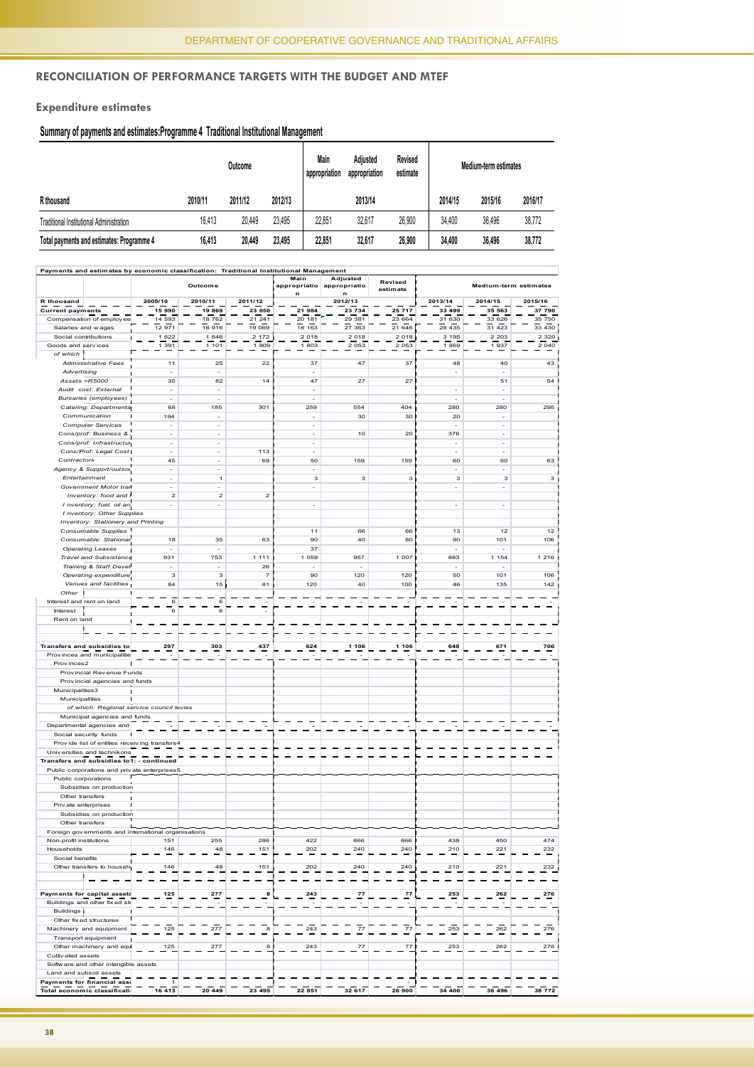## RECONCILIATION OF PERFORMANCE TARGETS WITH THE BUDGET AND MTEF

### Expenditure estimates

**Summary of payments and estimates:Programme 4 Traditional Institutional Management**

| R thousand | Outcome | | | Main appropriation | Adjusted appropriation | Revised estimate | Medium-term estimates | | |
|---|---|---|---|---|---|---|---|---|---|
| | 2010/11 | 2011/12 | 2012/13 | 2013/14 | | | 2014/15 | 2015/16 | 2016/17 |
| Traditional Institutional Administration | 16,413 | 20,449 | 23,495 | 22,851 | 32,617 | 26,900 | 34,400 | 36,496 | 38,772 |
| **Total payments and estimates: Programme 4** | **16,413** | **20,449** | **23,495** | **22,851** | **32,617** | **26,900** | **34,400** | **36,496** | **38,772** |

**Payments and estimates by economic classification: Traditional Institutional Management**

| R thousand | Outcome | | | Main appropriation | Adjusted appropriation | Revised estimate | Medium-term estimates | | |
|---|---|---|---|---|---|---|---|---|---|
| | 2009/10 | 2010/11 | 2011/12 | 2012/13 | | | 2013/14 | 2014/15 | 2015/16 |
| **Current payments** | **15 990** | **19 869** | **23 050** | **21 984** | **23 734** | **25 717** | **33 499** | **35 563** | **37 790** |
| Compensation of employees | 14 593 | 18 762 | 21 241 | 20 181 | 29 381 | 23 664 | 31 630 | 33 626 | 35 750 |
| Salaries and wages | 12 971 | 16 916 | 19 069 | 18 163 | 27 363 | 21 646 | 28 435 | 31 423 | 33 430 |
| Social contributions | 1 622 | 1 846 | 2 172 | 2 018 | 2 018 | 2 018 | 3 195 | 2 203 | 2 320 |
| Goods and services | 1 391 | 1 101 | 1 809 | 1 803 | 2 053 | 2 053 | 1 869 | 1 937 | 2 040 |
| *of which* | | | | | | | | | |
| *Administrative Fees* | 11 | 25 | 22 | 37 | 47 | 37 | 48 | 40 | 43 |
| *Advertising* | - | - | | - | | | - | - | |
| *Assets <R5000* | 35 | 82 | 14 | 47 | 27 | 27 | | 51 | 54 |
| *Audit cost: External* | - | - | | - | | | - | - | |
| *Bursaries (employees)* | - | - | | - | | | - | - | |
| *Catering: Departmental* | 68 | 185 | 301 | 259 | 554 | 404 | 280 | 280 | 295 |
| *Communication* | 194 | - | | - | 30 | 30 | 20 | - | |
| *Computer Services* | - | - | | - | | | - | - | |
| *Cons/prof: Business &* | - | - | | - | 10 | 20 | 376 | - | |
| *Cons/prof: Infrastructure* | - | - | | - | | | - | - | |
| *Cons/Prof: Legal Cost* | - | - | 113 | - | | | - | - | |
| *Contractors* | 45 | - | 69 | 50 | 159 | 159 | 60 | 60 | 63 |
| *Agency & Support/outsourced* | - | - | | - | | | - | - | |
| *Entertainment* | - | 1 | | 3 | 3 | 3 | 3 | 3 | 3 |
| *Government Motor transport* | - | - | | - | | | - | - | |
| *Inventory: food and* | 2 | 2 | 2 | | | | | | |
| *Inventory: fuel, oil and* | - | - | | - | | | - | - | |
| *Inventory: Other Supplies* | | | | | | | | | |
| *Inventory: Stationery and Printing* | | | | | | | | | |
| *Consumable Supplies* | | | | 11 | 66 | 66 | 13 | 12 | 12 |
| *Consumable: Stationary* | 18 | 35 | 63 | 90 | 40 | 80 | 90 | 101 | 106 |
| *Operating Leases* | - | - | | 37 | | | - | - | |
| *Travel and Subsistence* | 931 | 753 | 1 111 | 1 059 | 957 | 1 007 | 883 | 1 154 | 1 216 |
| *Training & Staff Development* | - | - | 26 | - | - | | - | - | |
| *Operating expenditure* | 3 | 3 | 7 | 90 | 120 | 120 | 50 | 101 | 106 |
| *Venues and facilities* | 84 | 15 | 81 | 120 | 40 | 100 | 46 | 135 | 142 |
| *Other* | | | | | | | | | |
| Interest and rent on land | 6 | 6 | - | - | - | - | - | - | - |
| Interest | 6 | 6 | - | | | | | | |
| Rent on land | | | | | | | | | |
| **Transfers and subsidies to** | **297** | **303** | **437** | **624** | **1 106** | **1 106** | **648** | **671** | **706** |
| Provinces and municipalities | - | - | - | - | - | - | - | - | - |
| Provinces2 | | | | | | | | | |
| Provincial Revenue Funds | | | | | | | | | |
| Provincial agencies and funds | | | | | | | | | |
| Municipalities3 | | | | | | | | | |
| Municipalities | | | | | | | | | |
| *of which: Regional service council levies* | | | | | | | | | |
| Municipal agencies and funds | | | | | | | | | |
| Departmental agencies and | - | - | - | - | - | - | - | - | - |
| Social security funds | | | | | | | | | |
| Provide list of entities receiving transfers4 | | | | | | | | | |
| Universities and technikons | | | | | | | | | |
| **Transfers and subsidies to1: - continued** | | | | | | | | | |
| Public corporations and private enterprises5 | | | | | | | | | |
| Public corporations | | | | | | | | | |
| Subsidies on production | | | | | | | | | |
| Other transfers | | | | | | | | | |
| Private enterprises | | | | | | | | | |
| Subsidies on production | | | | | | | | | |
| Other transfers | | | | | | | | | |
| Foreign governments and international organisations | | | | | | | | | |
| Non-profit institutions | 151 | 255 | 286 | 422 | 866 | 866 | 438 | 450 | 474 |
| Households | 146 | 48 | 151 | 202 | 240 | 240 | 210 | 221 | 232 |
| Social benefits | | | | | | | | | |
| Other transfers to households | 146 | 48 | 151 | 202 | 240 | 240 | 210 | 221 | 232 |
| **Payments for capital assets** | **125** | **277** | **8** | **243** | **77** | **77** | **253** | **262** | **276** |
| Buildings and other fixed structures | - | - | - | - | - | - | - | - | - |
| Buildings | | | | | | | | | |
| Other fixed structures | | | | | | | | | |
| Machinery and equipment | 125 | 277 | 8 | 243 | 77 | 77 | 253 | 262 | 276 |
| Transport equipment | | | | | | | | | |
| Other machinery and equipment | 125 | 277 | 8 | 243 | 77 | 77 | 253 | 262 | 276 |
| Cultivated assets | | | | | | | | | |
| Software and other intangible assets | | | | | | | | | |
| Land and subsoil assets | | | | | | | | | |
| **Payments for financial assets** | 1 | | | | | | | | |
| **Total economic classification** | **16 413** | **20 449** | **23 495** | **22 851** | **32 617** | **26 900** | **34 400** | **36 496** | **38 772** |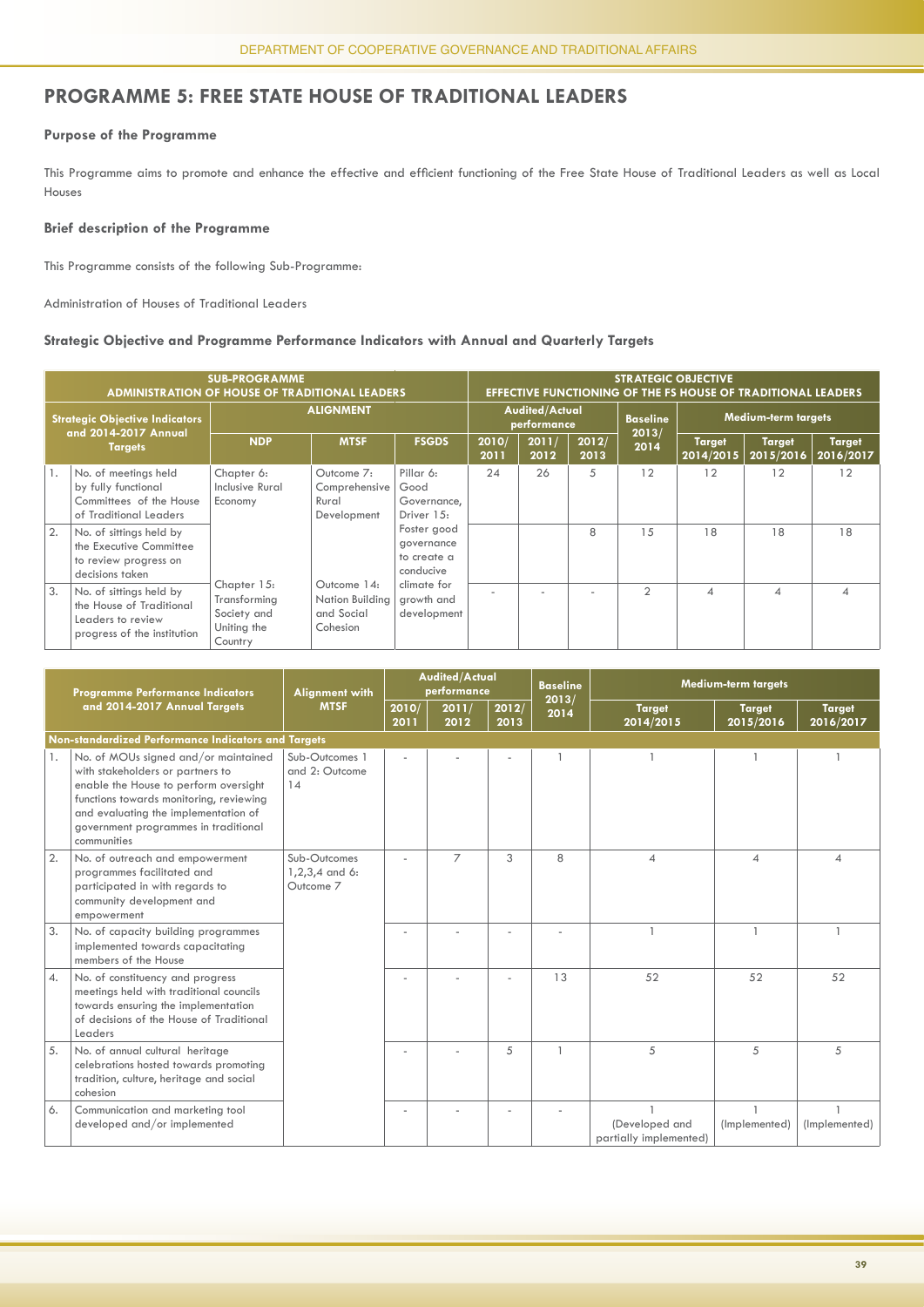## PROGRAMME 5: FREE STATE HOUSE OF TRADITIONAL LEADERS

### Purpose of the Programme

This Programme aims to promote and enhance the effective and efficient functioning of the Free State House of Traditional Leaders as well as Local Houses

### Brief description of the Programme

This Programme consists of the following Sub-Programme:

Administration of Houses of Traditional Leaders

### Strategic Objective and Programme Performance Indicators with Annual and Quarterly Targets

| SUB-PROGRAMME ADMINISTRATION OF HOUSE OF TRADITIONAL LEADERS | | | | | STRATEGIC OBJECTIVE EFFECTIVE FUNCTIONING OF THE FS HOUSE OF TRADITIONAL LEADERS | | | | | | |
|---|---|---|---|---|---|---|---|---|---|---|---|
| Strategic Objective Indicators and 2014-2017 Annual Targets | | ALIGNMENT | | | Audited/Actual performance | | | Baseline 2013/ 2014 | Medium-term targets | | |
| | | NDP | MTSF | FSGDS | 2010/ 2011 | 2011/ 2012 | 2012/ 2013 | | Target 2014/2015 | Target 2015/2016 | Target 2016/2017 |
| 1. | No. of meetings held by fully functional Committees of the House of Traditional Leaders | Chapter 6: Inclusive Rural Economy | Outcome 7: Comprehensive Rural Development | Pillar 6: Good Governance, Driver 15: Foster good governance to create a conducive climate for growth and development | 24 | 26 | 5 | 12 | 12 | 12 | 12 |
| 2. | No. of sittings held by the Executive Committee to review progress on decisions taken | Chapter 15: Transforming Society and Uniting the Country | Outcome 14: Nation Building and Social Cohesion | | | | 8 | 15 | 18 | 18 | 18 |
| 3. | No. of sittings held by the House of Traditional Leaders to review progress of the institution | | | | - | - | - | 2 | 4 | 4 | 4 |

| Programme Performance Indicators and 2014-2017 Annual Targets | | Alignment with MTSF | Audited/Actual performance | | | Baseline 2013/ 2014 | Medium-term targets | | |
|---|---|---|---|---|---|---|---|---|---|
| | | | 2010/ 2011 | 2011/ 2012 | 2012/ 2013 | | Target 2014/2015 | Target 2015/2016 | Target 2016/2017 |
| **Non-standardized Performance Indicators and Targets** | | | | | | | | | |
| 1. | No. of MOUs signed and/or maintained with stakeholders or partners to enable the House to perform oversight functions towards monitoring, reviewing and evaluating the implementation of government programmes in traditional communities | Sub-Outcomes 1 and 2: Outcome 14 | - | - | - | 1 | 1 | 1 | 1 |
| 2. | No. of outreach and empowerment programmes facilitated and participated in with regards to community development and empowerment | Sub-Outcomes 1,2,3,4 and 6: Outcome 7 | - | 7 | 3 | 8 | 4 | 4 | 4 |
| 3. | No. of capacity building programmes implemented towards capacitating members of the House | | - | - | - | - | 1 | 1 | 1 |
| 4. | No. of constituency and progress meetings held with traditional councils towards ensuring the implementation of decisions of the House of Traditional Leaders | | - | - | - | 13 | 52 | 52 | 52 |
| 5. | No. of annual cultural heritage celebrations hosted towards promoting tradition, culture, heritage and social cohesion | | - | - | 5 | 1 | 5 | 5 | 5 |
| 6. | Communication and marketing tool developed and/or implemented | | - | - | - | - | 1 (Developed and partially implemented) | 1 (Implemented) | 1 (Implemented) |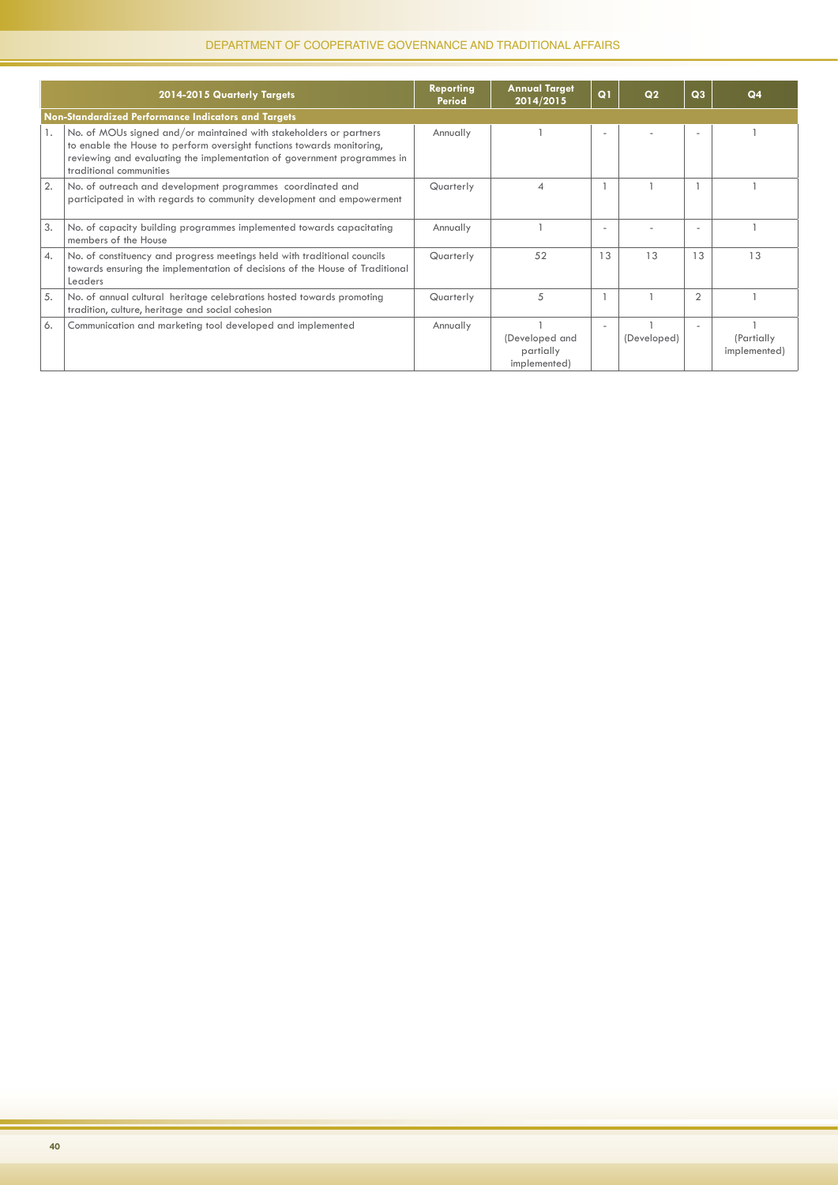| | 2014-2015 Quarterly Targets | Reporting Period | Annual Target 2014/2015 | Q1 | Q2 | Q3 | Q4 |
|---|---|---|---|---|---|---|---|
| **Non-Standardized Performance Indicators and Targets** | | | | | | | |
| 1. | No. of MOUs signed and/or maintained with stakeholders or partners to enable the House to perform oversight functions towards monitoring, reviewing and evaluating the implementation of government programmes in traditional communities | Annually | 1 | - | - | - | 1 |
| 2. | No. of outreach and development programmes coordinated and participated in with regards to community development and empowerment | Quarterly | 4 | 1 | 1 | 1 | 1 |
| 3. | No. of capacity building programmes implemented towards capacitating members of the House | Annually | 1 | - | - | - | 1 |
| 4. | No. of constituency and progress meetings held with traditional councils towards ensuring the implementation of decisions of the House of Traditional Leaders | Quarterly | 52 | 13 | 13 | 13 | 13 |
| 5. | No. of annual cultural heritage celebrations hosted towards promoting tradition, culture, heritage and social cohesion | Quarterly | 5 | 1 | 1 | 2 | 1 |
| 6. | Communication and marketing tool developed and implemented | Annually | 1 (Developed and partially implemented) | - | 1 (Developed) | - | 1 (Partially implemented) |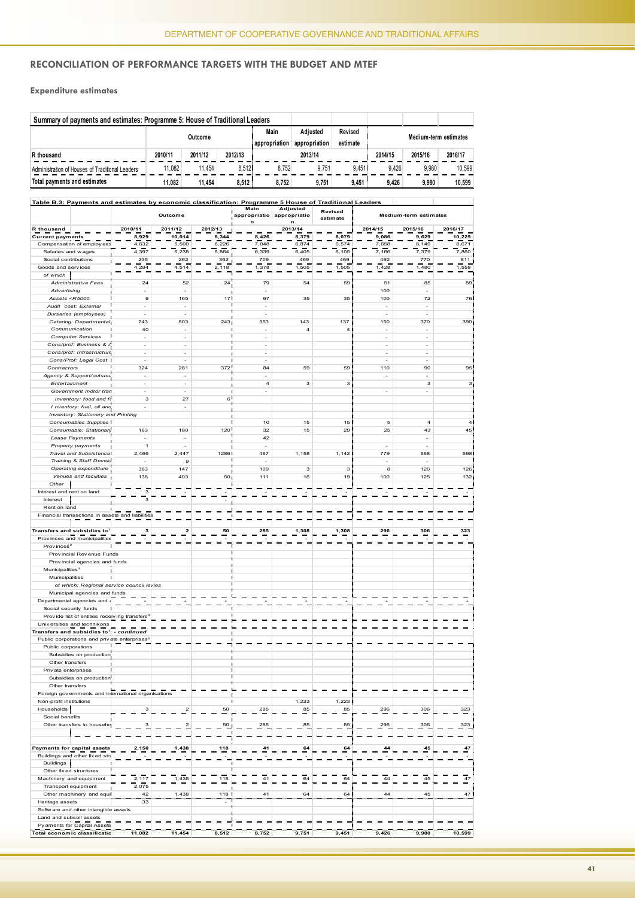## RECONCILIATION OF PERFORMANCE TARGETS WITH THE BUDGET AND MTEF

### Expenditure estimates

| Summary of payments and estimates: Programme 5: House of Traditional Leaders | | | | | | | | | |
|---|---|---|---|---|---|---|---|---|---|
| | Outcome | | | Main appropriation | Adjusted appropriation | Revised estimate | Medium-term estimates | | |
| R thousand | 2010/11 | 2011/12 | 2012/13 | | 2013/14 | | 2014/15 | 2015/16 | 2016/17 |
| Administration of Houses of Traditional Leaders | 11,082 | 11,454 | 8,512 | 8,752 | 9,751 | 9,451 | 9,426 | 9,980 | 10,599 |
| Total payments and estimates | 11,082 | 11,454 | 8,512 | 8,752 | 9,751 | 9,451 | 9,426 | 9,980 | 10,599 |

| Table B.3: Payments and estimates by economic classification: Programme 5 House of Traditional Leaders | | | | | | | | | |
|---|---|---|---|---|---|---|---|---|---|
| | Outcome | | | Main appropriation | Adjusted appropriation | Revised estimate | Medium-term estimates | | |
| R thousand | 2010/11 | 2011/12 | 2012/13 | | 2013/14 | | 2014/15 | 2015/16 | 2016/17 |
| **Current payments** | 8,929 | 10,014 | 8,344 | 8,426 | 8,379 | 8,079 | 9,086 | 9,629 | 10,229 |
| Compensation of employees | 4,632 | 5,500 | 6,226 | 7,048 | 6,874 | 6,574 | 7,658 | 8,149 | 8,671 |
| Salaries and wages | 4,397 | 5,238 | 5,864 | 6,339 | 6,405 | 6,105 | 7,166 | 7,379 | 7,860 |
| Social contributions | 235 | 262 | 362 | 709 | 469 | 469 | 492 | 770 | 811 |
| Goods and services | 4,294 | 4,514 | 2,118 | 1,378 | 1,505 | 1,505 | 1,428 | 1,480 | 1,558 |
| *of which* | | | | | | | | | |
| *Administrative Fees* | 24 | 52 | 24 | 79 | 54 | 59 | 51 | 85 | 89 |
| *Advertising* | - | - | | - | | | 100 | - | |
| *Assets <R5000* | 9 | 165 | 17 | 67 | 35 | 35 | 100 | 72 | 76 |
| *Audit cost: External* | - | - | | - | | | - | - | |
| *Bursaries (employees)* | - | - | | - | | | - | - | |
| *Catering: Departmental* | 743 | 803 | 243 | 353 | 143 | 137 | 150 | 370 | 390 |
| *Communication* | 40 | - | | - | 4 | 4 | - | - | |
| *Computer Services* | - | - | | - | | | - | - | |
| *Cons/prof: Business &* | - | - | | - | | | - | - | |
| *Cons/prof: Infrastructure* | - | - | | - | | | - | - | |
| *Cons/Prof: Legal Cost* | - | - | | - | | | - | - | |
| *Contractors* | 324 | 281 | 372 | 84 | 59 | 59 | 110 | 90 | 95 |
| *Agency & Support/outsou* | - | - | | - | | | - | - | |
| *Entertainment* | - | - | | 4 | 3 | 3 | | 3 | 3 |
| *Government motor tran* | - | - | | - | | | - | - | |
| *Inventory: food and f* | 3 | 27 | 6 | | | | | | |
| *Inventory: fuel, oil and* | - | - | | | | | | | |
| *Inventory: Stationery and Printing* | | | | | | | | | |
| *Consumables Supplies* | | | | 10 | 15 | 15 | 5 | 4 | 4 |
| *Consumable: Stationary* | 163 | 180 | 120 | 32 | 15 | 29 | 25 | 43 | 45 |
| *Lease Payments* | - | - | | 42 | | | | - | |
| *Property payments* | 1 | - | | - | | | - | - | |
| *Travel and Subsistence* | 2,466 | 2,447 | 1286 | 487 | 1,158 | 1,142 | 779 | 568 | 598 |
| *Training & Staff Develo* | - | 9 | | - | | | - | - | |
| *Operating expenditure* | 383 | 147 | | 109 | 3 | 3 | 8 | 120 | 126 |
| *Venues and facilities* | 138 | 403 | 50 | 111 | 16 | 19 | 100 | 125 | 132 |
| *Other* | | | | | | | | | |
| Interest and rent on land | 3 | - | - | - | - | - | - | - | - |
| Interest | 3 | | - | | | | | | |
| Rent on land | | | | | | | | | |
| Financial transactions in assets and liabilities | | | | | | | | | |
| **Transfers and subsidies to[1]** | 3 | 2 | 50 | 285 | 1,308 | 1,308 | 296 | 306 | 323 |
| Provinces and municipalities | - | - | - | - | - | - | - | - | - |
| Provinces[2] | | | | | | | | | |
| Provincial Revenue Funds | | | | | | | | | |
| Provincial agencies and funds | | | | | | | | | |
| Municipalities[3] | | | | | | | | | |
| Municipalities | | | | | | | | | |
| *of which: Regional service council levies* | | | | | | | | | |
| Municipal agencies and funds | | | | | | | | | |
| Departmental agencies and accounts | - | - | - | - | - | - | - | - | - |
| Social security funds | | | | | | | | | |
| Provide list of entities receiving transfers[4] | | | | | | | | | |
| Universities and technikons | | | | | | | | | |
| **Transfers and subsidies to[1]: - *continued*** | | | | | | | | | |
| Public corporations and private enterprises[5] | | | | | | | | | |
| Public corporations | | | | | | | | | |
| Subsidies on production | | | | | | | | | |
| Other transfers | | | | | | | | | |
| Private enterprises | | | | | | | | | |
| Subsidies on production | | | | | | | | | |
| Other transfers | | | | | | | | | |
| Foreign governments and international organisations | | | | | | | | | |
| Non-profit institutions | | | | | 1,223 | 1,223 | | | |
| Households | 3 | 2 | 50 | 285 | 85 | 85 | 296 | 306 | 323 |
| Social benefits | | | | | | | | | |
| Other transfers to households | 3 | 2 | 50 | 285 | 85 | 85 | 296 | 306 | 323 |
| **Payments for capital assets** | 2,150 | 1,438 | 118 | 41 | 64 | 64 | 44 | 45 | 47 |
| Buildings and other fixed structures | - | - | - | - | - | - | - | - | - |
| Buildings | | | | | | | | | |
| Other fixed structures | | | | | | | | | |
| Machinery and equipment | 2,117 | 1,438 | 118 | 41 | 64 | 64 | 44 | 45 | 47 |
| Transport equipment | 2,075 | | | | | | | | |
| Other machinery and equipment | 42 | 1,438 | 118 | 41 | 64 | 64 | 44 | 45 | 47 |
| Heritage assets | 33 | | - | | | | | | |
| Software and other intangible assets | | | | | | | | | |
| Land and subsoil assets | | | | | | | | | |
| Pyaments for Capital Assets | | | | | | | | | |
| **Total economic classification** | 11,082 | 11,454 | 8,512 | 8,752 | 9,751 | 9,451 | 9,426 | 9,980 | 10,599 |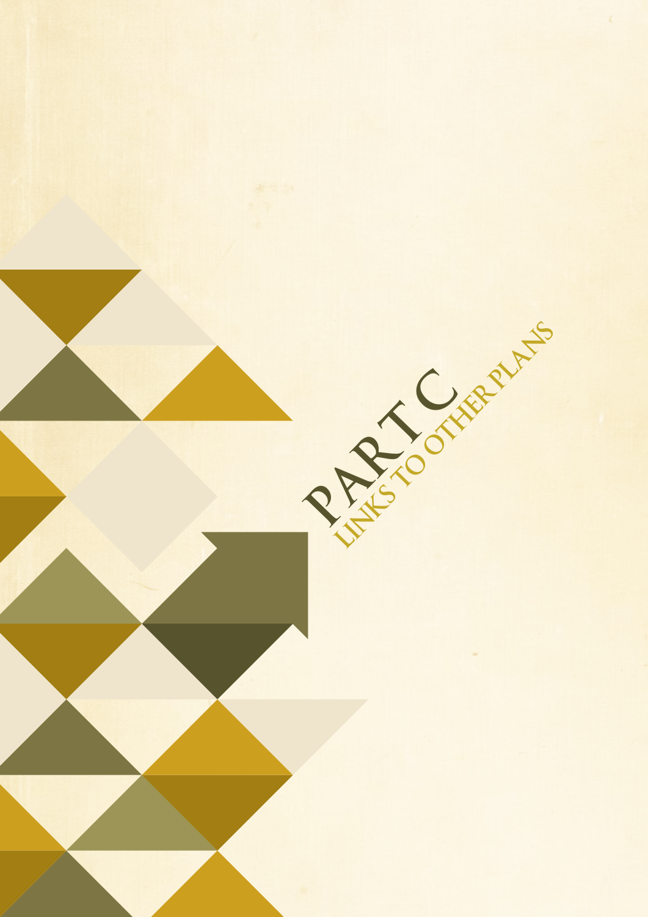# PART C

## LINKS TO OTHER PLANS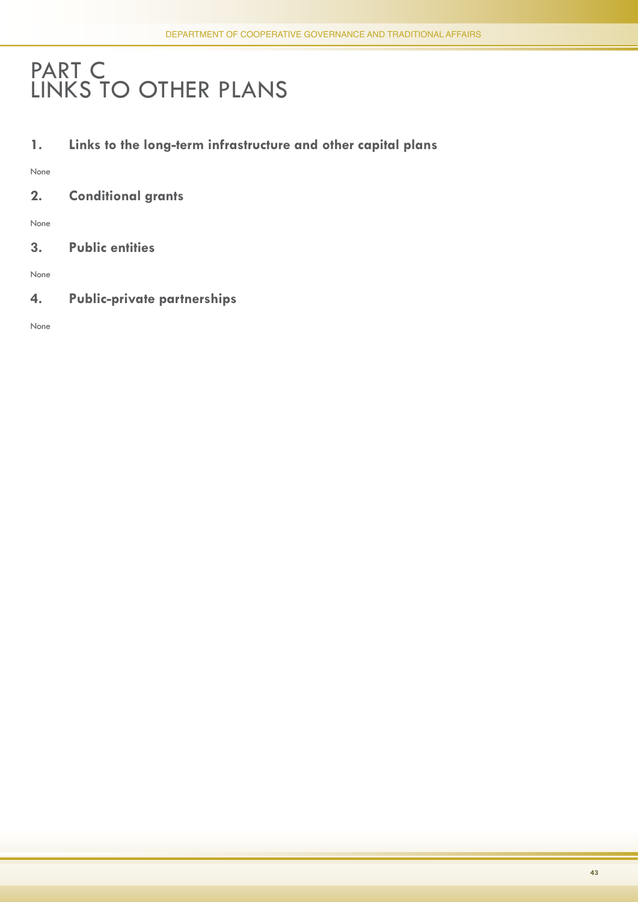# PART C
# LINKS TO OTHER PLANS

## 1. Links to the long-term infrastructure and other capital plans

None

## 2. Conditional grants

None

## 3. Public entities

None

## 4. Public-private partnerships

None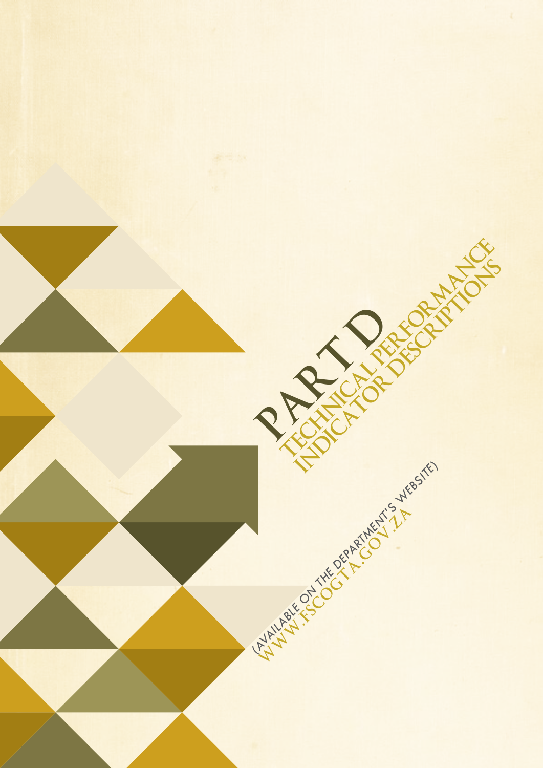# PART D

## TECHNICAL PERFORMANCE INDICATOR DESCRIPTIONS

(AVAILABLE ON THE DEPARTMENT'S WEBSITE)

WWW.FSCOGTA.GOV.ZA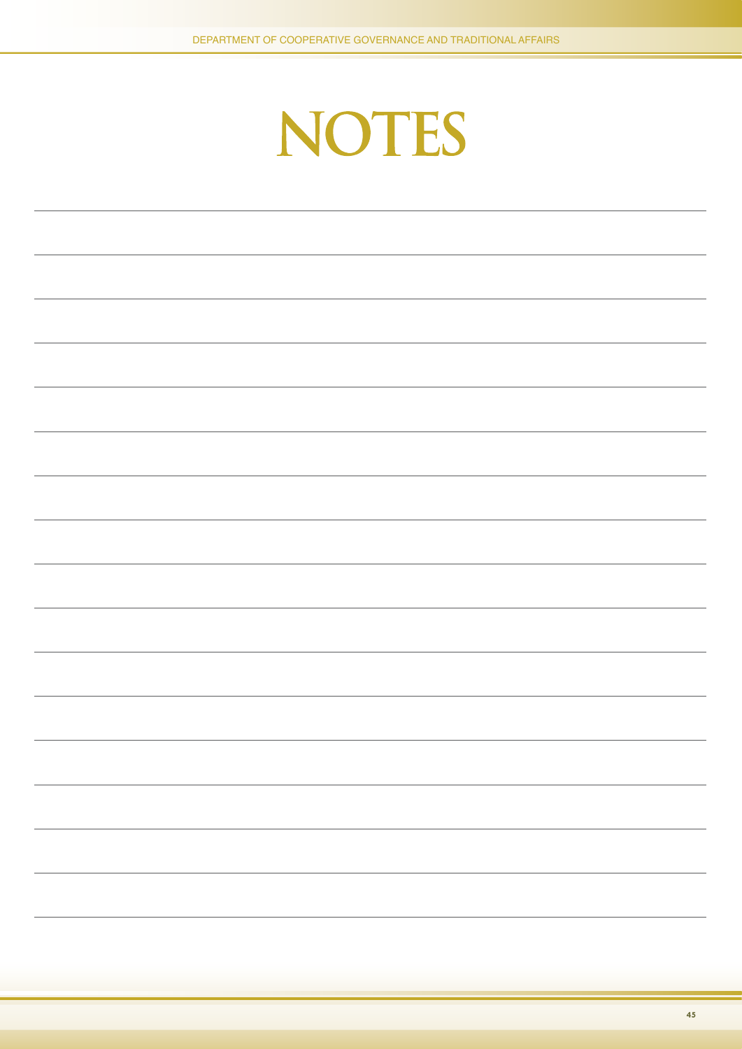# NOTES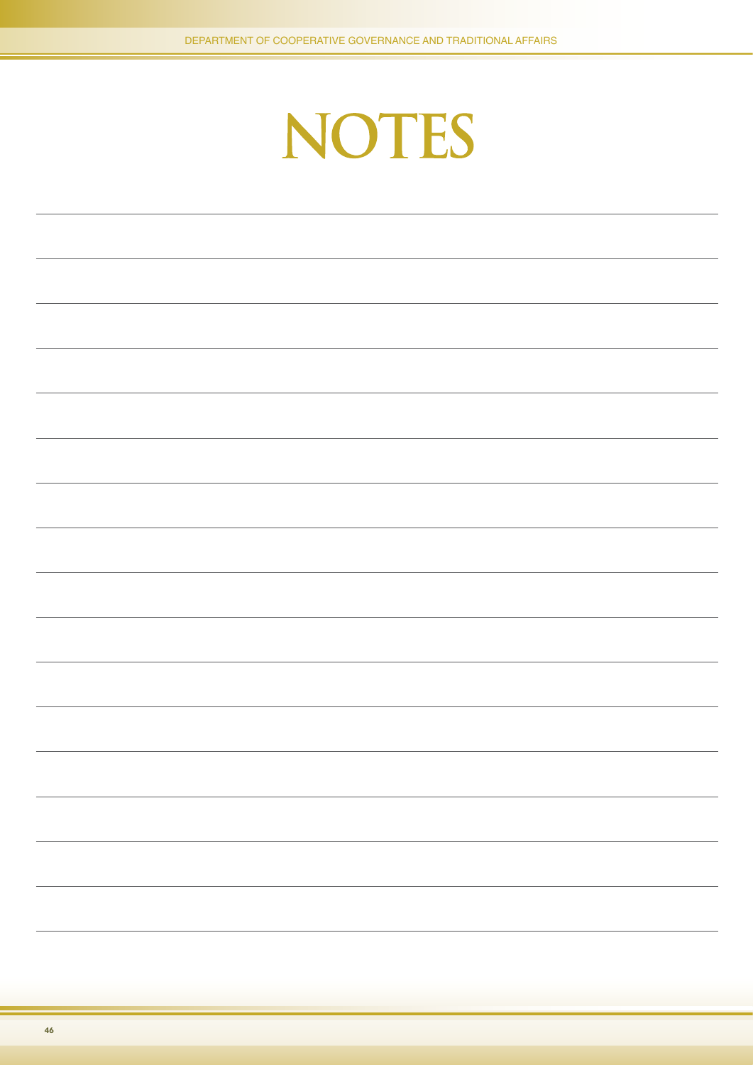# NOTES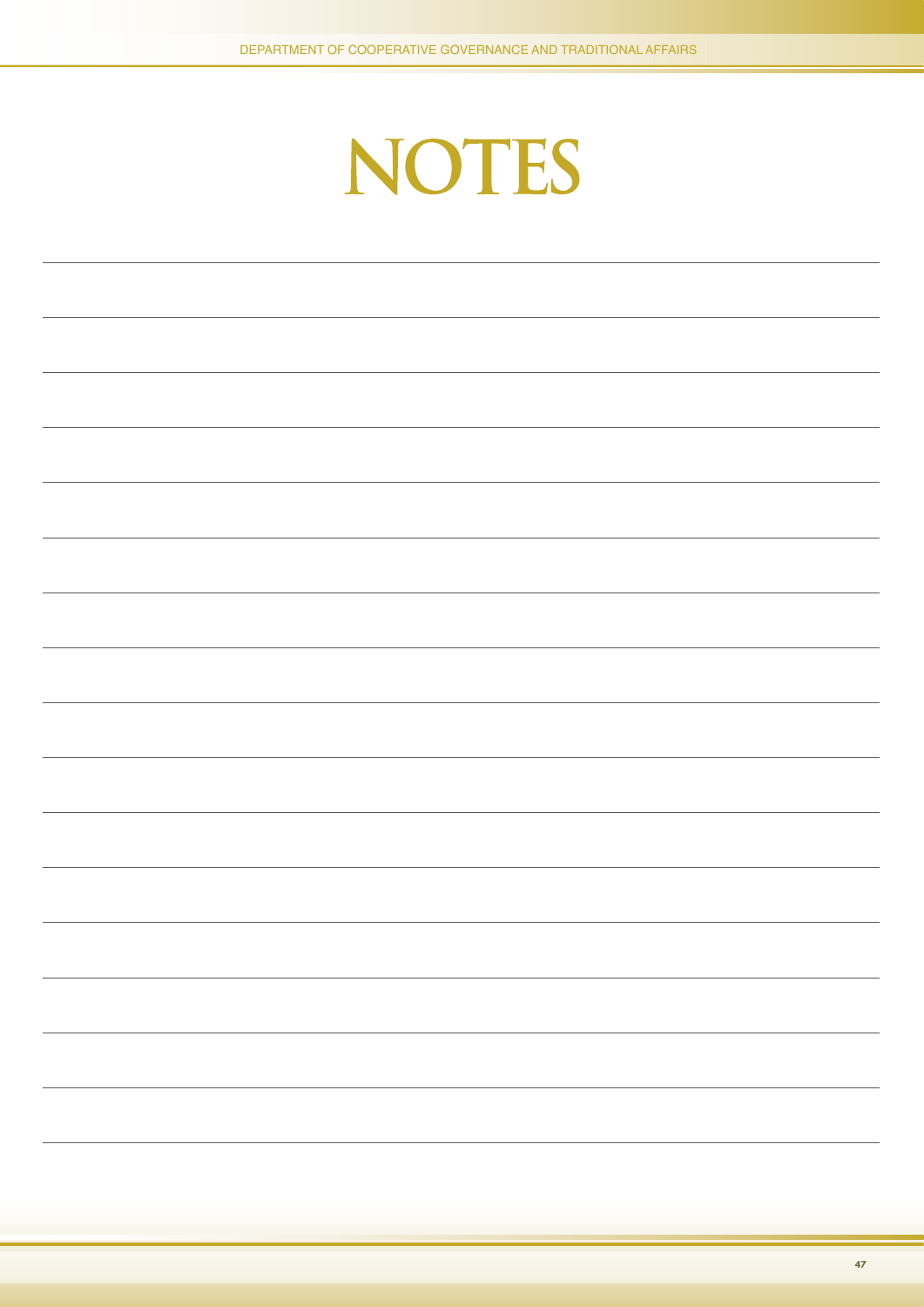# NOTES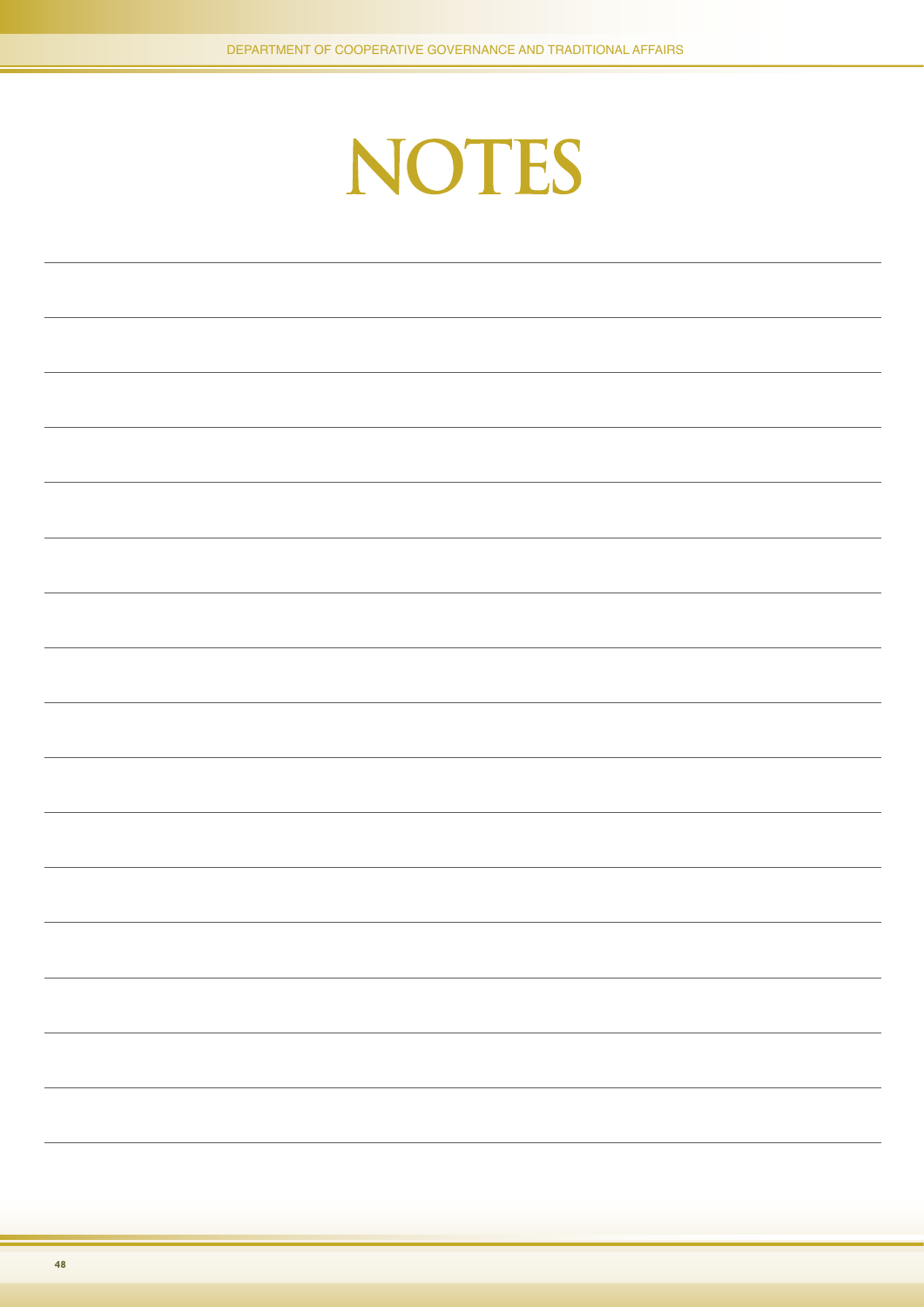# NOTES